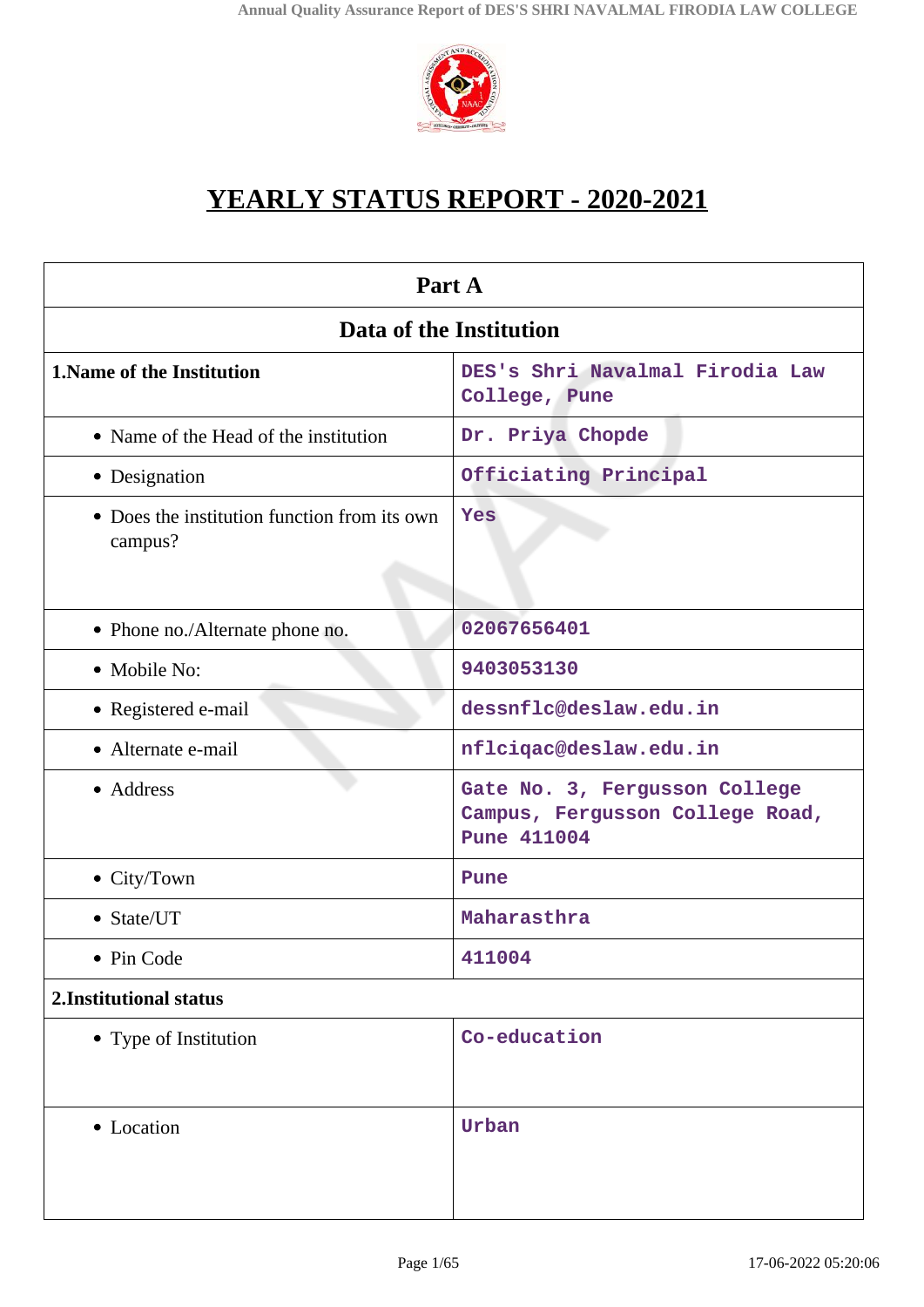# YEARLY STATUS REPORT - 2020-2021

| Part A | |
|---|---|
| **Data of the Institution** | |
| **1.Name of the Institution** | DES's Shri Navalmal Firodia Law College, Pune |
| • Name of the Head of the institution | Dr. Priya Chopde |
| • Designation | Officiating Principal |
| • Does the institution function from its own campus? | Yes |
| • Phone no./Alternate phone no. | 02067656401 |
| • Mobile No: | 9403053130 |
| • Registered e-mail | dessnflc@deslaw.edu.in |
| • Alternate e-mail | nflciqac@deslaw.edu.in |
| • Address | Gate No. 3, Fergusson College Campus, Fergusson College Road, Pune 411004 |
| • City/Town | Pune |
| • State/UT | Maharasthra |
| • Pin Code | 411004 |
| **2.Institutional status** | |
| • Type of Institution | Co-education |
| • Location | Urban |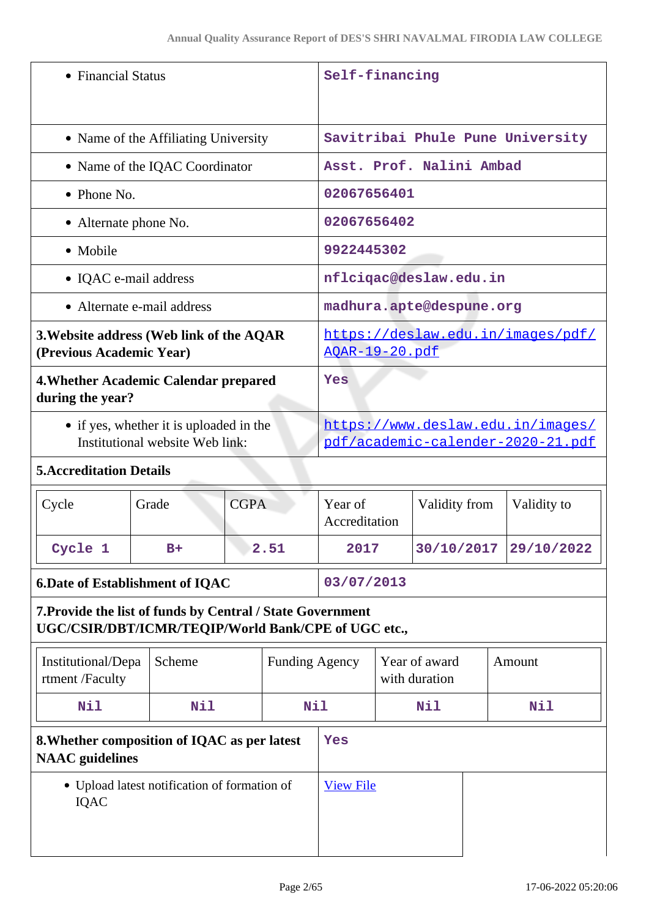| | |
|---|---|
| • Financial Status | Self-financing |
| • Name of the Affiliating University | Savitribai Phule Pune University |
| • Name of the IQAC Coordinator | Asst. Prof. Nalini Ambad |
| • Phone No. | 02067656401 |
| • Alternate phone No. | 02067656402 |
| • Mobile | 9922445302 |
| • IQAC e-mail address | nflciqac@deslaw.edu.in |
| • Alternate e-mail address | madhura.apte@despune.org |
| **3.Website address (Web link of the AQAR (Previous Academic Year)** | https://deslaw.edu.in/images/pdf/AQAR-19-20.pdf |
| **4.Whether Academic Calendar prepared during the year?** | Yes |
| • if yes, whether it is uploaded in the Institutional website Web link: | https://www.deslaw.edu.in/images/pdf/academic-calender-2020-21.pdf |

**5.Accreditation Details**

| Cycle | Grade | CGPA | Year of Accreditation | Validity from | Validity to |
|---|---|---|---|---|---|
| Cycle 1 | B+ | 2.51 | 2017 | 30/10/2017 | 29/10/2022 |

| | |
|---|---|
| **6.Date of Establishment of IQAC** | 03/07/2013 |

**7.Provide the list of funds by Central / State Government UGC/CSIR/DBT/ICMR/TEQIP/World Bank/CPE of UGC etc.,**

| Institutional/Department /Faculty | Scheme | Funding Agency | Year of award with duration | Amount |
|---|---|---|---|---|
| Nil | Nil | Nil | Nil | Nil |

| | |
|---|---|
| **8.Whether composition of IQAC as per latest NAAC guidelines** | Yes |
| • Upload latest notification of formation of IQAC | View File |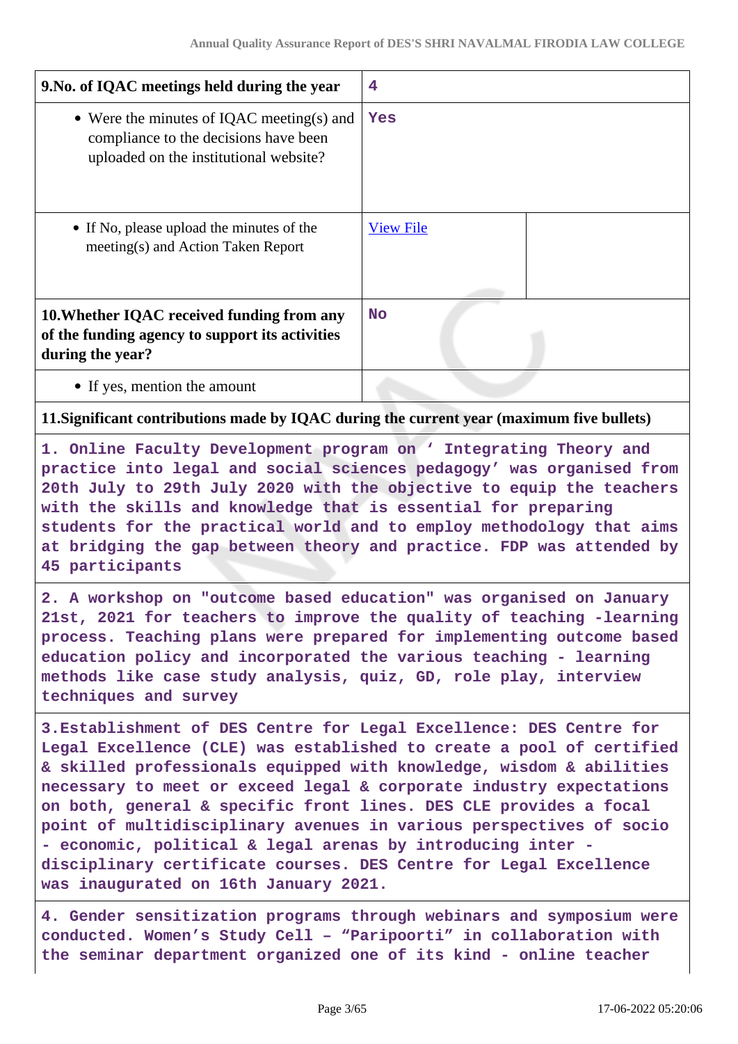| 9.No. of IQAC meetings held during the year | 4 |
|---|---|
| • Were the minutes of IQAC meeting(s) and compliance to the decisions have been uploaded on the institutional website? | Yes |
| • If No, please upload the minutes of the meeting(s) and Action Taken Report | [View File]() |
| **10.Whether IQAC received funding from any of the funding agency to support its activities during the year?** | No |
| • If yes, mention the amount | |

**11.Significant contributions made by IQAC during the current year (maximum five bullets)**

1. Online Faculty Development program on ' Integrating Theory and practice into legal and social sciences pedagogy' was organised from 20th July to 29th July 2020 with the objective to equip the teachers with the skills and knowledge that is essential for preparing students for the practical world and to employ methodology that aims at bridging the gap between theory and practice. FDP was attended by 45 participants

2. A workshop on "outcome based education" was organised on January 21st, 2021 for teachers to improve the quality of teaching -learning process. Teaching plans were prepared for implementing outcome based education policy and incorporated the various teaching - learning methods like case study analysis, quiz, GD, role play, interview techniques and survey

3.Establishment of DES Centre for Legal Excellence: DES Centre for Legal Excellence (CLE) was established to create a pool of certified & skilled professionals equipped with knowledge, wisdom & abilities necessary to meet or exceed legal & corporate industry expectations on both, general & specific front lines. DES CLE provides a focal point of multidisciplinary avenues in various perspectives of socio - economic, political & legal arenas by introducing inter - disciplinary certificate courses. DES Centre for Legal Excellence was inaugurated on 16th January 2021.

4. Gender sensitization programs through webinars and symposium were conducted. Women's Study Cell – "Paripoorti" in collaboration with the seminar department organized one of its kind - online teacher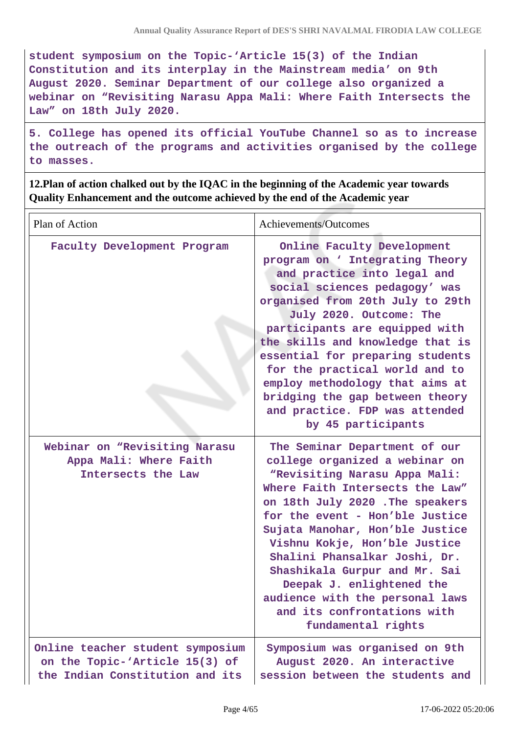student symposium on the Topic-'Article 15(3) of the Indian Constitution and its interplay in the Mainstream media' on 9th August 2020. Seminar Department of our college also organized a webinar on "Revisiting Narasu Appa Mali: Where Faith Intersects the Law" on 18th July 2020.

5. College has opened its official YouTube Channel so as to increase the outreach of the programs and activities organised by the college to masses.

**12.Plan of action chalked out by the IQAC in the beginning of the Academic year towards Quality Enhancement and the outcome achieved by the end of the Academic year**

| Plan of Action | Achievements/Outcomes |
|---|---|
| Faculty Development Program | Online Faculty Development program on ' Integrating Theory and practice into legal and social sciences pedagogy' was organised from 20th July to 29th July 2020. Outcome: The participants are equipped with the skills and knowledge that is essential for preparing students for the practical world and to employ methodology that aims at bridging the gap between theory and practice. FDP was attended by 45 participants |
| Webinar on "Revisiting Narasu Appa Mali: Where Faith Intersects the Law | The Seminar Department of our college organized a webinar on "Revisiting Narasu Appa Mali: Where Faith Intersects the Law" on 18th July 2020 .The speakers for the event - Hon'ble Justice Sujata Manohar, Hon'ble Justice Vishnu Kokje, Hon'ble Justice Shalini Phansalkar Joshi, Dr. Shashikala Gurpur and Mr. Sai Deepak J. enlightened the audience with the personal laws and its confrontations with fundamental rights |
| Online teacher student symposium on the Topic-'Article 15(3) of the Indian Constitution and its | Symposium was organised on 9th August 2020. An interactive session between the students and |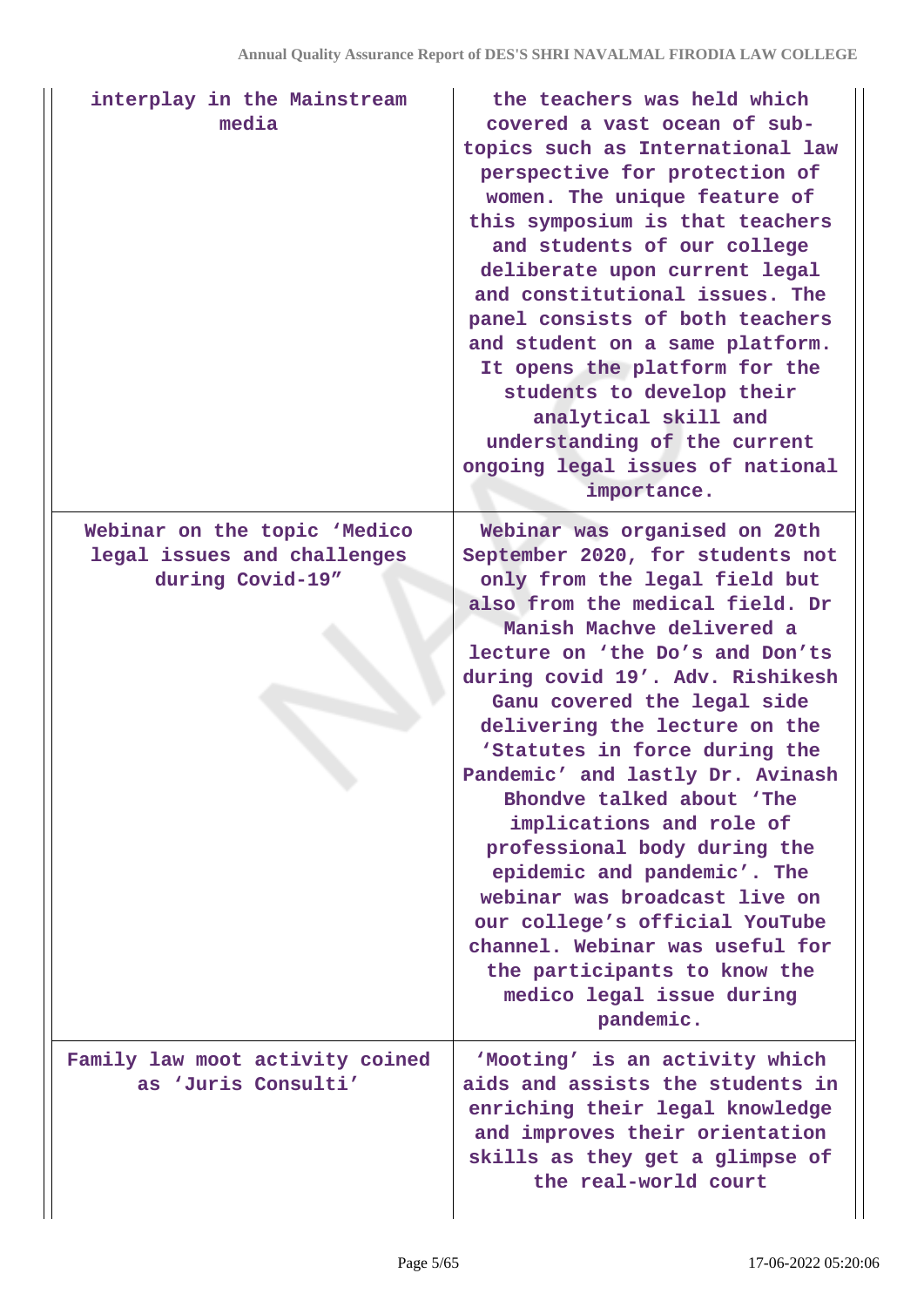| | |
|---|---|
| interplay in the Mainstream media | the teachers was held which covered a vast ocean of sub-topics such as International law perspective for protection of women. The unique feature of this symposium is that teachers and students of our college deliberate upon current legal and constitutional issues. The panel consists of both teachers and student on a same platform. It opens the platform for the students to develop their analytical skill and understanding of the current ongoing legal issues of national importance. |
| Webinar on the topic 'Medico legal issues and challenges during Covid-19" | Webinar was organised on 20th September 2020, for students not only from the legal field but also from the medical field. Dr Manish Machve delivered a lecture on 'the Do's and Don'ts during covid 19'. Adv. Rishikesh Ganu covered the legal side delivering the lecture on the 'Statutes in force during the Pandemic' and lastly Dr. Avinash Bhondve talked about 'The implications and role of professional body during the epidemic and pandemic'. The webinar was broadcast live on our college's official YouTube channel. Webinar was useful for the participants to know the medico legal issue during pandemic. |
| Family law moot activity coined as 'Juris Consulti' | 'Mooting' is an activity which aids and assists the students in enriching their legal knowledge and improves their orientation skills as they get a glimpse of the real-world court |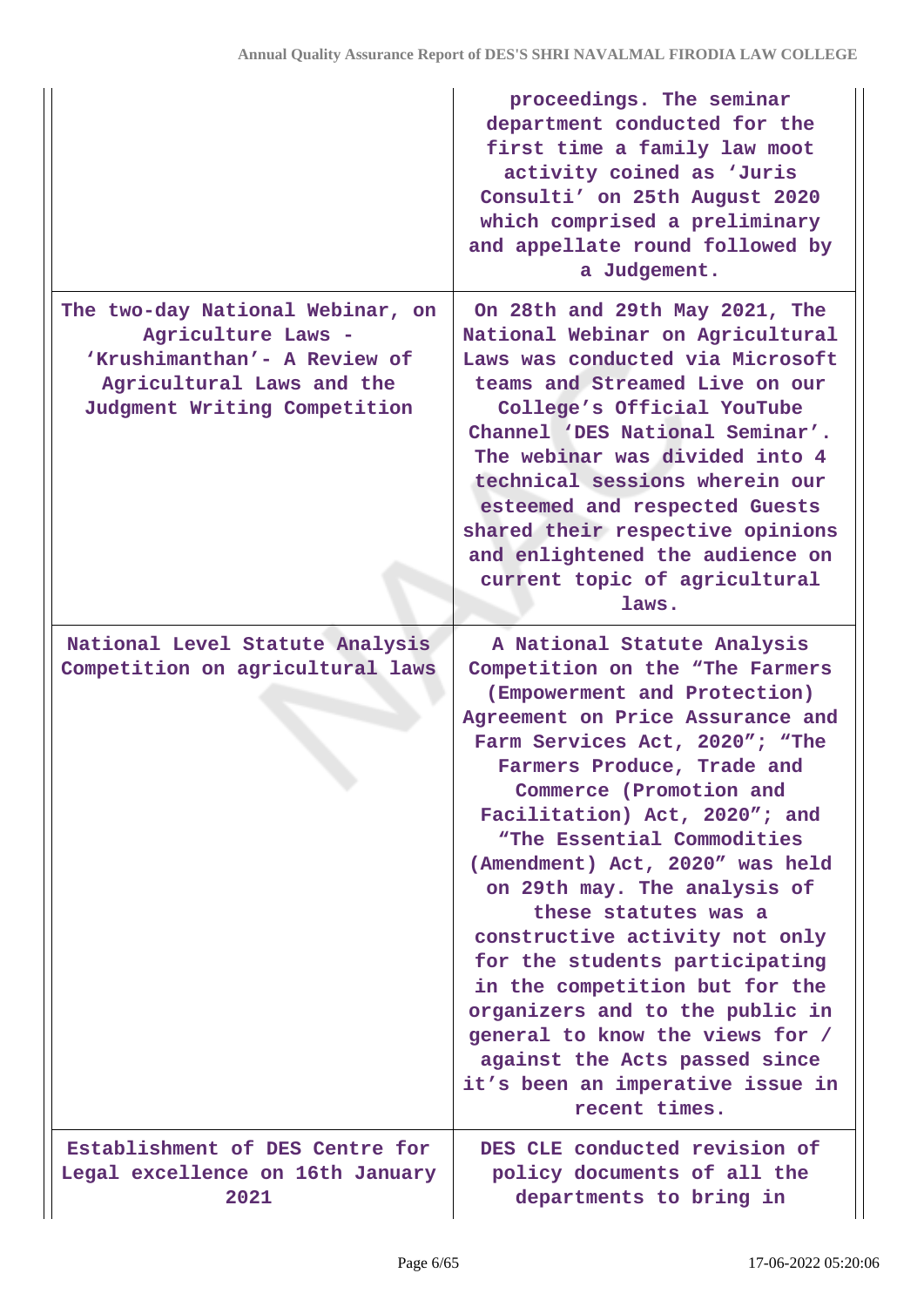| | |
|---|---|
| | proceedings. The seminar department conducted for the first time a family law moot activity coined as 'Juris Consulti' on 25th August 2020 which comprised a preliminary and appellate round followed by a Judgement. |
| The two-day National Webinar, on Agriculture Laws - 'Krushimanthan'- A Review of Agricultural Laws and the Judgment Writing Competition | On 28th and 29th May 2021, The National Webinar on Agricultural Laws was conducted via Microsoft teams and Streamed Live on our College's Official YouTube Channel 'DES National Seminar'. The webinar was divided into 4 technical sessions wherein our esteemed and respected Guests shared their respective opinions and enlightened the audience on current topic of agricultural laws. |
| National Level Statute Analysis Competition on agricultural laws | A National Statute Analysis Competition on the "The Farmers (Empowerment and Protection) Agreement on Price Assurance and Farm Services Act, 2020"; "The Farmers Produce, Trade and Commerce (Promotion and Facilitation) Act, 2020"; and "The Essential Commodities (Amendment) Act, 2020" was held on 29th may. The analysis of these statutes was a constructive activity not only for the students participating in the competition but for the organizers and to the public in general to know the views for / against the Acts passed since it's been an imperative issue in recent times. |
| Establishment of DES Centre for Legal excellence on 16th January 2021 | DES CLE conducted revision of policy documents of all the departments to bring in |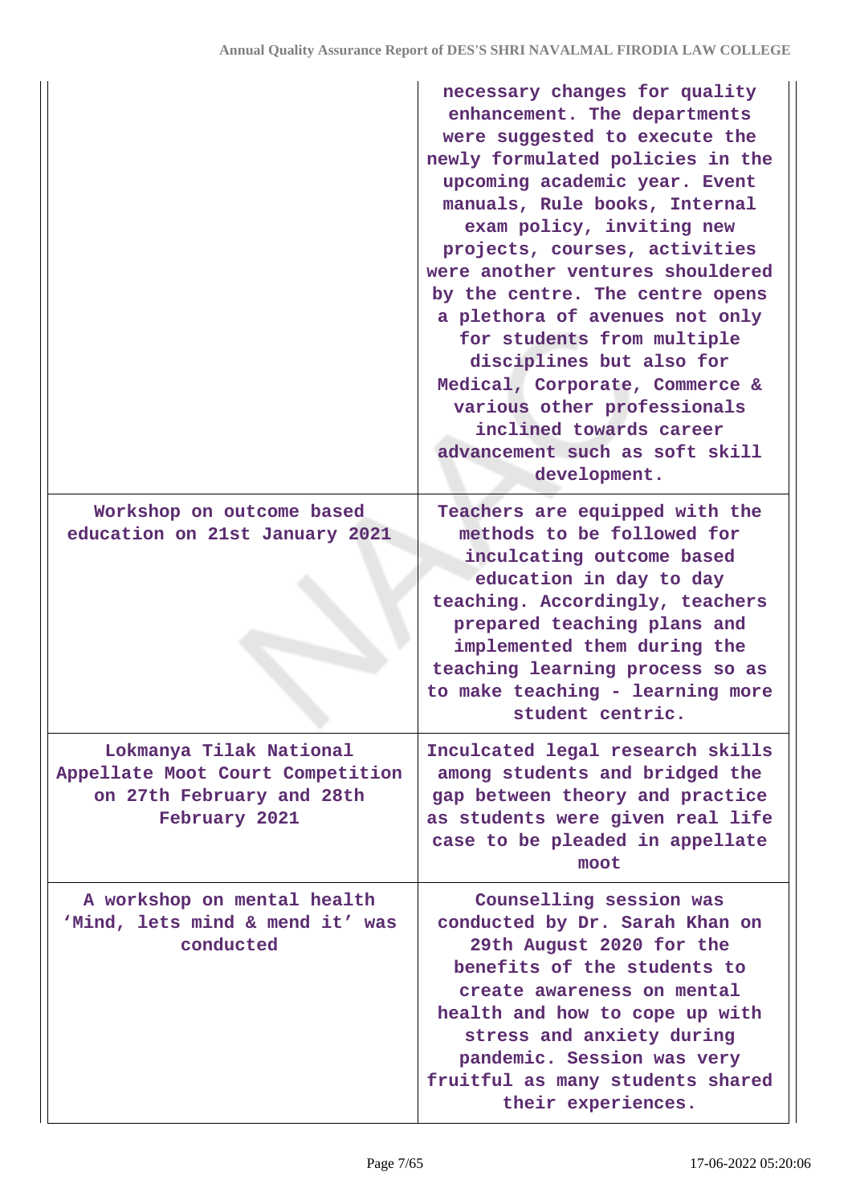| | |
|---|---|
| | necessary changes for quality enhancement. The departments were suggested to execute the newly formulated policies in the upcoming academic year. Event manuals, Rule books, Internal exam policy, inviting new projects, courses, activities were another ventures shouldered by the centre. The centre opens a plethora of avenues not only for students from multiple disciplines but also for Medical, Corporate, Commerce & various other professionals inclined towards career advancement such as soft skill development. |
| Workshop on outcome based education on 21st January 2021 | Teachers are equipped with the methods to be followed for inculcating outcome based education in day to day teaching. Accordingly, teachers prepared teaching plans and implemented them during the teaching learning process so as to make teaching - learning more student centric. |
| Lokmanya Tilak National Appellate Moot Court Competition on 27th February and 28th February 2021 | Inculcated legal research skills among students and bridged the gap between theory and practice as students were given real life case to be pleaded in appellate moot |
| A workshop on mental health 'Mind, lets mind & mend it' was conducted | Counselling session was conducted by Dr. Sarah Khan on 29th August 2020 for the benefits of the students to create awareness on mental health and how to cope up with stress and anxiety during pandemic. Session was very fruitful as many students shared their experiences. |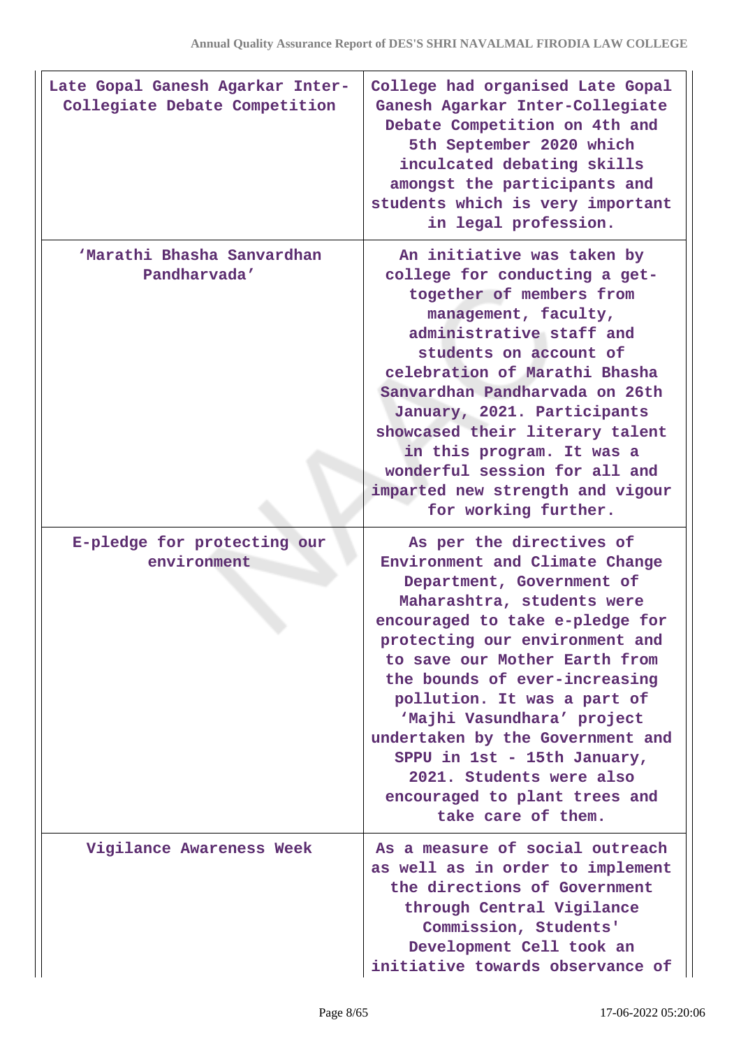| | |
|---|---|
| Late Gopal Ganesh Agarkar Inter-Collegiate Debate Competition | College had organised Late Gopal Ganesh Agarkar Inter-Collegiate Debate Competition on 4th and 5th September 2020 which inculcated debating skills amongst the participants and students which is very important in legal profession. |
| 'Marathi Bhasha Sanvardhan Pandharvada' | An initiative was taken by college for conducting a get-together of members from management, faculty, administrative staff and students on account of celebration of Marathi Bhasha Sanvardhan Pandharvada on 26th January, 2021. Participants showcased their literary talent in this program. It was a wonderful session for all and imparted new strength and vigour for working further. |
| E-pledge for protecting our environment | As per the directives of Environment and Climate Change Department, Government of Maharashtra, students were encouraged to take e-pledge for protecting our environment and to save our Mother Earth from the bounds of ever-increasing pollution. It was a part of 'Majhi Vasundhara' project undertaken by the Government and SPPU in 1st - 15th January, 2021. Students were also encouraged to plant trees and take care of them. |
| Vigilance Awareness Week | As a measure of social outreach as well as in order to implement the directions of Government through Central Vigilance Commission, Students' Development Cell took an initiative towards observance of |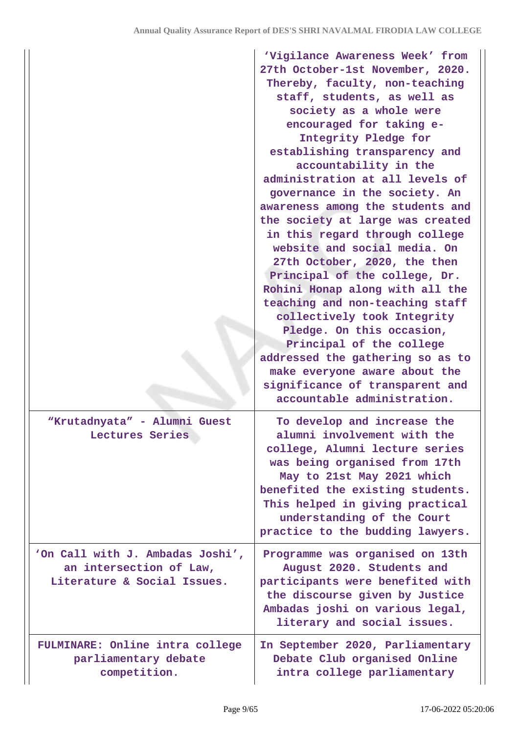| | |
|---|---|
| | 'Vigilance Awareness Week' from 27th October-1st November, 2020. Thereby, faculty, non-teaching staff, students, as well as society as a whole were encouraged for taking e-Integrity Pledge for establishing transparency and accountability in the administration at all levels of governance in the society. An awareness among the students and the society at large was created in this regard through college website and social media. On 27th October, 2020, the then Principal of the college, Dr. Rohini Honap along with all the teaching and non-teaching staff collectively took Integrity Pledge. On this occasion, Principal of the college addressed the gathering so as to make everyone aware about the significance of transparent and accountable administration. |
| "Krutadnyata" - Alumni Guest Lectures Series | To develop and increase the alumni involvement with the college, Alumni lecture series was being organised from 17th May to 21st May 2021 which benefited the existing students. This helped in giving practical understanding of the Court practice to the budding lawyers. |
| 'On Call with J. Ambadas Joshi', an intersection of Law, Literature & Social Issues. | Programme was organised on 13th August 2020. Students and participants were benefited with the discourse given by Justice Ambadas joshi on various legal, literary and social issues. |
| FULMINARE: Online intra college parliamentary debate competition. | In September 2020, Parliamentary Debate Club organised Online intra college parliamentary |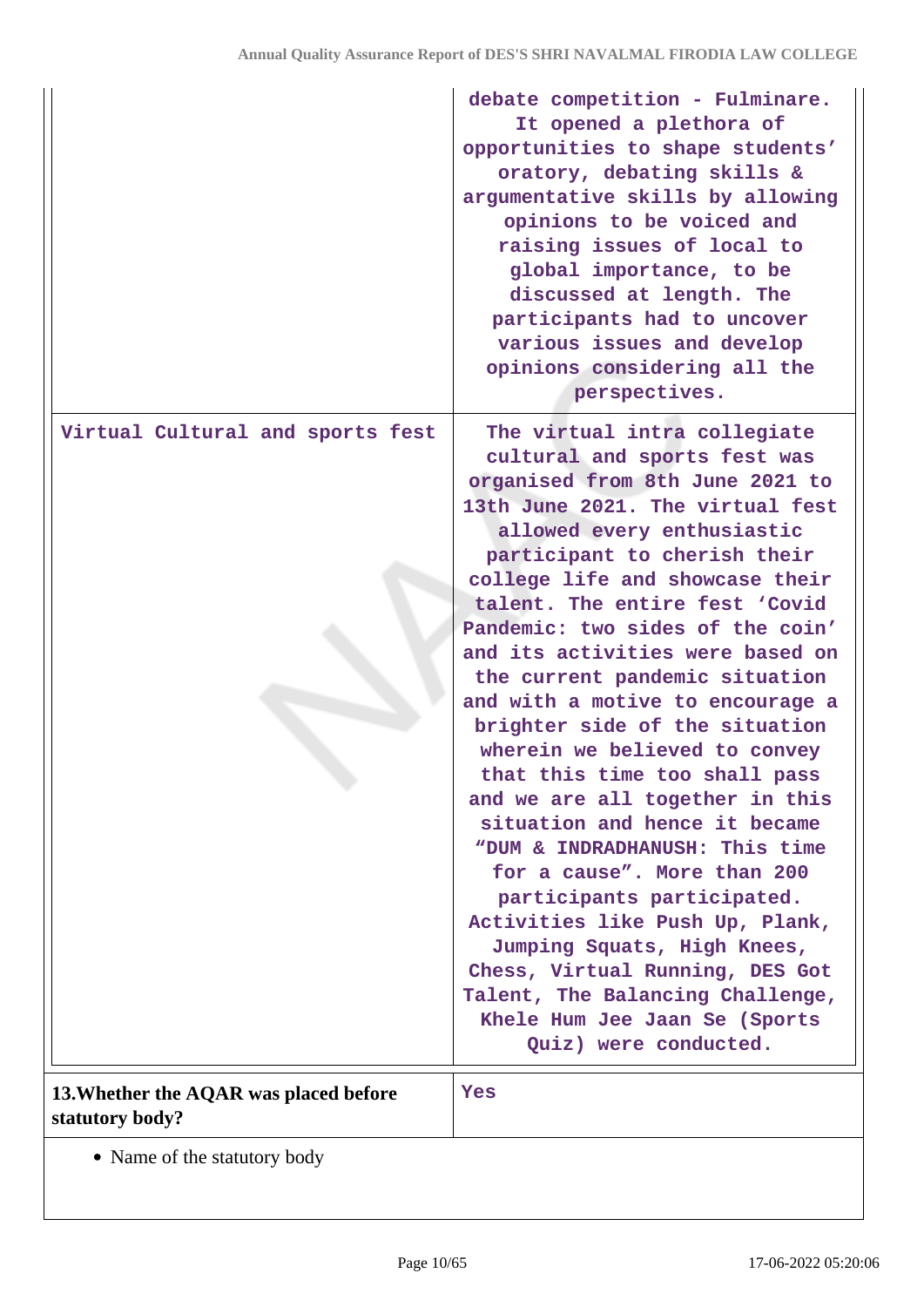| | |
|---|---|
| | debate competition - Fulminare. It opened a plethora of opportunities to shape students' oratory, debating skills & argumentative skills by allowing opinions to be voiced and raising issues of local to global importance, to be discussed at length. The participants had to uncover various issues and develop opinions considering all the perspectives. |
| Virtual Cultural and sports fest | The virtual intra collegiate cultural and sports fest was organised from 8th June 2021 to 13th June 2021. The virtual fest allowed every enthusiastic participant to cherish their college life and showcase their talent. The entire fest 'Covid Pandemic: two sides of the coin' and its activities were based on the current pandemic situation and with a motive to encourage a brighter side of the situation wherein we believed to convey that this time too shall pass and we are all together in this situation and hence it became "DUM & INDRADHANUSH: This time for a cause". More than 200 participants participated. Activities like Push Up, Plank, Jumping Squats, High Knees, Chess, Virtual Running, DES Got Talent, The Balancing Challenge, Khele Hum Jee Jaan Se (Sports Quiz) were conducted. |

| **13.Whether the AQAR was placed before statutory body?** | Yes |
|---|---|

- Name of the statutory body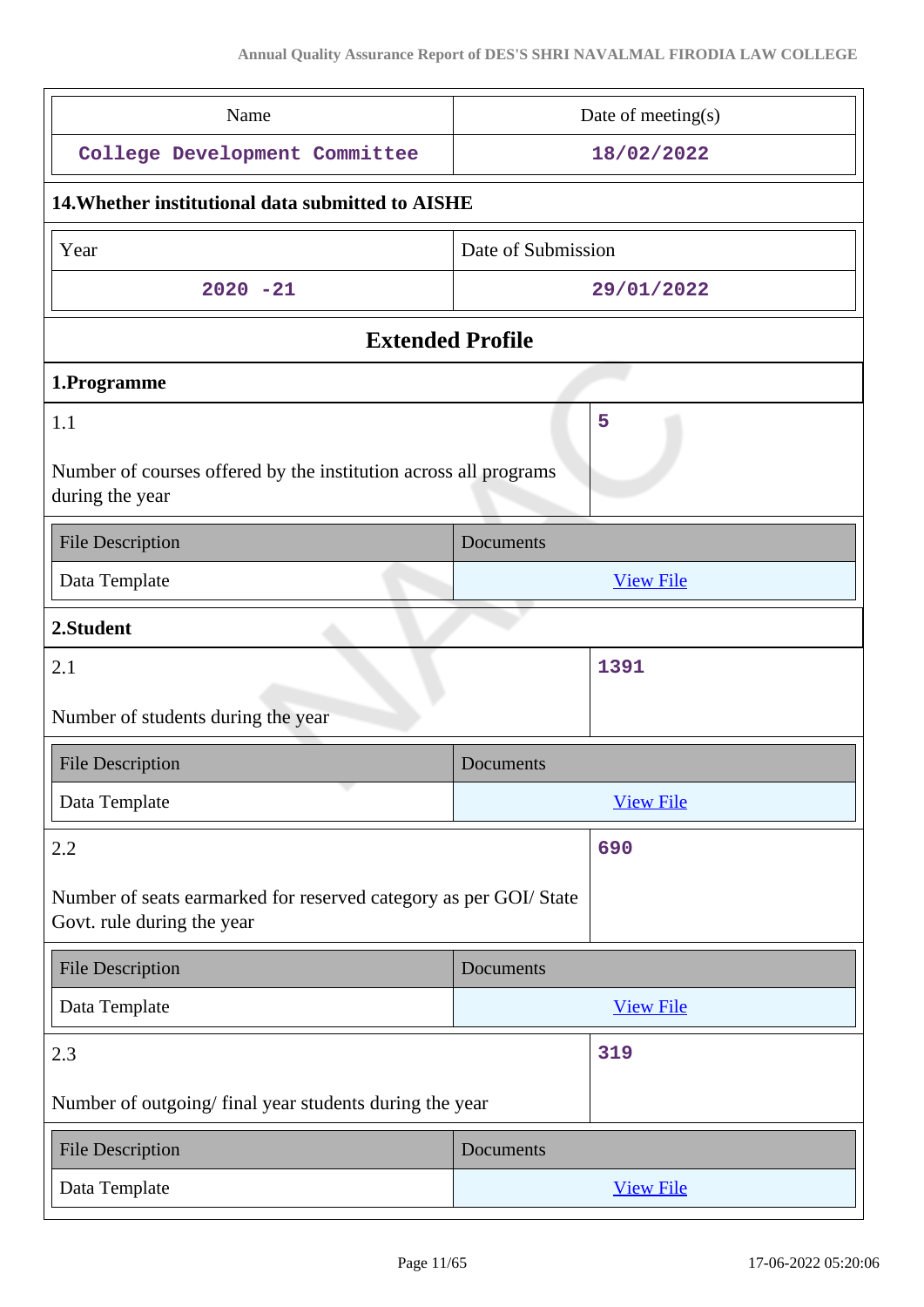| Name | Date of meeting(s) |
| --- | --- |
| College Development Committee | 18/02/2022 |

**14.Whether institutional data submitted to AISHE**

| Year | Date of Submission |
| --- | --- |
| 2020 -21 | 29/01/2022 |

## Extended Profile

### 1.Programme

| 1.1<br><br>Number of courses offered by the institution across all programs during the year | 5 |
| --- | --- |

| File Description | Documents |
| --- | --- |
| Data Template | View File |

### 2.Student

| 2.1<br><br>Number of students during the year | 1391 |
| --- | --- |

| File Description | Documents |
| --- | --- |
| Data Template | View File |

| 2.2<br><br>Number of seats earmarked for reserved category as per GOI/ State Govt. rule during the year | 690 |
| --- | --- |

| File Description | Documents |
| --- | --- |
| Data Template | View File |

| 2.3<br><br>Number of outgoing/ final year students during the year | 319 |
| --- | --- |

| File Description | Documents |
| --- | --- |
| Data Template | View File |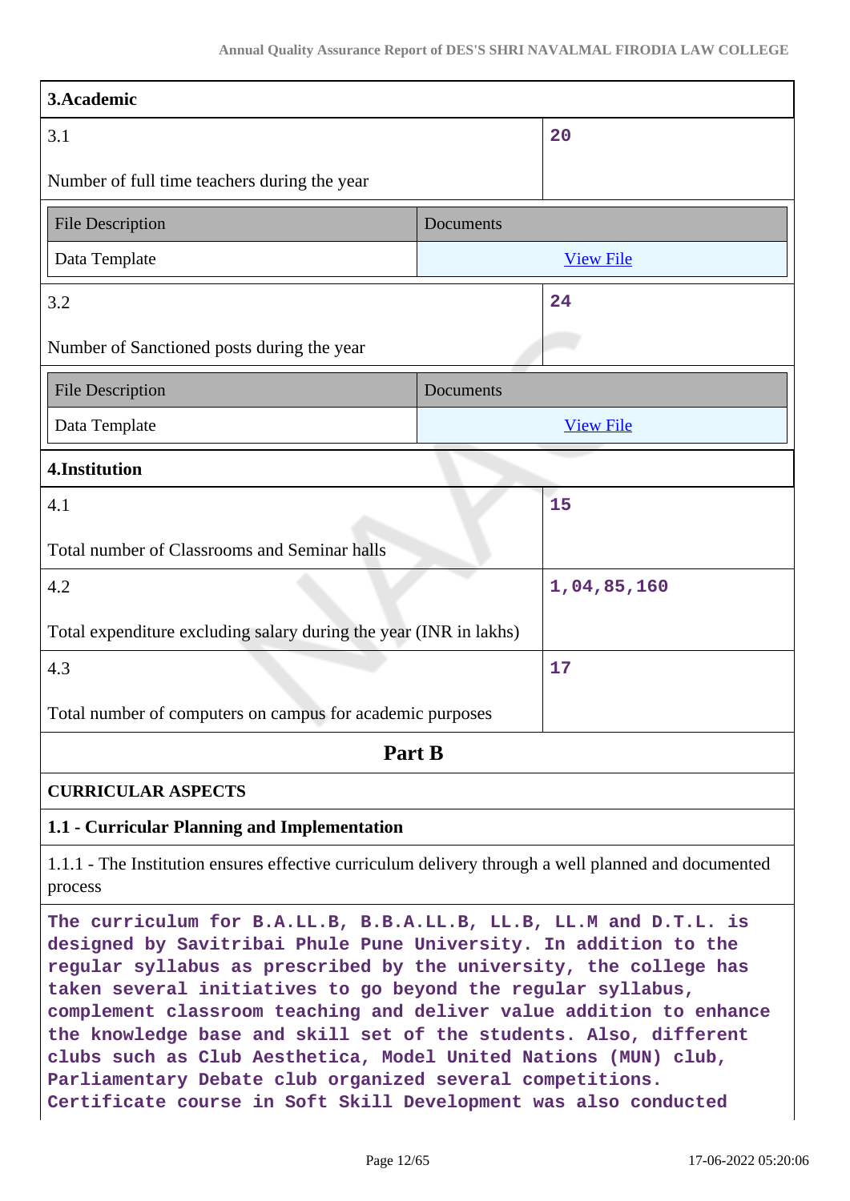| 3.Academic | |
|---|---|
| 3.1<br><br>Number of full time teachers during the year | 20 |

| File Description | Documents |
|---|---|
| Data Template | View File |

| 3.2<br><br>Number of Sanctioned posts during the year | 24 |
|---|---|

| File Description | Documents |
|---|---|
| Data Template | View File |

| 4.Institution | |
|---|---|
| 4.1<br><br>Total number of Classrooms and Seminar halls | 15 |
| 4.2<br><br>Total expenditure excluding salary during the year (INR in lakhs) | 1,04,85,160 |
| 4.3<br><br>Total number of computers on campus for academic purposes | 17 |

## Part B

**CURRICULAR ASPECTS**

**1.1 - Curricular Planning and Implementation**

1.1.1 - The Institution ensures effective curriculum delivery through a well planned and documented process

The curriculum for B.A.LL.B, B.B.A.LL.B, LL.B, LL.M and D.T.L. is designed by Savitribai Phule Pune University. In addition to the regular syllabus as prescribed by the university, the college has taken several initiatives to go beyond the regular syllabus, complement classroom teaching and deliver value addition to enhance the knowledge base and skill set of the students. Also, different clubs such as Club Aesthetica, Model United Nations (MUN) club, Parliamentary Debate club organized several competitions. Certificate course in Soft Skill Development was also conducted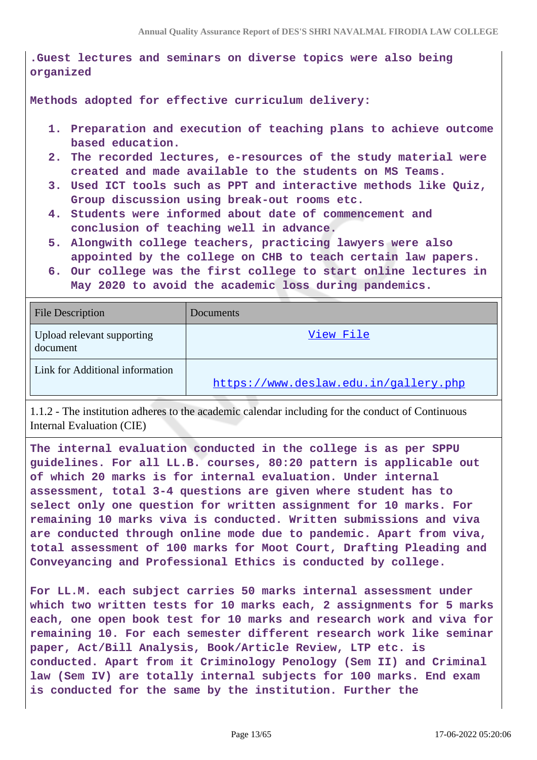.Guest lectures and seminars on diverse topics were also being organized

**Methods adopted for effective curriculum delivery:**

1. Preparation and execution of teaching plans to achieve outcome based education.
2. The recorded lectures, e-resources of the study material were created and made available to the students on MS Teams.
3. Used ICT tools such as PPT and interactive methods like Quiz, Group discussion using break-out rooms etc.
4. Students were informed about date of commencement and conclusion of teaching well in advance.
5. Alongwith college teachers, practicing lawyers were also appointed by the college on CHB to teach certain law papers.
6. Our college was the first college to start online lectures in May 2020 to avoid the academic loss during pandemics.

| File Description | Documents |
|---|---|
| Upload relevant supporting document | View File |
| Link for Additional information | https://www.deslaw.edu.in/gallery.php |

1.1.2 - The institution adheres to the academic calendar including for the conduct of Continuous Internal Evaluation (CIE)

The internal evaluation conducted in the college is as per SPPU guidelines. For all LL.B. courses, 80:20 pattern is applicable out of which 20 marks is for internal evaluation. Under internal assessment, total 3-4 questions are given where student has to select only one question for written assignment for 10 marks. For remaining 10 marks viva is conducted. Written submissions and viva are conducted through online mode due to pandemic. Apart from viva, total assessment of 100 marks for Moot Court, Drafting Pleading and Conveyancing and Professional Ethics is conducted by college.

For LL.M. each subject carries 50 marks internal assessment under which two written tests for 10 marks each, 2 assignments for 5 marks each, one open book test for 10 marks and research work and viva for remaining 10. For each semester different research work like seminar paper, Act/Bill Analysis, Book/Article Review, LTP etc. is conducted. Apart from it Criminology Penology (Sem II) and Criminal law (Sem IV) are totally internal subjects for 100 marks. End exam is conducted for the same by the institution. Further the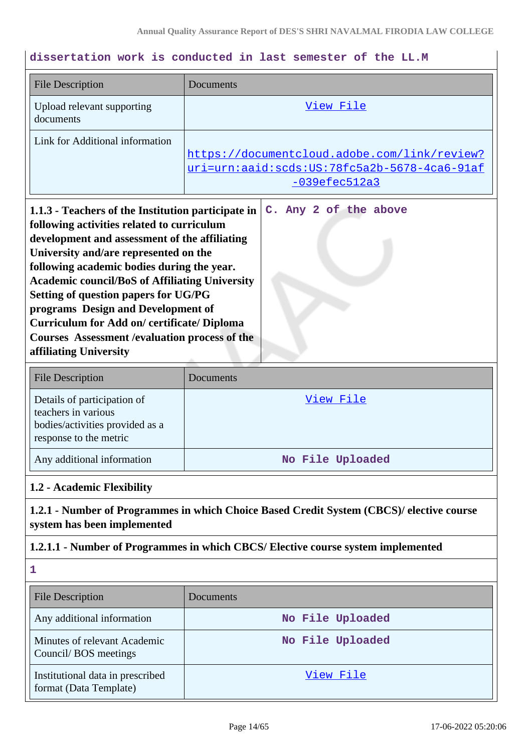dissertation work is conducted in last semester of the LL.M

| File Description | Documents |
|---|---|
| Upload relevant supporting documents | View File |
| Link for Additional information | https://documentcloud.adobe.com/link/review?uri=urn:aaid:scds:US:78fc5a2b-5678-4ca6-91af-039efec512a3 |

| **1.1.3 - Teachers of the Institution participate in following activities related to curriculum development and assessment of the affiliating University and/are represented on the following academic bodies during the year. Academic council/BoS of Affiliating University Setting of question papers for UG/PG programs Design and Development of Curriculum for Add on/ certificate/ Diploma Courses Assessment /evaluation process of the affiliating University** | C. Any 2 of the above |
|---|---|

| File Description | Documents |
|---|---|
| Details of participation of teachers in various bodies/activities provided as a response to the metric | View File |
| Any additional information | No File Uploaded |

### 1.2 - Academic Flexibility

**1.2.1 - Number of Programmes in which Choice Based Credit System (CBCS)/ elective course system has been implemented**

**1.2.1.1 - Number of Programmes in which CBCS/ Elective course system implemented**

1

| File Description | Documents |
|---|---|
| Any additional information | No File Uploaded |
| Minutes of relevant Academic Council/ BOS meetings | No File Uploaded |
| Institutional data in prescribed format (Data Template) | View File |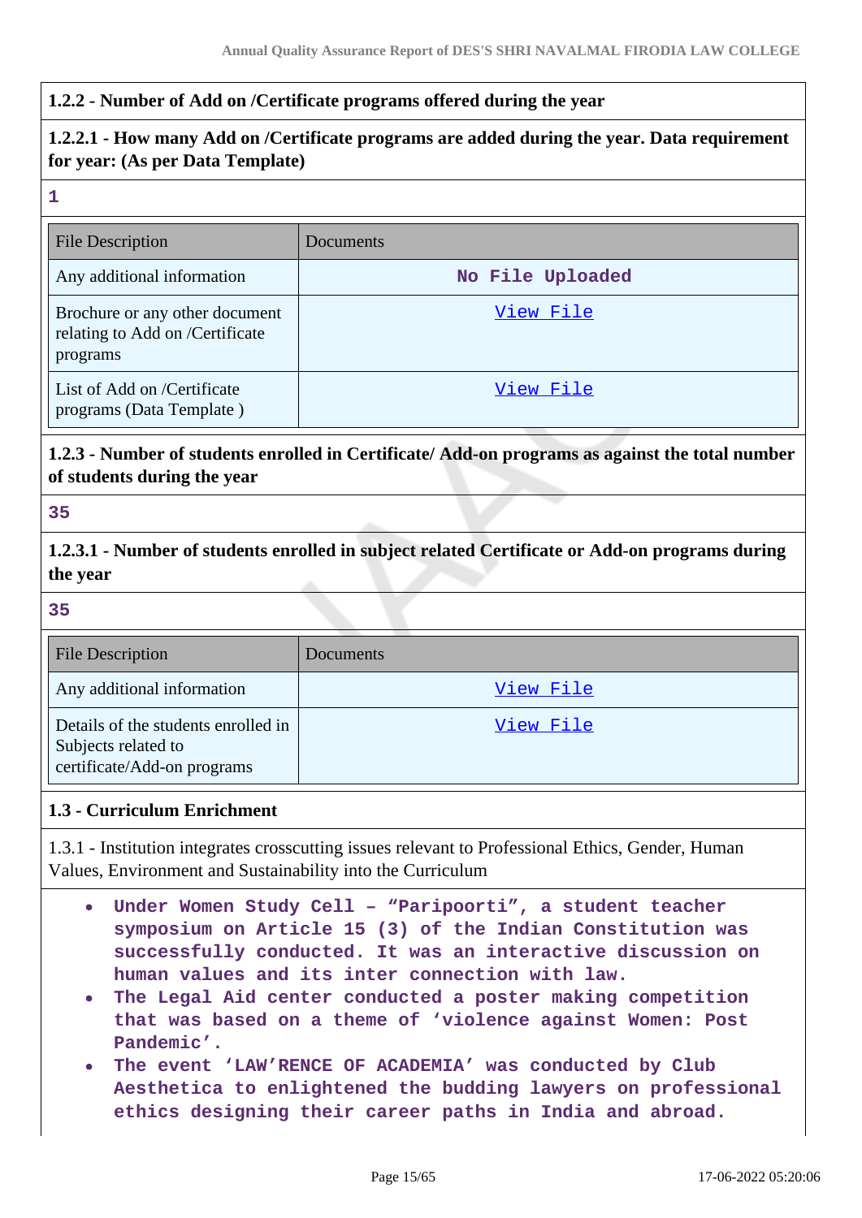**1.2.2 - Number of Add on /Certificate programs offered during the year**

**1.2.2.1 - How many Add on /Certificate programs are added during the year. Data requirement for year: (As per Data Template)**

**1**

| File Description | Documents |
|---|---|
| Any additional information | No File Uploaded |
| Brochure or any other document relating to Add on /Certificate programs | View File |
| List of Add on /Certificate programs (Data Template ) | View File |

**1.2.3 - Number of students enrolled in Certificate/ Add-on programs as against the total number of students during the year**

**35**

**1.2.3.1 - Number of students enrolled in subject related Certificate or Add-on programs during the year**

**35**

| File Description | Documents |
|---|---|
| Any additional information | View File |
| Details of the students enrolled in Subjects related to certificate/Add-on programs | View File |

**1.3 - Curriculum Enrichment**

1.3.1 - Institution integrates crosscutting issues relevant to Professional Ethics, Gender, Human Values, Environment and Sustainability into the Curriculum

- Under Women Study Cell – "Paripoorti", a student teacher symposium on Article 15 (3) of the Indian Constitution was successfully conducted. It was an interactive discussion on human values and its inter connection with law.
- The Legal Aid center conducted a poster making competition that was based on a theme of 'violence against Women: Post Pandemic'.
- The event 'LAW'RENCE OF ACADEMIA' was conducted by Club Aesthetica to enlightened the budding lawyers on professional ethics designing their career paths in India and abroad.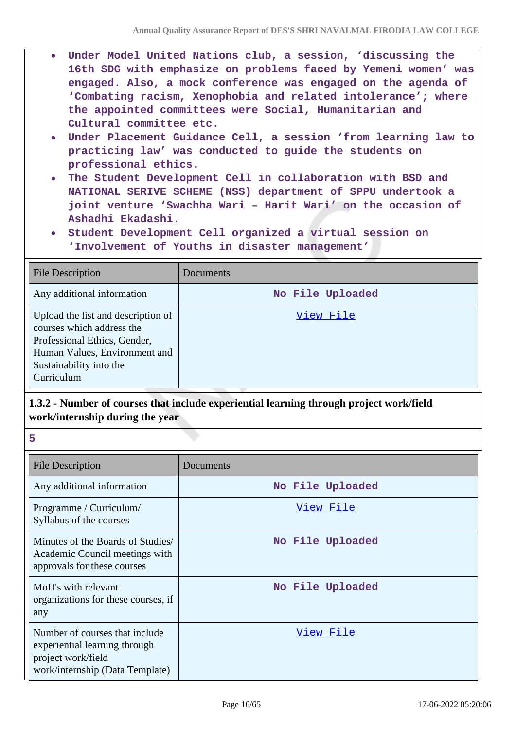- Under Model United Nations club, a session, 'discussing the 16th SDG with emphasize on problems faced by Yemeni women' was engaged. Also, a mock conference was engaged on the agenda of 'Combating racism, Xenophobia and related intolerance'; where the appointed committees were Social, Humanitarian and Cultural committee etc.
- Under Placement Guidance Cell, a session 'from learning law to practicing law' was conducted to guide the students on professional ethics.
- The Student Development Cell in collaboration with BSD and NATIONAL SERIVE SCHEME (NSS) department of SPPU undertook a joint venture 'Swachha Wari – Harit Wari' on the occasion of Ashadhi Ekadashi.
- Student Development Cell organized a virtual session on 'Involvement of Youths in disaster management'

| File Description | Documents |
|---|---|
| Any additional information | No File Uploaded |
| Upload the list and description of courses which address the Professional Ethics, Gender, Human Values, Environment and Sustainability into the Curriculum | View File |

**1.3.2 - Number of courses that include experiential learning through project work/field work/internship during the year**

5

| File Description | Documents |
|---|---|
| Any additional information | No File Uploaded |
| Programme / Curriculum/ Syllabus of the courses | View File |
| Minutes of the Boards of Studies/ Academic Council meetings with approvals for these courses | No File Uploaded |
| MoU's with relevant organizations for these courses, if any | No File Uploaded |
| Number of courses that include experiential learning through project work/field work/internship (Data Template) | View File |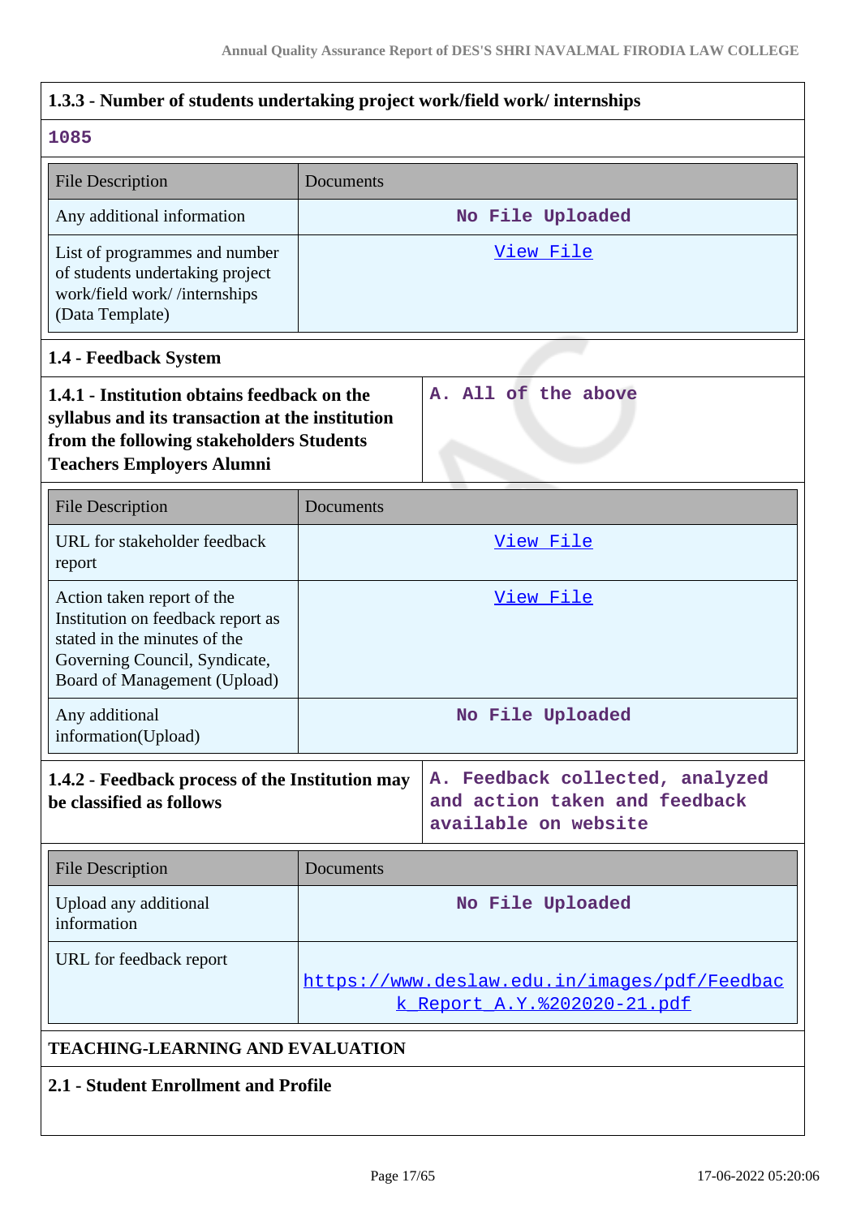### 1.3.3 - Number of students undertaking project work/field work/ internships

1085

| File Description | Documents |
|---|---|
| Any additional information | No File Uploaded |
| List of programmes and number of students undertaking project work/field work/ /internships (Data Template) | View File |

### 1.4 - Feedback System

**1.4.1 - Institution obtains feedback on the syllabus and its transaction at the institution from the following stakeholders Students Teachers Employers Alumni**

A. All of the above

| File Description | Documents |
|---|---|
| URL for stakeholder feedback report | View File |
| Action taken report of the Institution on feedback report as stated in the minutes of the Governing Council, Syndicate, Board of Management (Upload) | View File |
| Any additional information(Upload) | No File Uploaded |

**1.4.2 - Feedback process of the Institution may be classified as follows**

A. Feedback collected, analyzed and action taken and feedback available on website

| File Description | Documents |
|---|---|
| Upload any additional information | No File Uploaded |
| URL for feedback report | https://www.deslaw.edu.in/images/pdf/Feedback_Report_A.Y.%202020-21.pdf |

## TEACHING-LEARNING AND EVALUATION

### 2.1 - Student Enrollment and Profile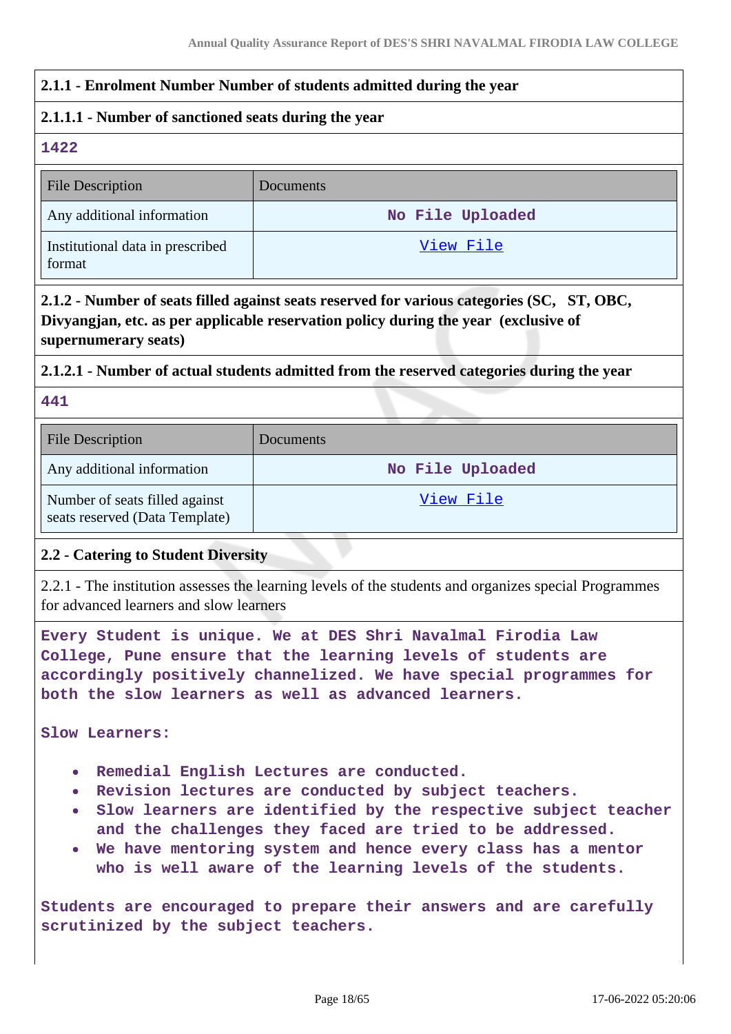### 2.1.1 - Enrolment Number Number of students admitted during the year

#### 2.1.1.1 - Number of sanctioned seats during the year

**1422**

| File Description | Documents |
| --- | --- |
| Any additional information | No File Uploaded |
| Institutional data in prescribed format | View File |

### 2.1.2 - Number of seats filled against seats reserved for various categories (SC, ST, OBC, Divyangjan, etc. as per applicable reservation policy during the year (exclusive of supernumerary seats)

#### 2.1.2.1 - Number of actual students admitted from the reserved categories during the year

**441**

| File Description | Documents |
| --- | --- |
| Any additional information | No File Uploaded |
| Number of seats filled against seats reserved (Data Template) | View File |

### 2.2 - Catering to Student Diversity

2.2.1 - The institution assesses the learning levels of the students and organizes special Programmes for advanced learners and slow learners

Every Student is unique. We at DES Shri Navalmal Firodia Law College, Pune ensure that the learning levels of students are accordingly positively channelized. We have special programmes for both the slow learners as well as advanced learners.

Slow Learners:

- Remedial English Lectures are conducted.
- Revision lectures are conducted by subject teachers.
- Slow learners are identified by the respective subject teacher and the challenges they faced are tried to be addressed.
- We have mentoring system and hence every class has a mentor who is well aware of the learning levels of the students.

Students are encouraged to prepare their answers and are carefully scrutinized by the subject teachers.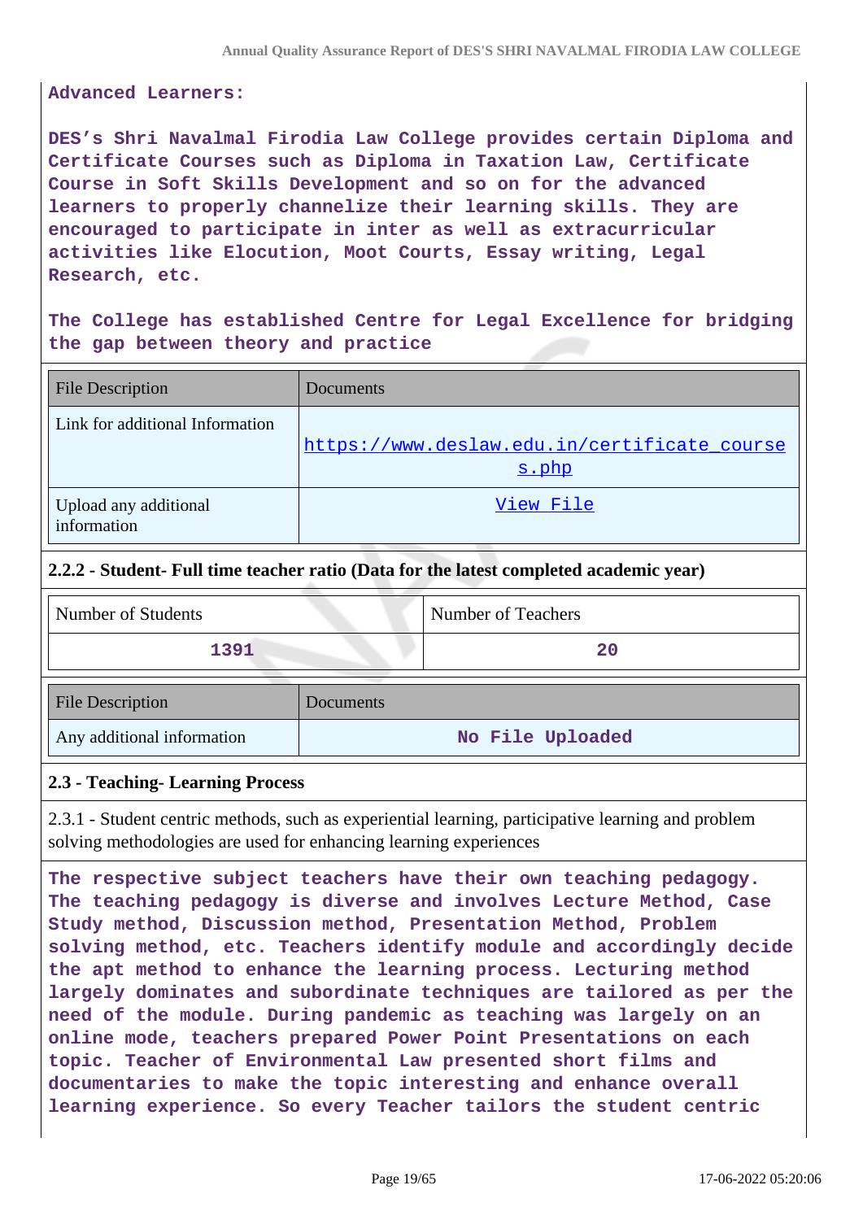**Advanced Learners:**

**DES's Shri Navalmal Firodia Law College provides certain Diploma and Certificate Courses such as Diploma in Taxation Law, Certificate Course in Soft Skills Development and so on for the advanced learners to properly channelize their learning skills. They are encouraged to participate in inter as well as extracurricular activities like Elocution, Moot Courts, Essay writing, Legal Research, etc.**

**The College has established Centre for Legal Excellence for bridging the gap between theory and practice**

| File Description | Documents |
|---|---|
| Link for additional Information | https://www.deslaw.edu.in/certificate_courses.php |
| Upload any additional information | View File |

**2.2.2 - Student- Full time teacher ratio (Data for the latest completed academic year)**

| Number of Students | Number of Teachers |
|---|---|
| 1391 | 20 |

| File Description | Documents |
|---|---|
| Any additional information | No File Uploaded |

**2.3 - Teaching- Learning Process**

2.3.1 - Student centric methods, such as experiential learning, participative learning and problem solving methodologies are used for enhancing learning experiences

**The respective subject teachers have their own teaching pedagogy. The teaching pedagogy is diverse and involves Lecture Method, Case Study method, Discussion method, Presentation Method, Problem solving method, etc. Teachers identify module and accordingly decide the apt method to enhance the learning process. Lecturing method largely dominates and subordinate techniques are tailored as per the need of the module. During pandemic as teaching was largely on an online mode, teachers prepared Power Point Presentations on each topic. Teacher of Environmental Law presented short films and documentaries to make the topic interesting and enhance overall learning experience. So every Teacher tailors the student centric**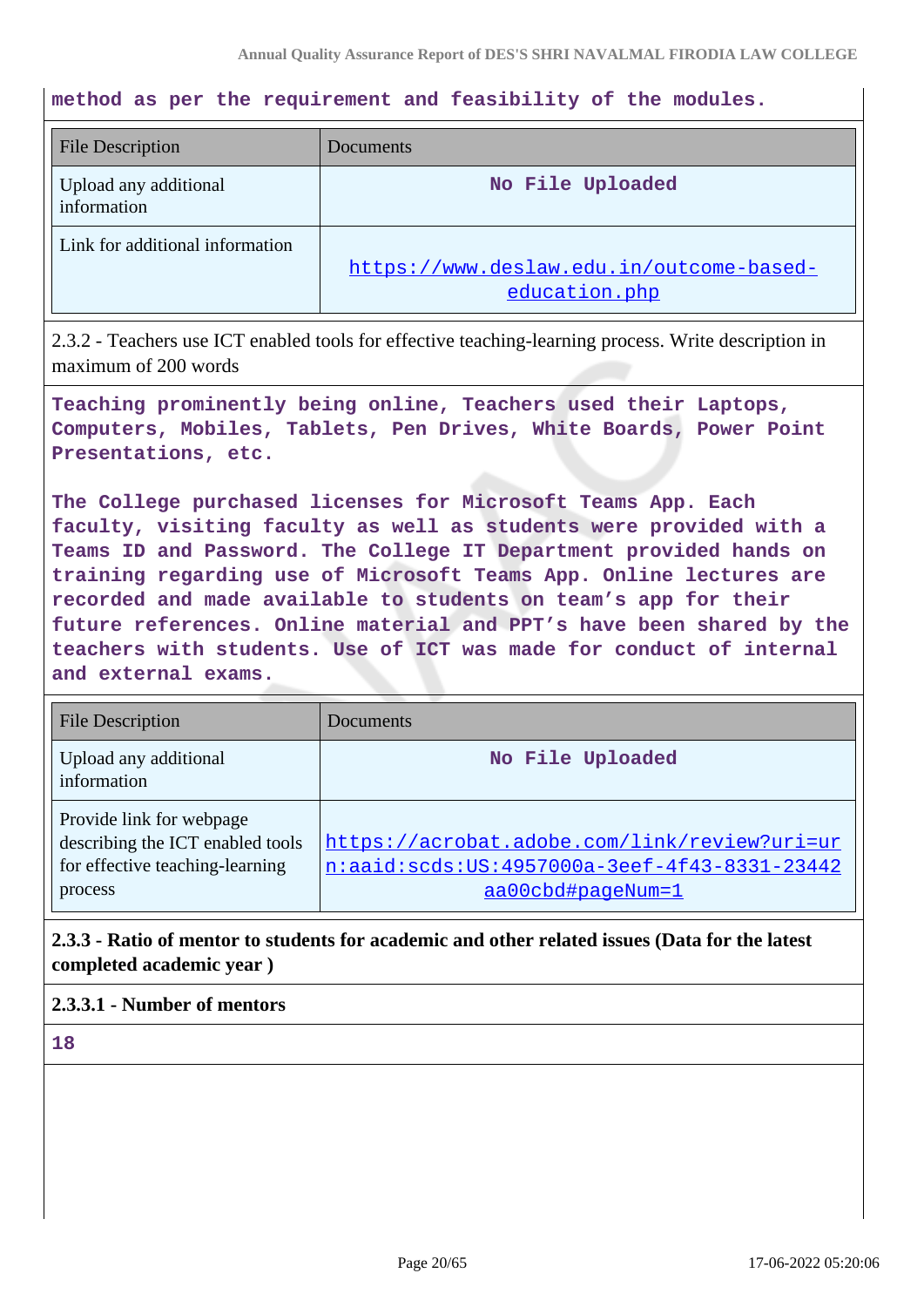method as per the requirement and feasibility of the modules.

| File Description | Documents |
| --- | --- |
| Upload any additional information | No File Uploaded |
| Link for additional information | https://www.deslaw.edu.in/outcome-based-education.php |

2.3.2 - Teachers use ICT enabled tools for effective teaching-learning process. Write description in maximum of 200 words

Teaching prominently being online, Teachers used their Laptops, Computers, Mobiles, Tablets, Pen Drives, White Boards, Power Point Presentations, etc.

The College purchased licenses for Microsoft Teams App. Each faculty, visiting faculty as well as students were provided with a Teams ID and Password. The College IT Department provided hands on training regarding use of Microsoft Teams App. Online lectures are recorded and made available to students on team's app for their future references. Online material and PPT's have been shared by the teachers with students. Use of ICT was made for conduct of internal and external exams.

| File Description | Documents |
| --- | --- |
| Upload any additional information | No File Uploaded |
| Provide link for webpage describing the ICT enabled tools for effective teaching-learning process | https://acrobat.adobe.com/link/review?uri=urn:aaid:scds:US:4957000a-3eef-4f43-8331-23442aa00cbd#pageNum=1 |

**2.3.3 - Ratio of mentor to students for academic and other related issues (Data for the latest completed academic year )**

**2.3.3.1 - Number of mentors**

18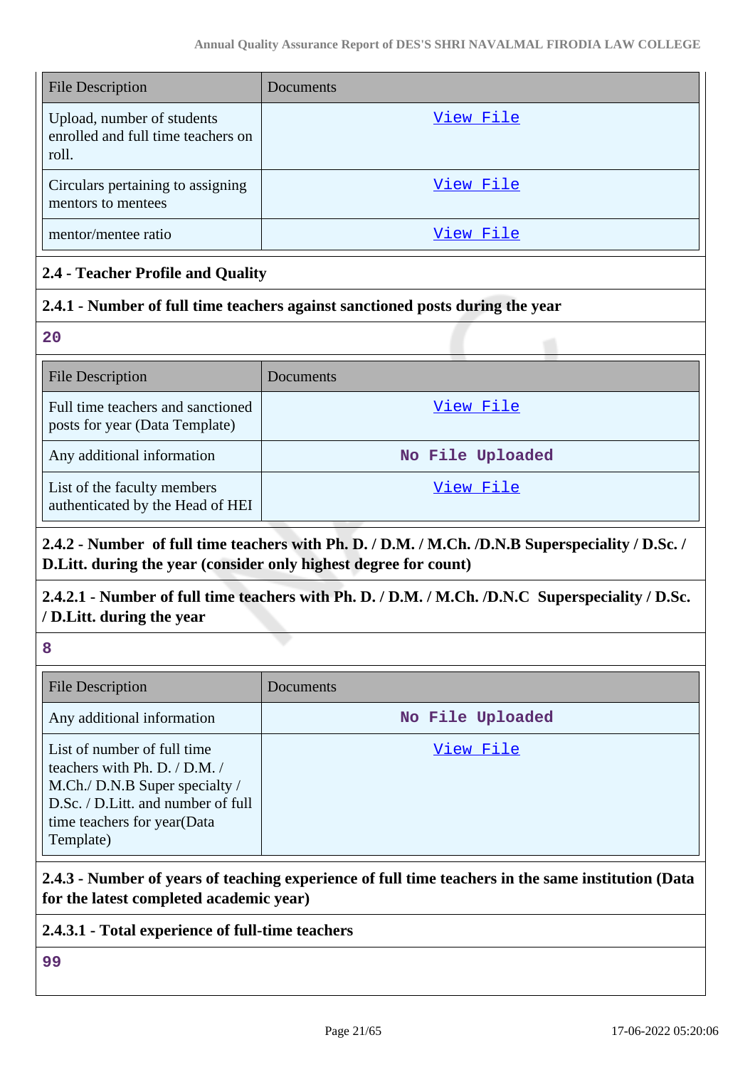| File Description | Documents |
| --- | --- |
| Upload, number of students enrolled and full time teachers on roll. | View File |
| Circulars pertaining to assigning mentors to mentees | View File |
| mentor/mentee ratio | View File |

### 2.4 - Teacher Profile and Quality

#### 2.4.1 - Number of full time teachers against sanctioned posts during the year

20

| File Description | Documents |
| --- | --- |
| Full time teachers and sanctioned posts for year (Data Template) | View File |
| Any additional information | No File Uploaded |
| List of the faculty members authenticated by the Head of HEI | View File |

#### 2.4.2 - Number of full time teachers with Ph. D. / D.M. / M.Ch. /D.N.B Superspeciality / D.Sc. / D.Litt. during the year (consider only highest degree for count)

#### 2.4.2.1 - Number of full time teachers with Ph. D. / D.M. / M.Ch. /D.N.C Superspeciality / D.Sc. / D.Litt. during the year

8

| File Description | Documents |
| --- | --- |
| Any additional information | No File Uploaded |
| List of number of full time teachers with Ph. D. / D.M. / M.Ch./ D.N.B Super specialty / D.Sc. / D.Litt. and number of full time teachers for year(Data Template) | View File |

#### 2.4.3 - Number of years of teaching experience of full time teachers in the same institution (Data for the latest completed academic year)

#### 2.4.3.1 - Total experience of full-time teachers

99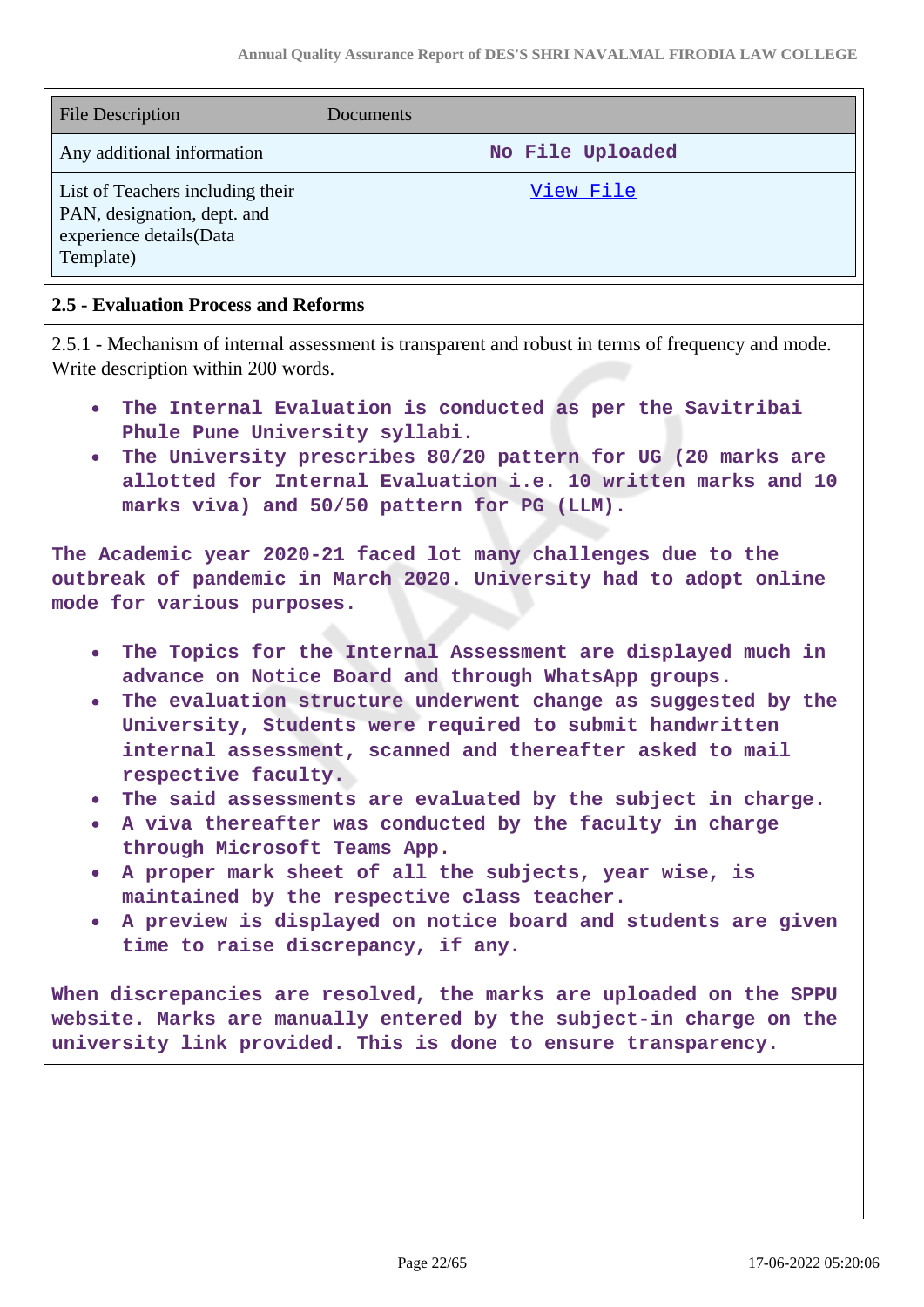| File Description | Documents |
|---|---|
| Any additional information | No File Uploaded |
| List of Teachers including their PAN, designation, dept. and experience details(Data Template) | View File |

### 2.5 - Evaluation Process and Reforms

2.5.1 - Mechanism of internal assessment is transparent and robust in terms of frequency and mode. Write description within 200 words.

- The Internal Evaluation is conducted as per the Savitribai Phule Pune University syllabi.
- The University prescribes 80/20 pattern for UG (20 marks are allotted for Internal Evaluation i.e. 10 written marks and 10 marks viva) and 50/50 pattern for PG (LLM).

The Academic year 2020-21 faced lot many challenges due to the outbreak of pandemic in March 2020. University had to adopt online mode for various purposes.

- The Topics for the Internal Assessment are displayed much in advance on Notice Board and through WhatsApp groups.
- The evaluation structure underwent change as suggested by the University, Students were required to submit handwritten internal assessment, scanned and thereafter asked to mail respective faculty.
- The said assessments are evaluated by the subject in charge.
- A viva thereafter was conducted by the faculty in charge through Microsoft Teams App.
- A proper mark sheet of all the subjects, year wise, is maintained by the respective class teacher.
- A preview is displayed on notice board and students are given time to raise discrepancy, if any.

When discrepancies are resolved, the marks are uploaded on the SPPU website. Marks are manually entered by the subject-in charge on the university link provided. This is done to ensure transparency.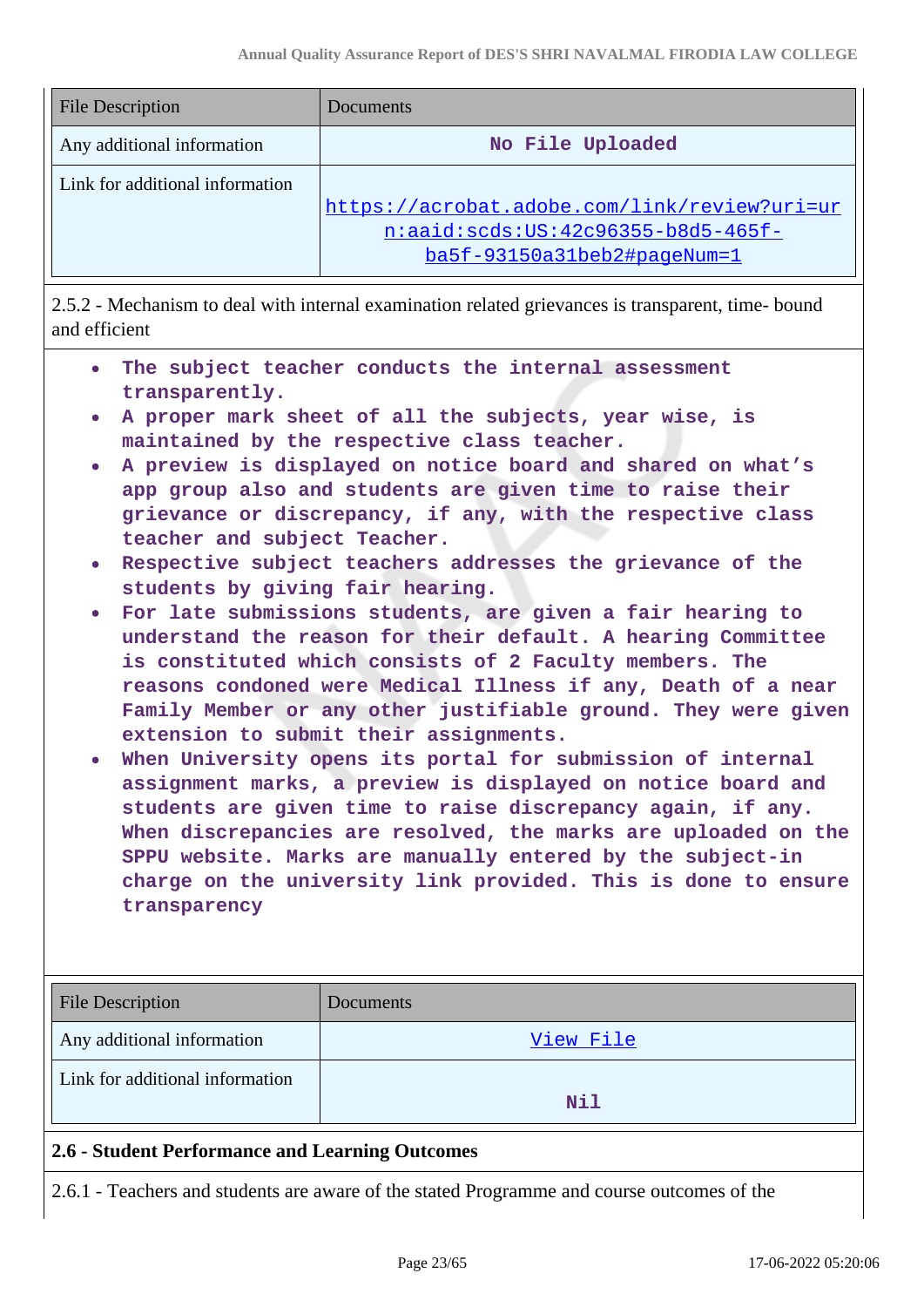| File Description | Documents |
| --- | --- |
| Any additional information | No File Uploaded |
| Link for additional information | https://acrobat.adobe.com/link/review?uri=urn:aaid:scds:US:42c96355-b8d5-465f-ba5f-93150a31beb2#pageNum=1 |

2.5.2 - Mechanism to deal with internal examination related grievances is transparent, time- bound and efficient

- The subject teacher conducts the internal assessment transparently.
- A proper mark sheet of all the subjects, year wise, is maintained by the respective class teacher.
- A preview is displayed on notice board and shared on what's app group also and students are given time to raise their grievance or discrepancy, if any, with the respective class teacher and subject Teacher.
- Respective subject teachers addresses the grievance of the students by giving fair hearing.
- For late submissions students, are given a fair hearing to understand the reason for their default. A hearing Committee is constituted which consists of 2 Faculty members. The reasons condoned were Medical Illness if any, Death of a near Family Member or any other justifiable ground. They were given extension to submit their assignments.
- When University opens its portal for submission of internal assignment marks, a preview is displayed on notice board and students are given time to raise discrepancy again, if any. When discrepancies are resolved, the marks are uploaded on the SPPU website. Marks are manually entered by the subject-in charge on the university link provided. This is done to ensure transparency

| File Description | Documents |
| --- | --- |
| Any additional information | View File |
| Link for additional information | Nil |

**2.6 - Student Performance and Learning Outcomes**

2.6.1 - Teachers and students are aware of the stated Programme and course outcomes of the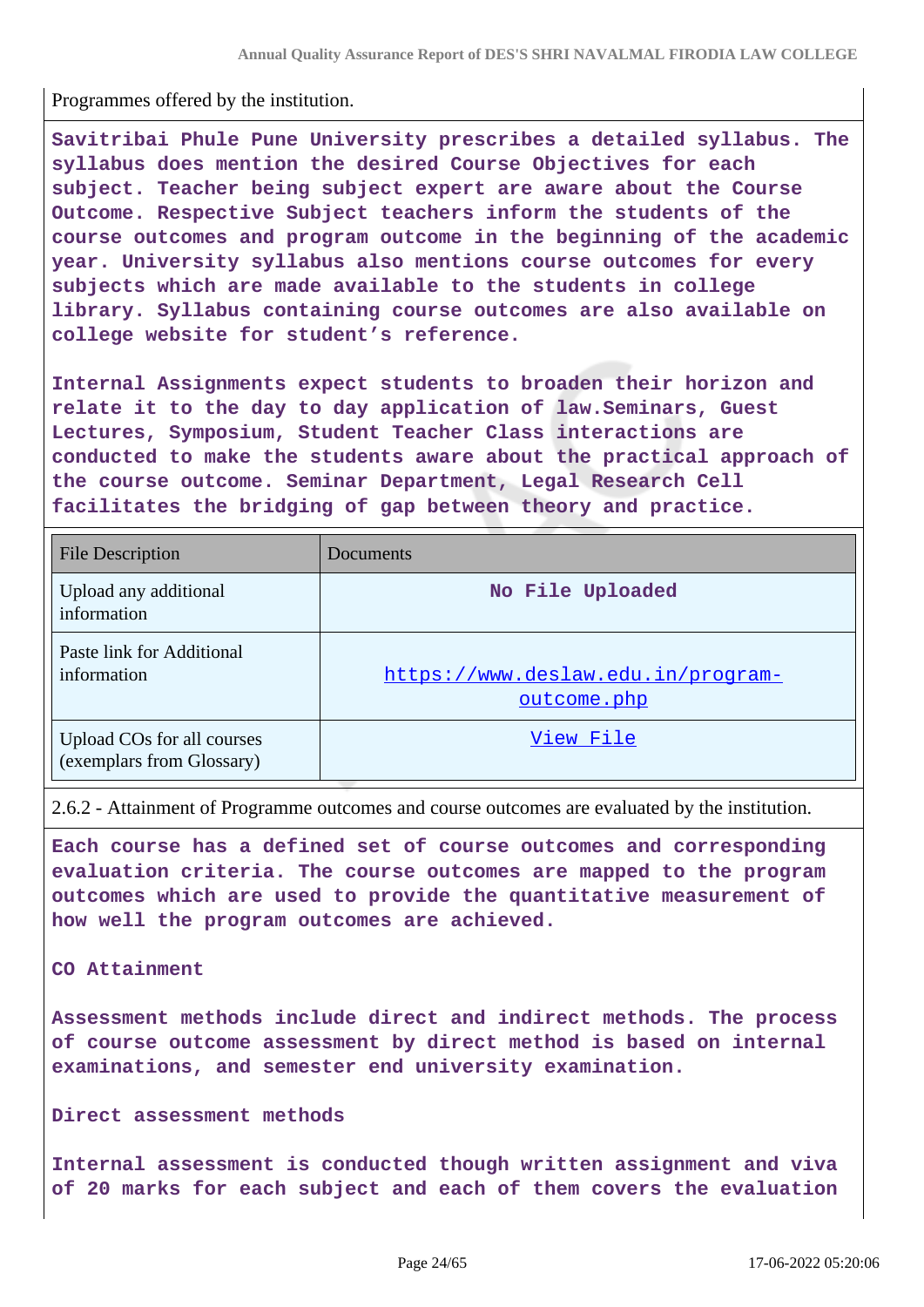Programmes offered by the institution.

**Savitribai Phule Pune University prescribes a detailed syllabus. The syllabus does mention the desired Course Objectives for each subject. Teacher being subject expert are aware about the Course Outcome. Respective Subject teachers inform the students of the course outcomes and program outcome in the beginning of the academic year. University syllabus also mentions course outcomes for every subjects which are made available to the students in college library. Syllabus containing course outcomes are also available on college website for student's reference.**

**Internal Assignments expect students to broaden their horizon and relate it to the day to day application of law.Seminars, Guest Lectures, Symposium, Student Teacher Class interactions are conducted to make the students aware about the practical approach of the course outcome. Seminar Department, Legal Research Cell facilitates the bridging of gap between theory and practice.**

| File Description | Documents |
|---|---|
| Upload any additional information | No File Uploaded |
| Paste link for Additional information | https://www.deslaw.edu.in/program-outcome.php |
| Upload COs for all courses (exemplars from Glossary) | View File |

2.6.2 - Attainment of Programme outcomes and course outcomes are evaluated by the institution.

**Each course has a defined set of course outcomes and corresponding evaluation criteria. The course outcomes are mapped to the program outcomes which are used to provide the quantitative measurement of how well the program outcomes are achieved.**

**CO Attainment**

**Assessment methods include direct and indirect methods. The process of course outcome assessment by direct method is based on internal examinations, and semester end university examination.**

**Direct assessment methods**

**Internal assessment is conducted though written assignment and viva of 20 marks for each subject and each of them covers the evaluation**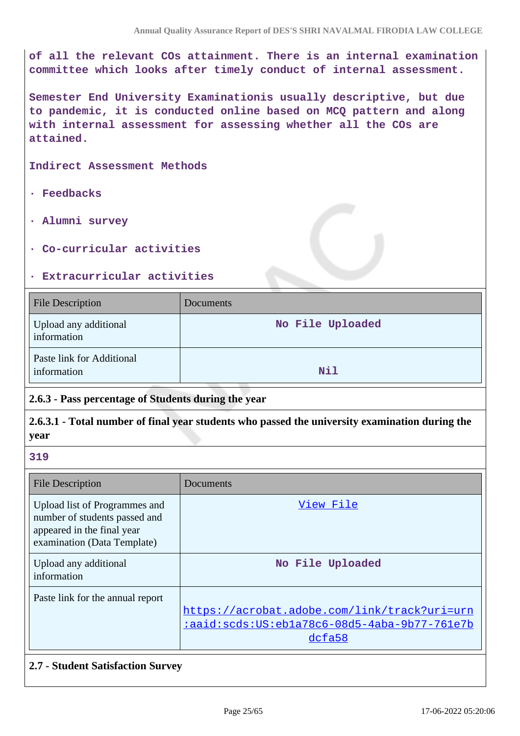of all the relevant COs attainment. There is an internal examination committee which looks after timely conduct of internal assessment.

Semester End University Examinationis usually descriptive, but due to pandemic, it is conducted online based on MCQ pattern and along with internal assessment for assessing whether all the COs are attained.

Indirect Assessment Methods

· Feedbacks

· Alumni survey

· Co-curricular activities

· Extracurricular activities

| File Description | Documents |
|---|---|
| Upload any additional information | No File Uploaded |
| Paste link for Additional information | Nil |

**2.6.3 - Pass percentage of Students during the year**

**2.6.3.1 - Total number of final year students who passed the university examination during the year**

319

| File Description | Documents |
|---|---|
| Upload list of Programmes and number of students passed and appeared in the final year examination (Data Template) | View File |
| Upload any additional information | No File Uploaded |
| Paste link for the annual report | https://acrobat.adobe.com/link/track?uri=urn:aaid:scds:US:eb1a78c6-08d5-4aba-9b77-761e7bdcfa58 |

**2.7 - Student Satisfaction Survey**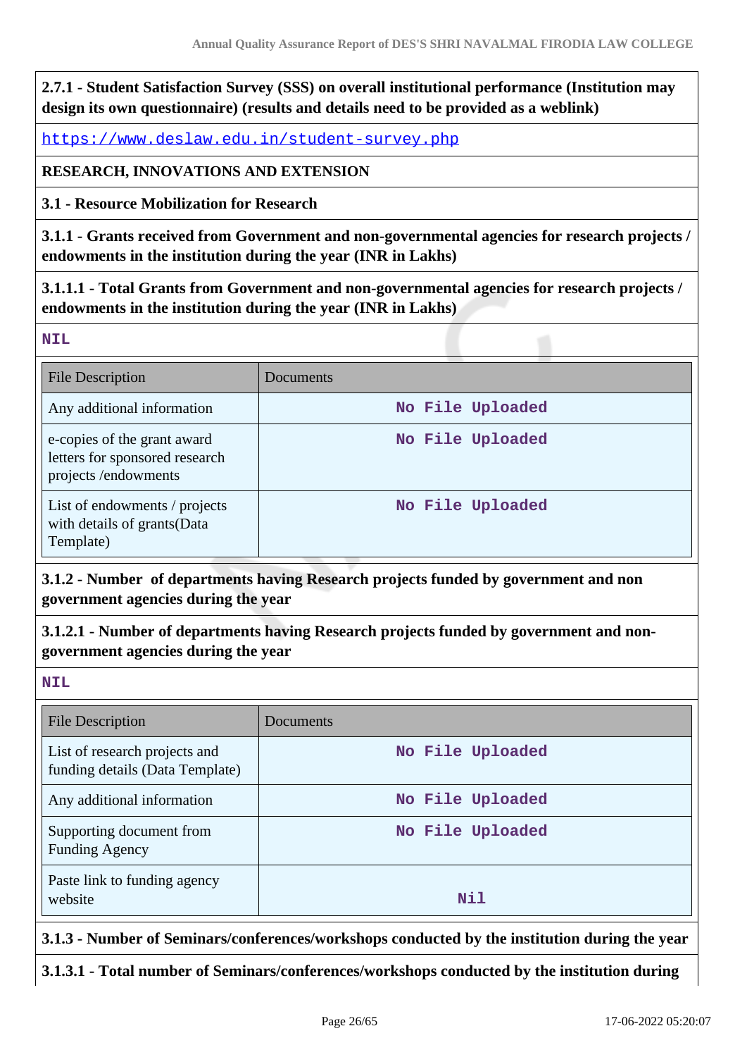**2.7.1 - Student Satisfaction Survey (SSS) on overall institutional performance (Institution may design its own questionnaire) (results and details need to be provided as a weblink)**

https://www.deslaw.edu.in/student-survey.php

**RESEARCH, INNOVATIONS AND EXTENSION**

**3.1 - Resource Mobilization for Research**

**3.1.1 - Grants received from Government and non-governmental agencies for research projects / endowments in the institution during the year (INR in Lakhs)**

**3.1.1.1 - Total Grants from Government and non-governmental agencies for research projects / endowments in the institution during the year (INR in Lakhs)**

NIL

| File Description | Documents |
|---|---|
| Any additional information | No File Uploaded |
| e-copies of the grant award letters for sponsored research projects /endowments | No File Uploaded |
| List of endowments / projects with details of grants(Data Template) | No File Uploaded |

**3.1.2 - Number of departments having Research projects funded by government and non government agencies during the year**

**3.1.2.1 - Number of departments having Research projects funded by government and non-government agencies during the year**

NIL

| File Description | Documents |
|---|---|
| List of research projects and funding details (Data Template) | No File Uploaded |
| Any additional information | No File Uploaded |
| Supporting document from Funding Agency | No File Uploaded |
| Paste link to funding agency website | Nil |

**3.1.3 - Number of Seminars/conferences/workshops conducted by the institution during the year**

**3.1.3.1 - Total number of Seminars/conferences/workshops conducted by the institution during**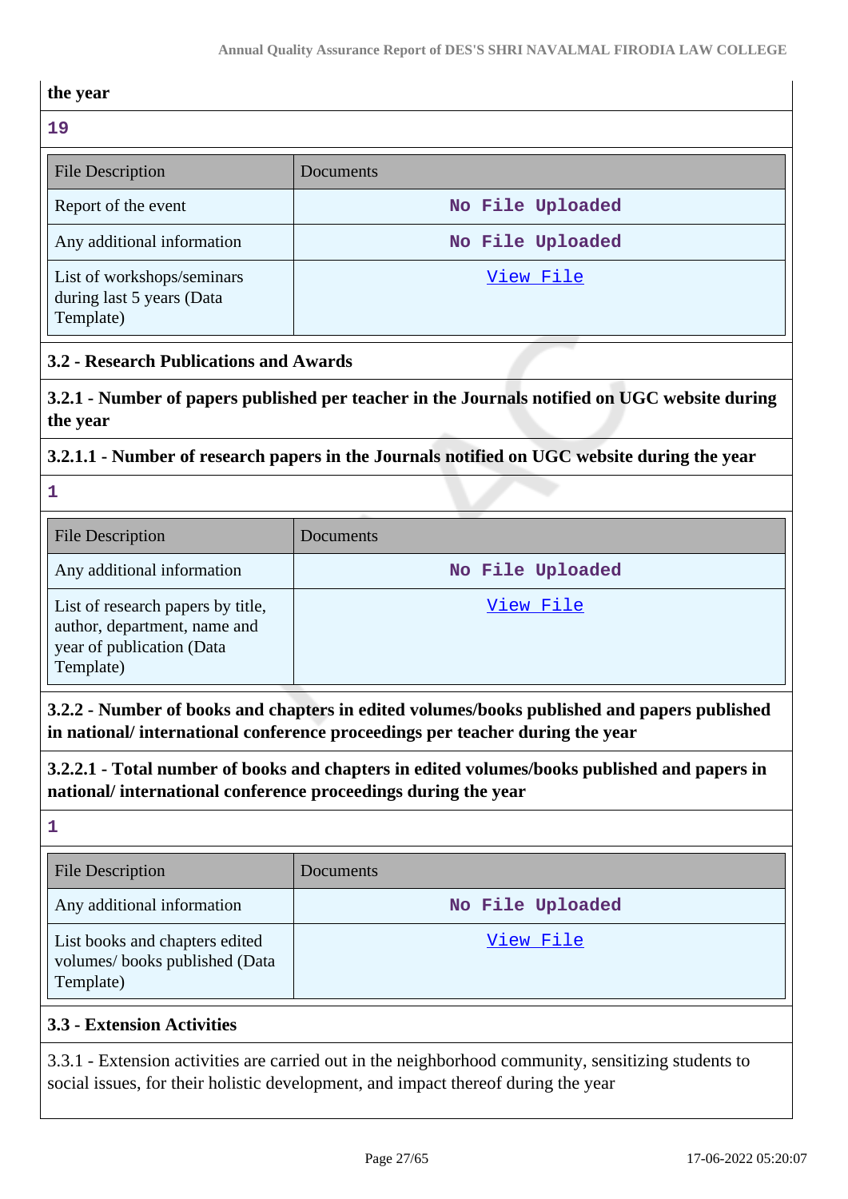the year

**19**

| File Description | Documents |
|---|---|
| Report of the event | No File Uploaded |
| Any additional information | No File Uploaded |
| List of workshops/seminars during last 5 years (Data Template) | View File |

### 3.2 - Research Publications and Awards

**3.2.1 - Number of papers published per teacher in the Journals notified on UGC website during the year**

**3.2.1.1 - Number of research papers in the Journals notified on UGC website during the year**

**1**

| File Description | Documents |
|---|---|
| Any additional information | No File Uploaded |
| List of research papers by title, author, department, name and year of publication (Data Template) | View File |

**3.2.2 - Number of books and chapters in edited volumes/books published and papers published in national/ international conference proceedings per teacher during the year**

**3.2.2.1 - Total number of books and chapters in edited volumes/books published and papers in national/ international conference proceedings during the year**

**1**

| File Description | Documents |
|---|---|
| Any additional information | No File Uploaded |
| List books and chapters edited volumes/ books published (Data Template) | View File |

### 3.3 - Extension Activities

3.3.1 - Extension activities are carried out in the neighborhood community, sensitizing students to social issues, for their holistic development, and impact thereof during the year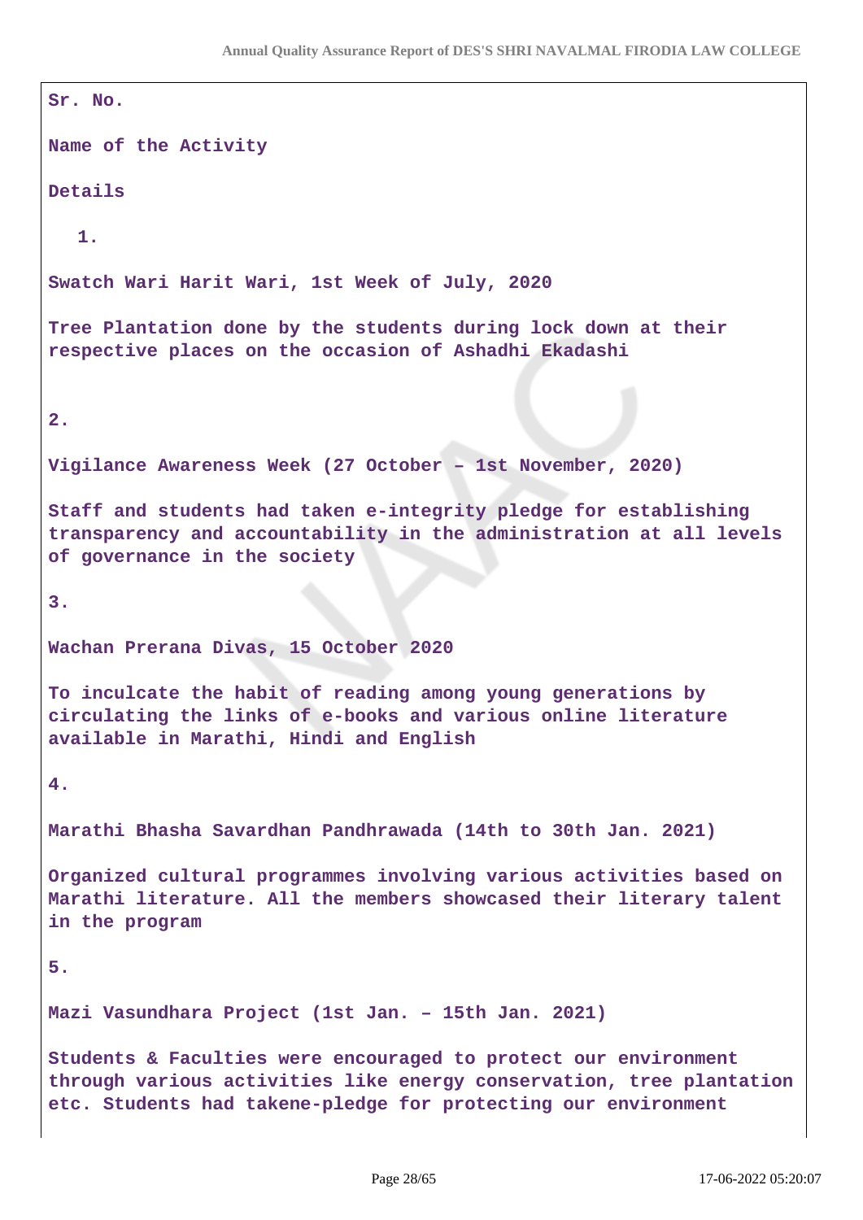| Sr. No. | Name of the Activity | Details |
|---|---|---|
| 1. | Swatch Wari Harit Wari, 1st Week of July, 2020 | Tree Plantation done by the students during lock down at their respective places on the occasion of Ashadhi Ekadashi |
| 2. | Vigilance Awareness Week (27 October – 1st November, 2020) | Staff and students had taken e-integrity pledge for establishing transparency and accountability in the administration at all levels of governance in the society |
| 3. | Wachan Prerana Divas, 15 October 2020 | To inculcate the habit of reading among young generations by circulating the links of e-books and various online literature available in Marathi, Hindi and English |
| 4. | Marathi Bhasha Savardhan Pandhrawada (14th to 30th Jan. 2021) | Organized cultural programmes involving various activities based on Marathi literature. All the members showcased their literary talent in the program |
| 5. | Mazi Vasundhara Project (1st Jan. – 15th Jan. 2021) | Students & Faculties were encouraged to protect our environment through various activities like energy conservation, tree plantation etc. Students had takene-pledge for protecting our environment |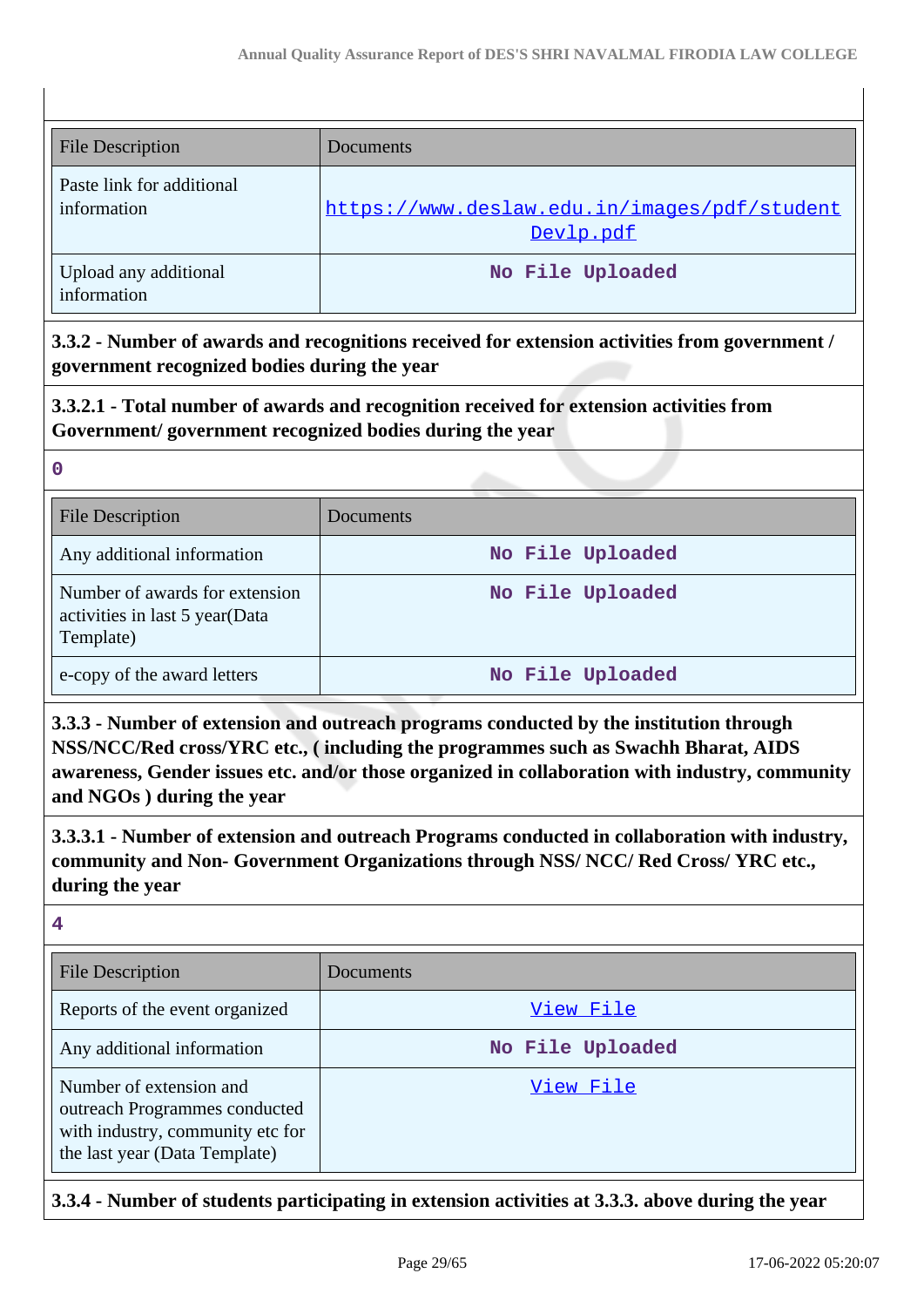| File Description | Documents |
| --- | --- |
| Paste link for additional information | https://www.deslaw.edu.in/images/pdf/studentDevlp.pdf |
| Upload any additional information | No File Uploaded |

**3.3.2 - Number of awards and recognitions received for extension activities from government / government recognized bodies during the year**

**3.3.2.1 - Total number of awards and recognition received for extension activities from Government/ government recognized bodies during the year**

0

| File Description | Documents |
| --- | --- |
| Any additional information | No File Uploaded |
| Number of awards for extension activities in last 5 year(Data Template) | No File Uploaded |
| e-copy of the award letters | No File Uploaded |

**3.3.3 - Number of extension and outreach programs conducted by the institution through NSS/NCC/Red cross/YRC etc., ( including the programmes such as Swachh Bharat, AIDS awareness, Gender issues etc. and/or those organized in collaboration with industry, community and NGOs ) during the year**

**3.3.3.1 - Number of extension and outreach Programs conducted in collaboration with industry, community and Non- Government Organizations through NSS/ NCC/ Red Cross/ YRC etc., during the year**

4

| File Description | Documents |
| --- | --- |
| Reports of the event organized | View File |
| Any additional information | No File Uploaded |
| Number of extension and outreach Programmes conducted with industry, community etc for the last year (Data Template) | View File |

**3.3.4 - Number of students participating in extension activities at 3.3.3. above during the year**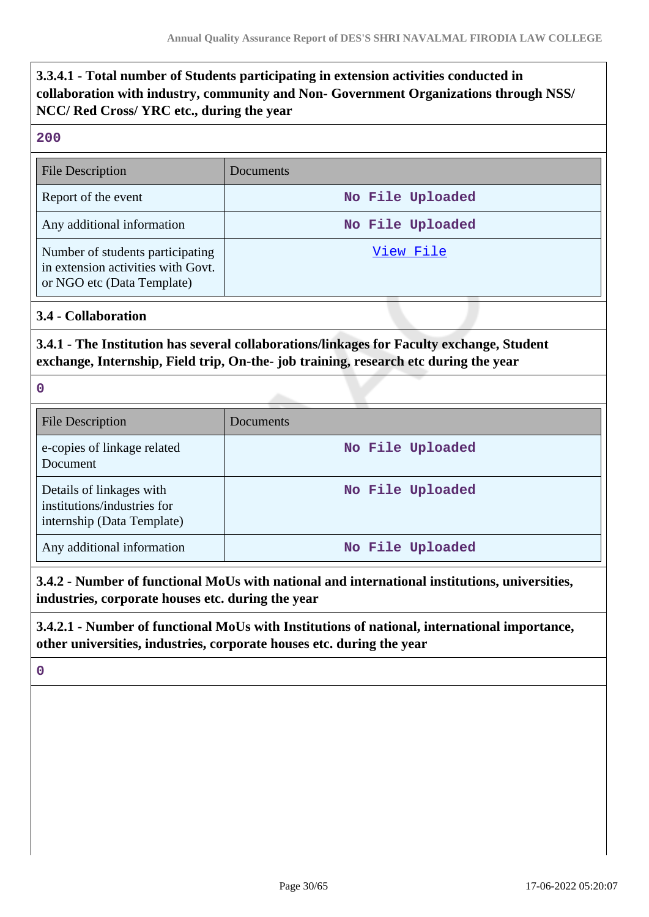**3.3.4.1 - Total number of Students participating in extension activities conducted in collaboration with industry, community and Non- Government Organizations through NSS/ NCC/ Red Cross/ YRC etc., during the year**

200

| File Description | Documents |
| --- | --- |
| Report of the event | No File Uploaded |
| Any additional information | No File Uploaded |
| Number of students participating in extension activities with Govt. or NGO etc (Data Template) | View File |

**3.4 - Collaboration**

**3.4.1 - The Institution has several collaborations/linkages for Faculty exchange, Student exchange, Internship, Field trip, On-the- job training, research etc during the year**

0

| File Description | Documents |
| --- | --- |
| e-copies of linkage related Document | No File Uploaded |
| Details of linkages with institutions/industries for internship (Data Template) | No File Uploaded |
| Any additional information | No File Uploaded |

**3.4.2 - Number of functional MoUs with national and international institutions, universities, industries, corporate houses etc. during the year**

**3.4.2.1 - Number of functional MoUs with Institutions of national, international importance, other universities, industries, corporate houses etc. during the year**

0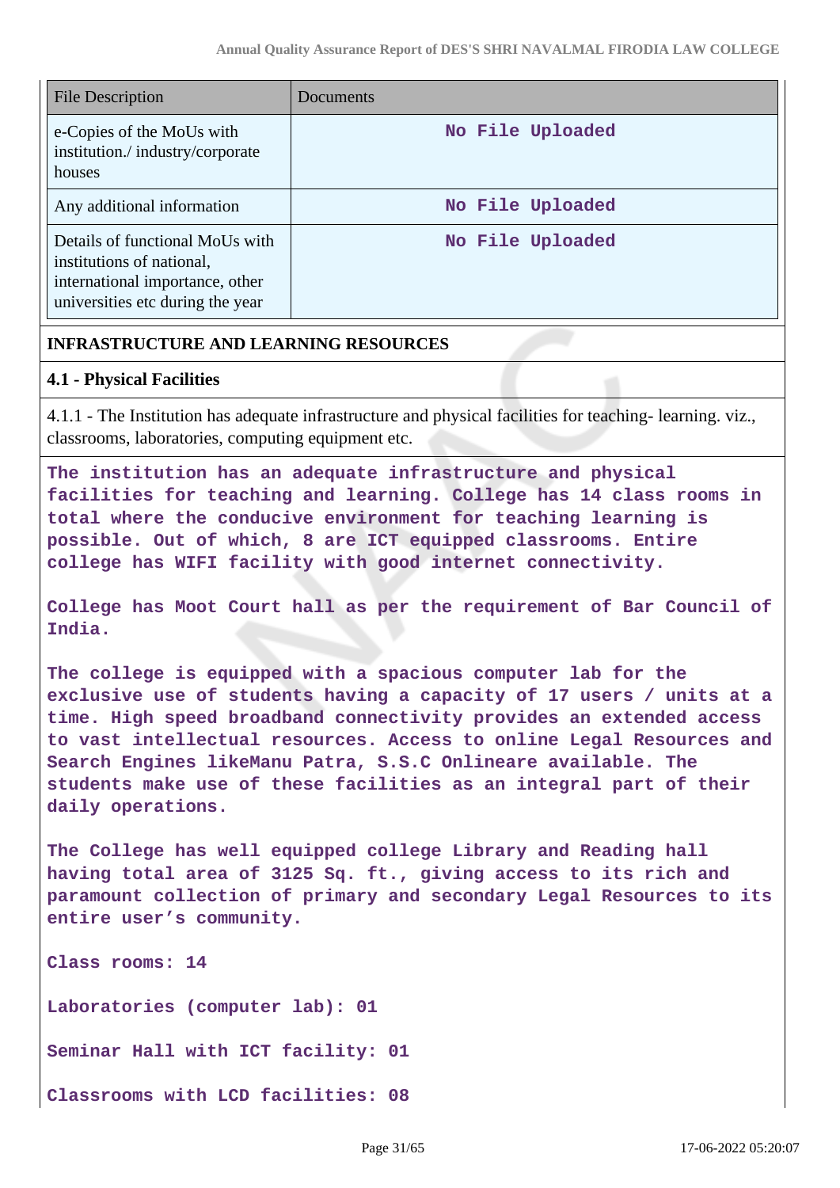| File Description | Documents |
|---|---|
| e-Copies of the MoUs with institution./ industry/corporate houses | No File Uploaded |
| Any additional information | No File Uploaded |
| Details of functional MoUs with institutions of national, international importance, other universities etc during the year | No File Uploaded |

**INFRASTRUCTURE AND LEARNING RESOURCES**

**4.1 - Physical Facilities**

4.1.1 - The Institution has adequate infrastructure and physical facilities for teaching- learning. viz., classrooms, laboratories, computing equipment etc.

**The institution has an adequate infrastructure and physical facilities for teaching and learning. College has 14 class rooms in total where the conducive environment for teaching learning is possible. Out of which, 8 are ICT equipped classrooms. Entire college has WIFI facility with good internet connectivity.**

**College has Moot Court hall as per the requirement of Bar Council of India.**

**The college is equipped with a spacious computer lab for the exclusive use of students having a capacity of 17 users / units at a time. High speed broadband connectivity provides an extended access to vast intellectual resources. Access to online Legal Resources and Search Engines likeManu Patra, S.S.C Onlineare available. The students make use of these facilities as an integral part of their daily operations.**

**The College has well equipped college Library and Reading hall having total area of 3125 Sq. ft., giving access to its rich and paramount collection of primary and secondary Legal Resources to its entire user's community.**

**Class rooms: 14**

**Laboratories (computer lab): 01**

**Seminar Hall with ICT facility: 01**

**Classrooms with LCD facilities: 08**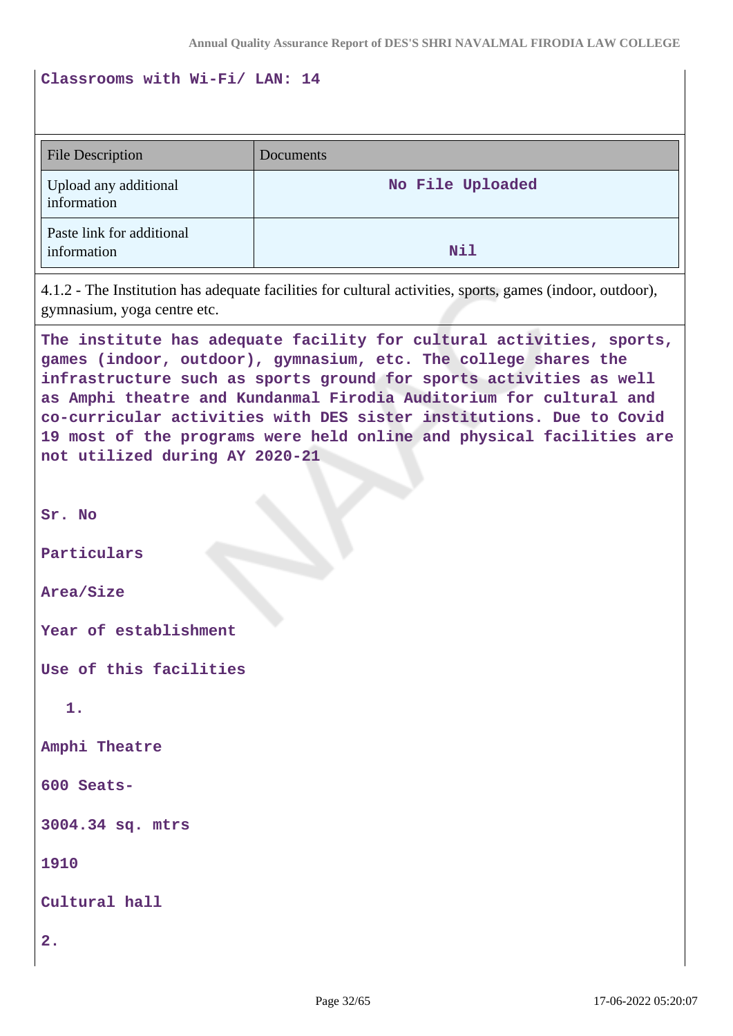**Classrooms with Wi-Fi/ LAN: 14**

| File Description | Documents |
|---|---|
| Upload any additional information | **No File Uploaded** |
| Paste link for additional information | **Nil** |

4.1.2 - The Institution has adequate facilities for cultural activities, sports, games (indoor, outdoor), gymnasium, yoga centre etc.

**The institute has adequate facility for cultural activities, sports, games (indoor, outdoor), gymnasium, etc. The college shares the infrastructure such as sports ground for sports activities as well as Amphi theatre and Kundanmal Firodia Auditorium for cultural and co-curricular activities with DES sister institutions. Due to Covid 19 most of the programs were held online and physical facilities are not utilized during AY 2020-21**

**Sr. No**

**Particulars**

**Area/Size**

**Year of establishment**

**Use of this facilities**

**1.**

**Amphi Theatre**

**600 Seats-**

**3004.34 sq. mtrs**

**1910**

**Cultural hall**

**2.**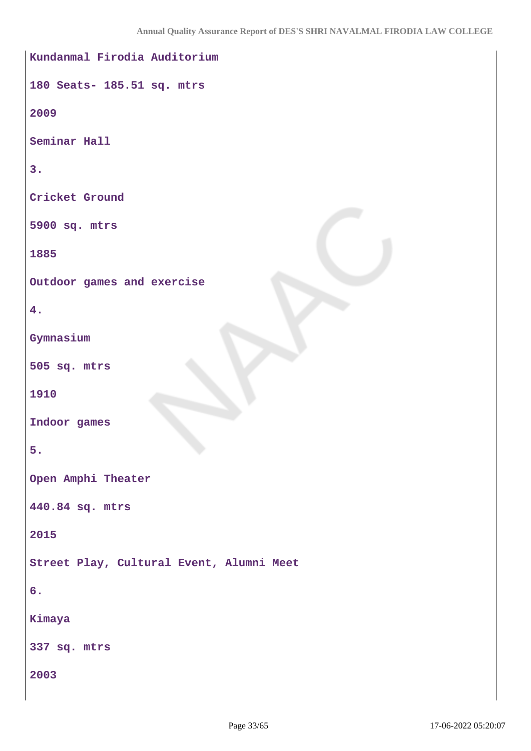Kundanmal Firodia Auditorium

180 Seats- 185.51 sq. mtrs

2009

Seminar Hall

3.

Cricket Ground

5900 sq. mtrs

1885

Outdoor games and exercise

4.

Gymnasium

505 sq. mtrs

1910

Indoor games

5.

Open Amphi Theater

440.84 sq. mtrs

2015

Street Play, Cultural Event, Alumni Meet

6.

Kimaya

337 sq. mtrs

2003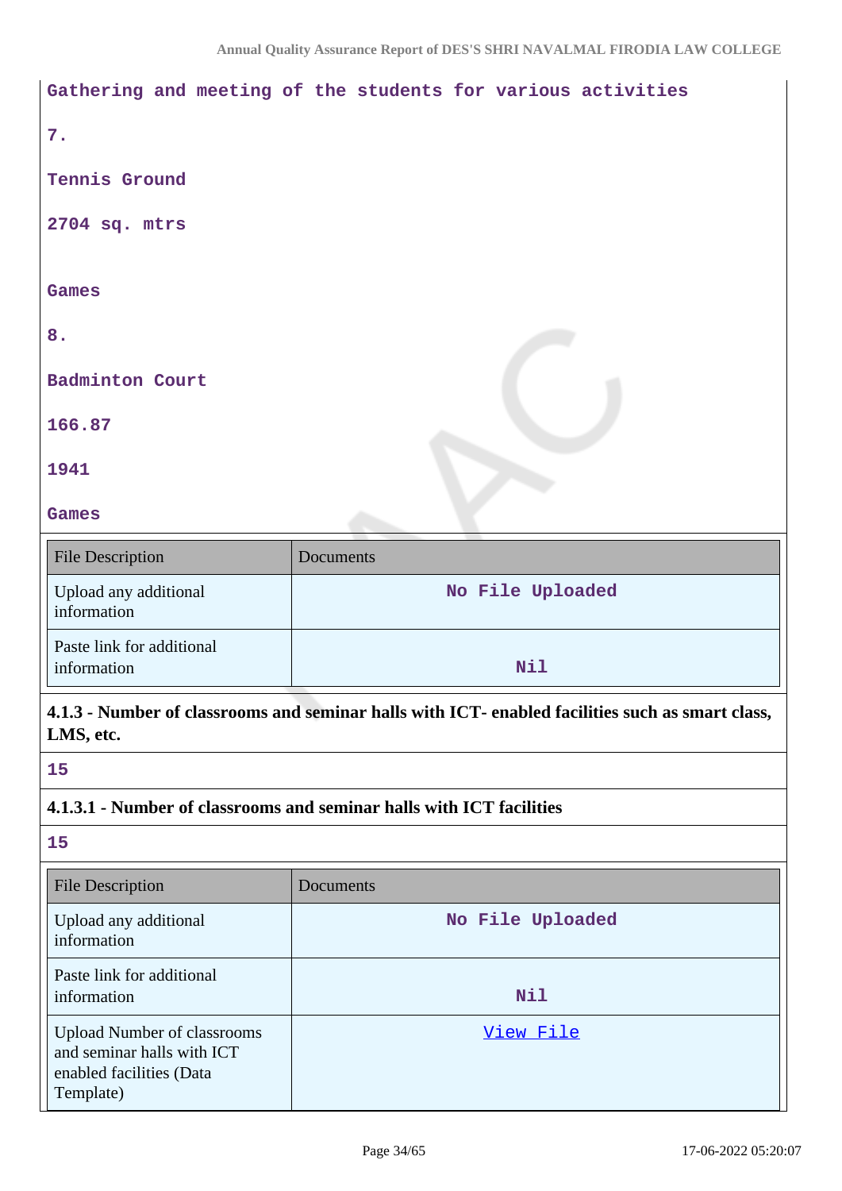Gathering and meeting of the students for various activities

7.

Tennis Ground

2704 sq. mtrs

Games

8.

Badminton Court

166.87

1941

Games

| File Description | Documents |
|---|---|
| Upload any additional information | No File Uploaded |
| Paste link for additional information | Nil |

**4.1.3 - Number of classrooms and seminar halls with ICT- enabled facilities such as smart class, LMS, etc.**

15

**4.1.3.1 - Number of classrooms and seminar halls with ICT facilities**

15

| File Description | Documents |
|---|---|
| Upload any additional information | No File Uploaded |
| Paste link for additional information | Nil |
| Upload Number of classrooms and seminar halls with ICT enabled facilities (Data Template) | View File |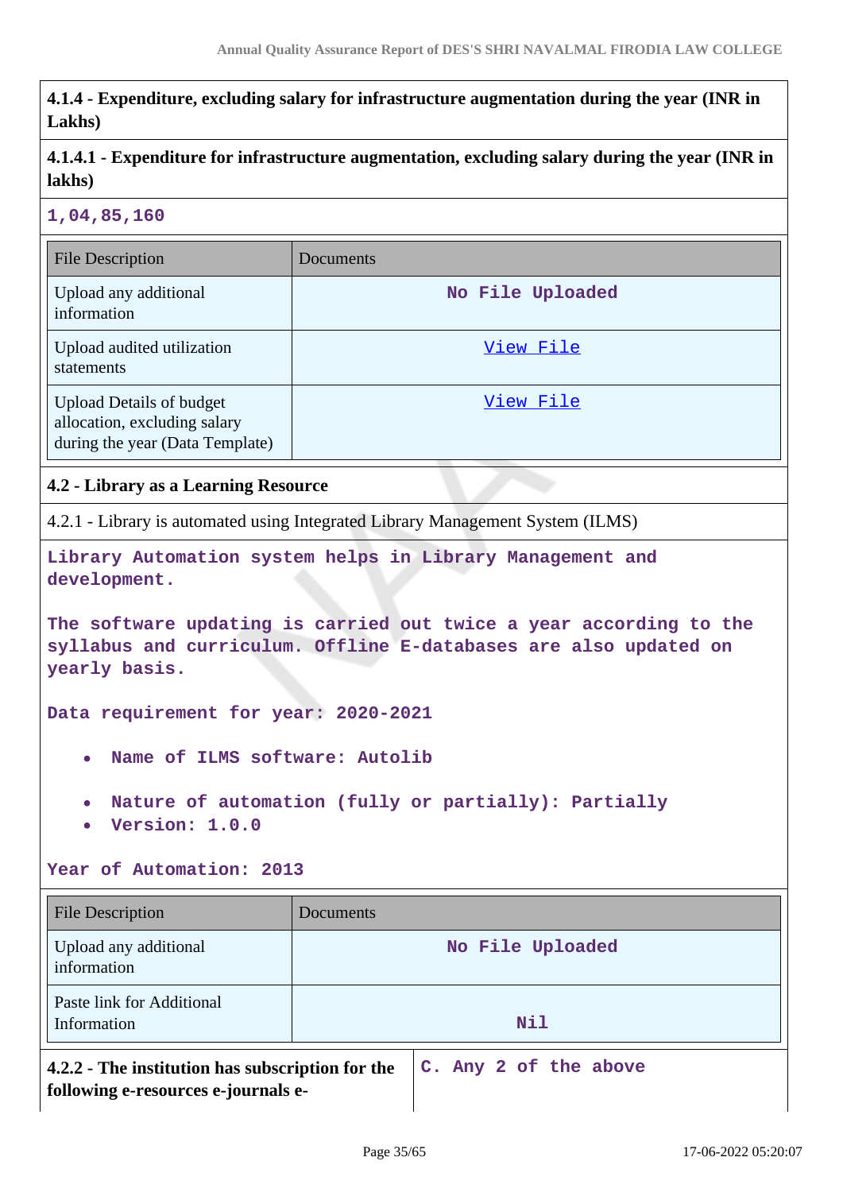**4.1.4 - Expenditure, excluding salary for infrastructure augmentation during the year (INR in Lakhs)**

**4.1.4.1 - Expenditure for infrastructure augmentation, excluding salary during the year (INR in lakhs)**

**1,04,85,160**

| File Description | Documents |
| --- | --- |
| Upload any additional information | No File Uploaded |
| Upload audited utilization statements | View File |
| Upload Details of budget allocation, excluding salary during the year (Data Template) | View File |

**4.2 - Library as a Learning Resource**

4.2.1 - Library is automated using Integrated Library Management System (ILMS)

**Library Automation system helps in Library Management and development.**

**The software updating is carried out twice a year according to the syllabus and curriculum. Offline E-databases are also updated on yearly basis.**

**Data requirement for year: 2020-2021**

- **Name of ILMS software: Autolib**
- **Nature of automation (fully or partially): Partially**
- **Version: 1.0.0**

**Year of Automation: 2013**

| File Description | Documents |
| --- | --- |
| Upload any additional information | No File Uploaded |
| Paste link for Additional Information | Nil |

| **4.2.2 - The institution has subscription for the following e-resources e-journals e-** | **C. Any 2 of the above** |
| --- | --- |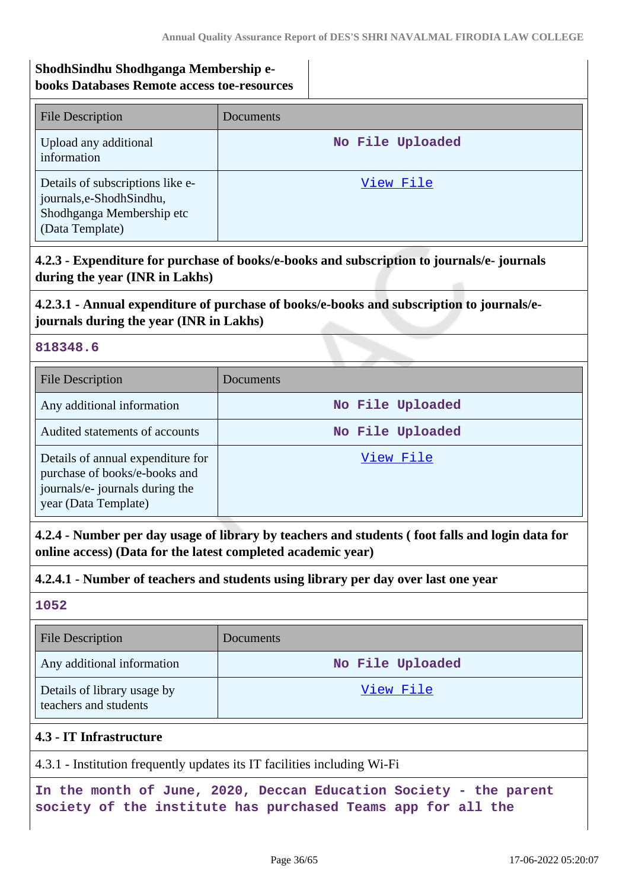**ShodhSindhu Shodhganga Membership e-books Databases Remote access toe-resources**

| File Description | Documents |
| --- | --- |
| Upload any additional information | No File Uploaded |
| Details of subscriptions like e-journals,e-ShodhSindhu, Shodhganga Membership etc (Data Template) | View File |

**4.2.3 - Expenditure for purchase of books/e-books and subscription to journals/e- journals during the year (INR in Lakhs)**

**4.2.3.1 - Annual expenditure of purchase of books/e-books and subscription to journals/e-journals during the year (INR in Lakhs)**

**818348.6**

| File Description | Documents |
| --- | --- |
| Any additional information | No File Uploaded |
| Audited statements of accounts | No File Uploaded |
| Details of annual expenditure for purchase of books/e-books and journals/e- journals during the year (Data Template) | View File |

**4.2.4 - Number per day usage of library by teachers and students ( foot falls and login data for online access) (Data for the latest completed academic year)**

**4.2.4.1 - Number of teachers and students using library per day over last one year**

**1052**

| File Description | Documents |
| --- | --- |
| Any additional information | No File Uploaded |
| Details of library usage by teachers and students | View File |

**4.3 - IT Infrastructure**

4.3.1 - Institution frequently updates its IT facilities including Wi-Fi

**In the month of June, 2020, Deccan Education Society - the parent society of the institute has purchased Teams app for all the**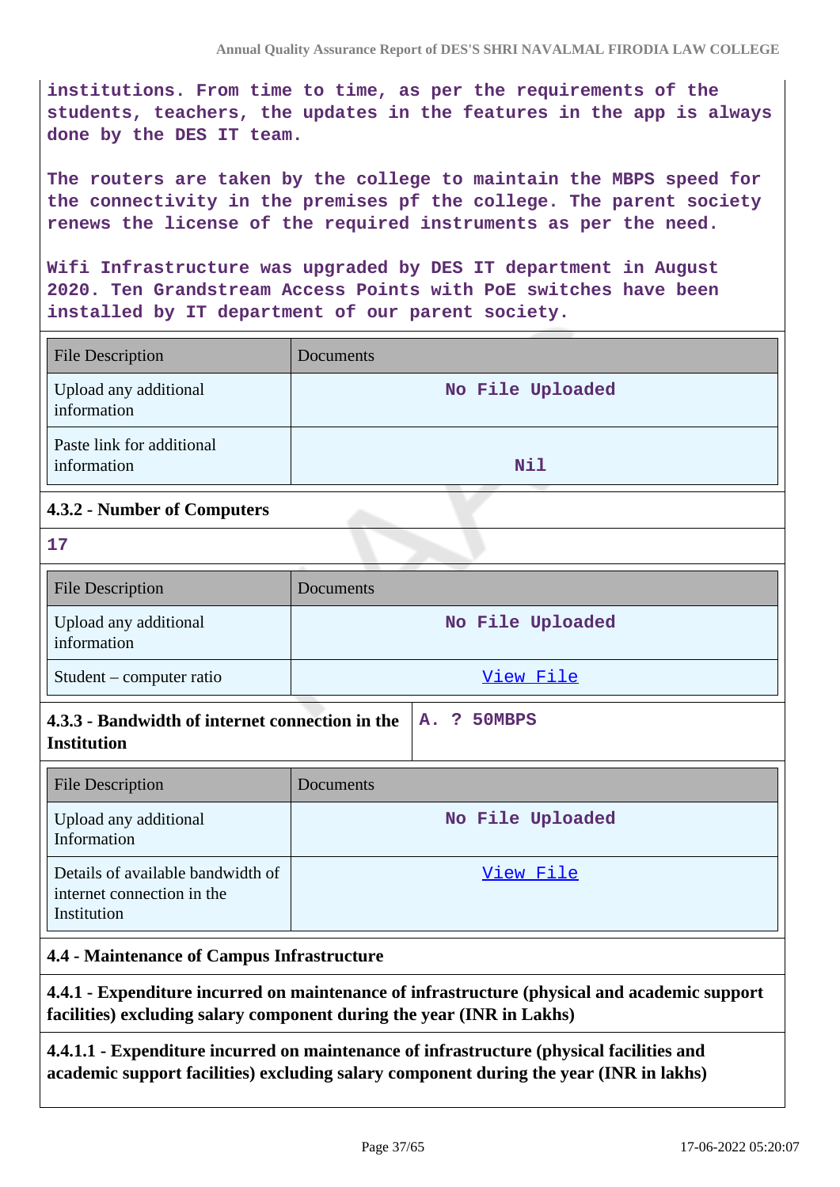institutions. From time to time, as per the requirements of the students, teachers, the updates in the features in the app is always done by the DES IT team.

The routers are taken by the college to maintain the MBPS speed for the connectivity in the premises pf the college. The parent society renews the license of the required instruments as per the need.

Wifi Infrastructure was upgraded by DES IT department in August 2020. Ten Grandstream Access Points with PoE switches have been installed by IT department of our parent society.

| File Description | Documents |
| --- | --- |
| Upload any additional information | No File Uploaded |
| Paste link for additional information | Nil |

**4.3.2 - Number of Computers**

17

| File Description | Documents |
| --- | --- |
| Upload any additional information | No File Uploaded |
| Student – computer ratio | View File |

| **4.3.3 - Bandwidth of internet connection in the Institution** | A. ? 50MBPS |
| --- | --- |

| File Description | Documents |
| --- | --- |
| Upload any additional Information | No File Uploaded |
| Details of available bandwidth of internet connection in the Institution | View File |

**4.4 - Maintenance of Campus Infrastructure**

**4.4.1 - Expenditure incurred on maintenance of infrastructure (physical and academic support facilities) excluding salary component during the year (INR in Lakhs)**

**4.4.1.1 - Expenditure incurred on maintenance of infrastructure (physical facilities and academic support facilities) excluding salary component during the year (INR in lakhs)**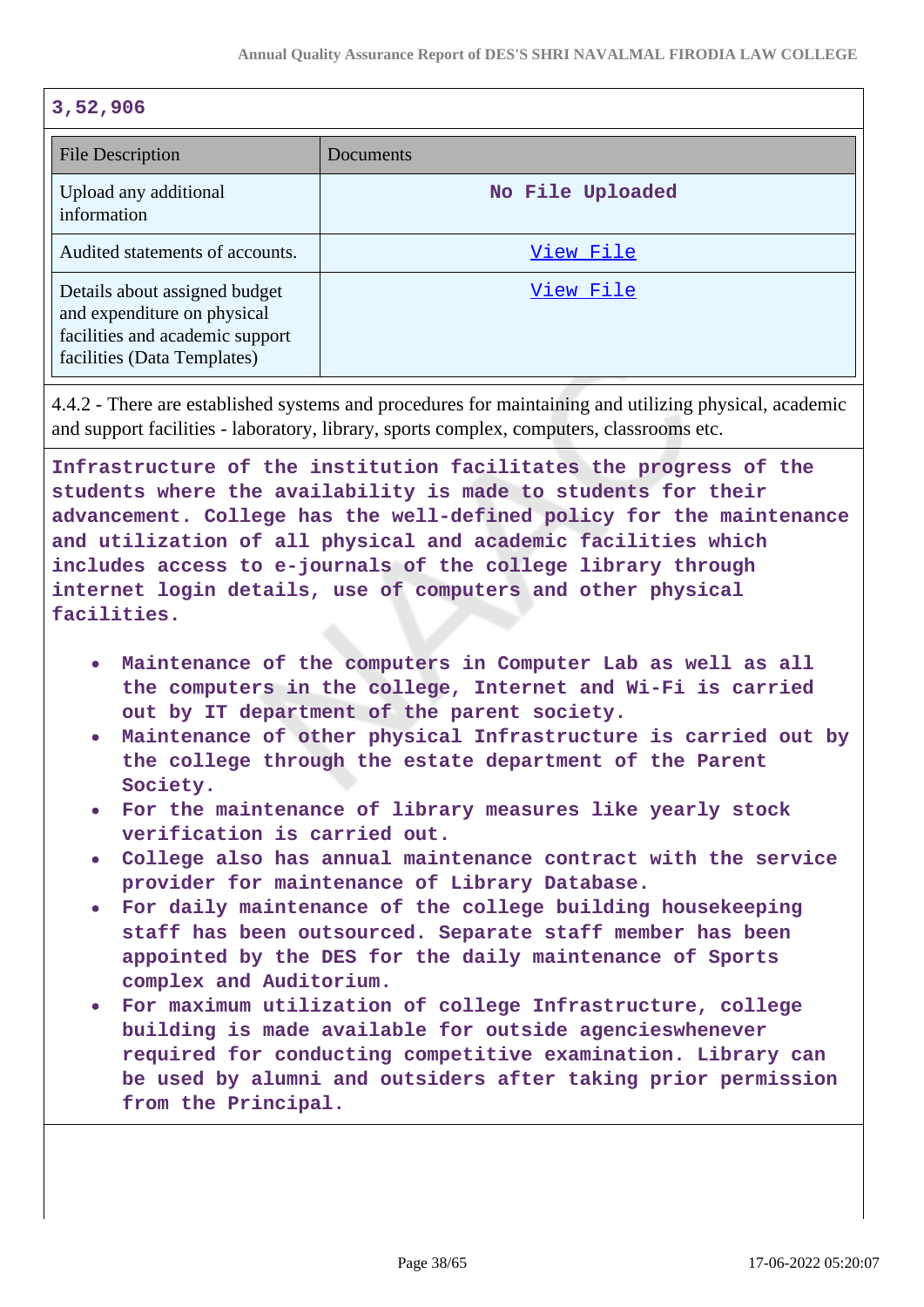**3,52,906**

| File Description | Documents |
|---|---|
| Upload any additional information | No File Uploaded |
| Audited statements of accounts. | View File |
| Details about assigned budget and expenditure on physical facilities and academic support facilities (Data Templates) | View File |

4.4.2 - There are established systems and procedures for maintaining and utilizing physical, academic and support facilities - laboratory, library, sports complex, computers, classrooms etc.

**Infrastructure of the institution facilitates the progress of the students where the availability is made to students for their advancement. College has the well-defined policy for the maintenance and utilization of all physical and academic facilities which includes access to e-journals of the college library through internet login details, use of computers and other physical facilities.**

- **Maintenance of the computers in Computer Lab as well as all the computers in the college, Internet and Wi-Fi is carried out by IT department of the parent society.**
- **Maintenance of other physical Infrastructure is carried out by the college through the estate department of the Parent Society.**
- **For the maintenance of library measures like yearly stock verification is carried out.**
- **College also has annual maintenance contract with the service provider for maintenance of Library Database.**
- **For daily maintenance of the college building housekeeping staff has been outsourced. Separate staff member has been appointed by the DES for the daily maintenance of Sports complex and Auditorium.**
- **For maximum utilization of college Infrastructure, college building is made available for outside agencieswhenever required for conducting competitive examination. Library can be used by alumni and outsiders after taking prior permission from the Principal.**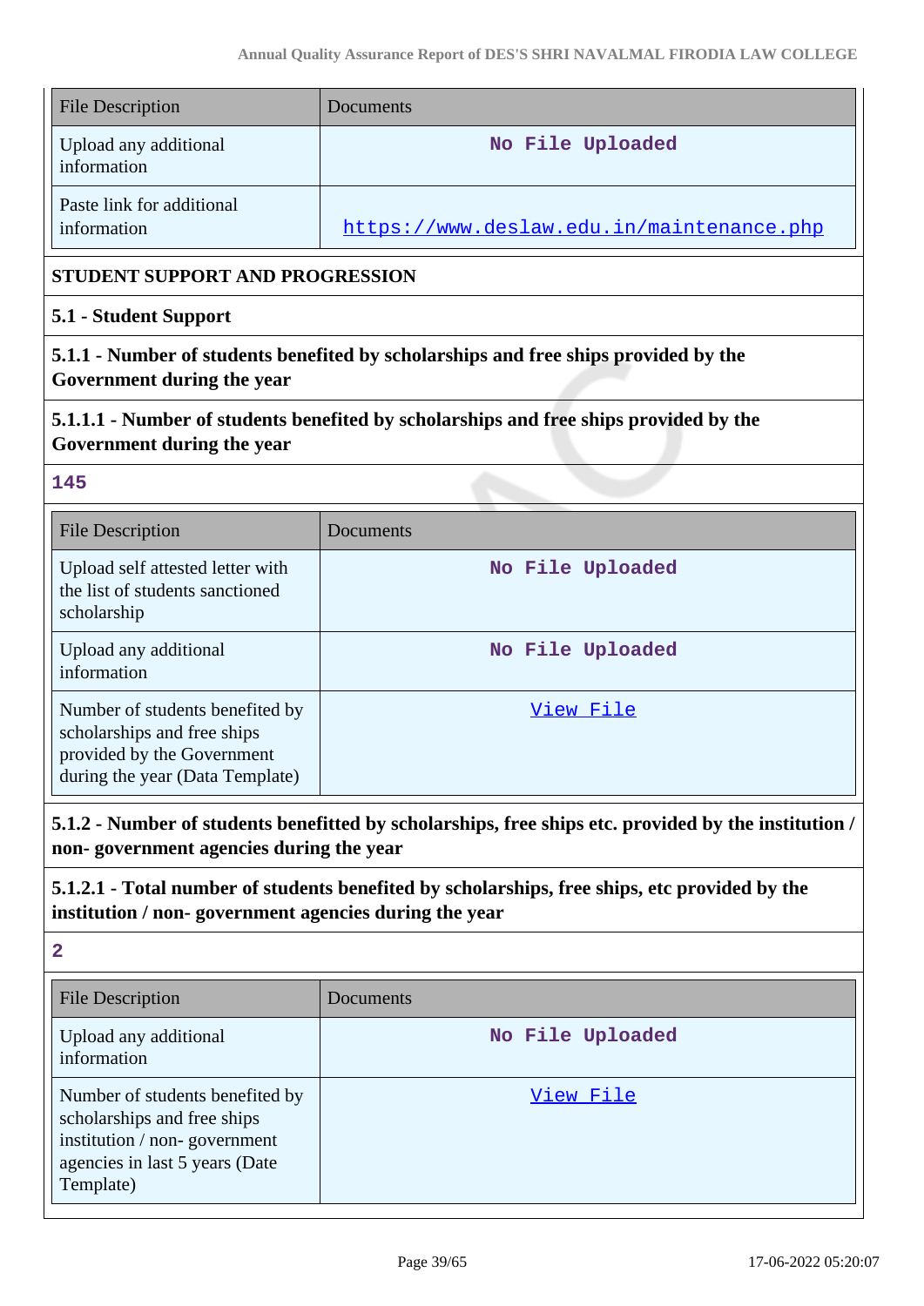| File Description | Documents |
| --- | --- |
| Upload any additional information | No File Uploaded |
| Paste link for additional information | https://www.deslaw.edu.in/maintenance.php |

**STUDENT SUPPORT AND PROGRESSION**

**5.1 - Student Support**

**5.1.1 - Number of students benefited by scholarships and free ships provided by the Government during the year**

**5.1.1.1 - Number of students benefited by scholarships and free ships provided by the Government during the year**

**145**

| File Description | Documents |
| --- | --- |
| Upload self attested letter with the list of students sanctioned scholarship | No File Uploaded |
| Upload any additional information | No File Uploaded |
| Number of students benefited by scholarships and free ships provided by the Government during the year (Data Template) | View File |

**5.1.2 - Number of students benefitted by scholarships, free ships etc. provided by the institution / non- government agencies during the year**

**5.1.2.1 - Total number of students benefited by scholarships, free ships, etc provided by the institution / non- government agencies during the year**

**2**

| File Description | Documents |
| --- | --- |
| Upload any additional information | No File Uploaded |
| Number of students benefited by scholarships and free ships institution / non- government agencies in last 5 years (Date Template) | View File |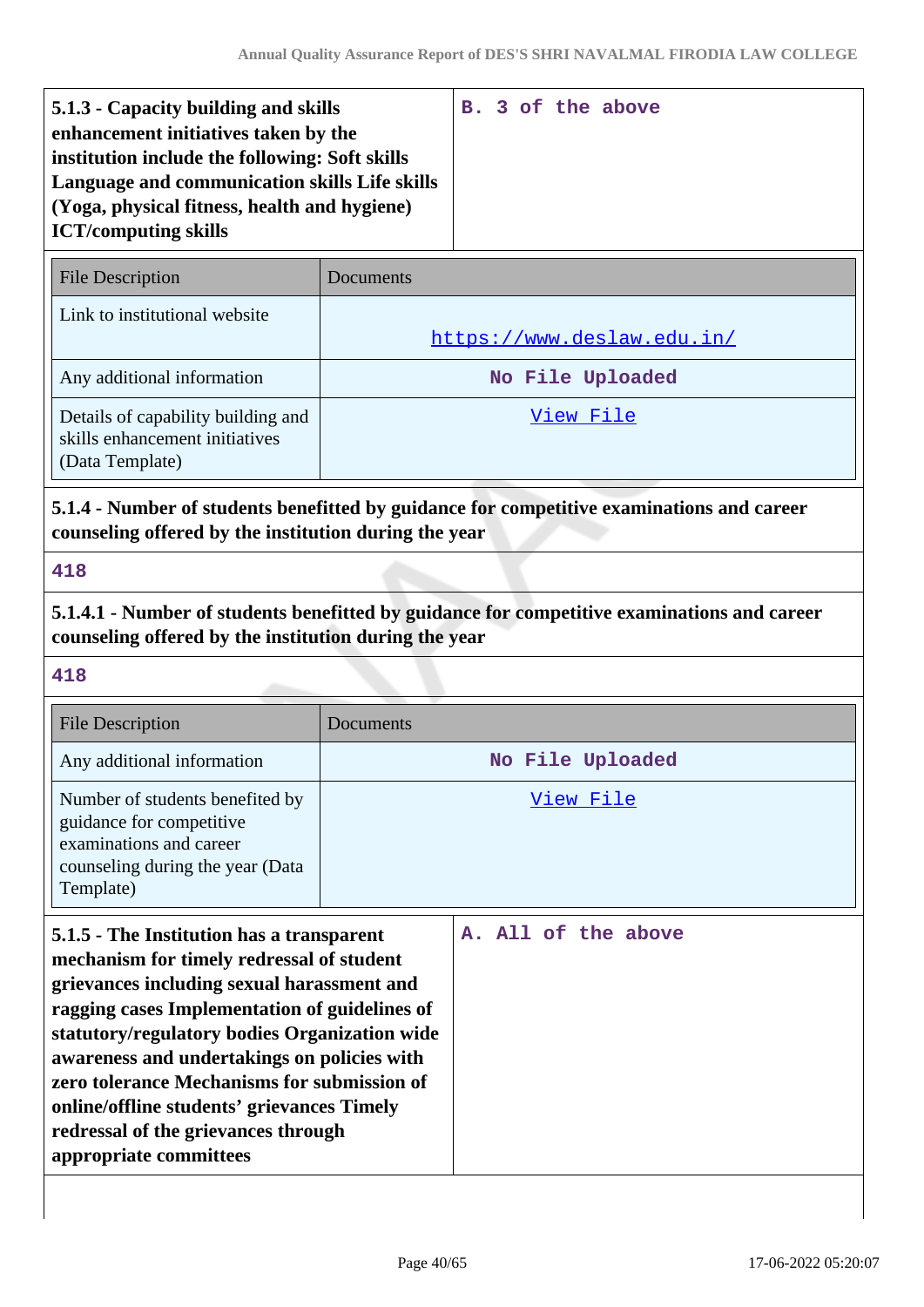| 5.1.3 - Capacity building and skills enhancement initiatives taken by the institution include the following: Soft skills Language and communication skills Life skills (Yoga, physical fitness, health and hygiene) ICT/computing skills | B. 3 of the above |
|---|---|

| File Description | Documents |
|---|---|
| Link to institutional website | https://www.deslaw.edu.in/ |
| Any additional information | No File Uploaded |
| Details of capability building and skills enhancement initiatives (Data Template) | View File |

**5.1.4 - Number of students benefitted by guidance for competitive examinations and career counseling offered by the institution during the year**

418

**5.1.4.1 - Number of students benefitted by guidance for competitive examinations and career counseling offered by the institution during the year**

418

| File Description | Documents |
|---|---|
| Any additional information | No File Uploaded |
| Number of students benefited by guidance for competitive examinations and career counseling during the year (Data Template) | View File |

| 5.1.5 - The Institution has a transparent mechanism for timely redressal of student grievances including sexual harassment and ragging cases Implementation of guidelines of statutory/regulatory bodies Organization wide awareness and undertakings on policies with zero tolerance Mechanisms for submission of online/offline students' grievances Timely redressal of the grievances through appropriate committees | A. All of the above |
|---|---|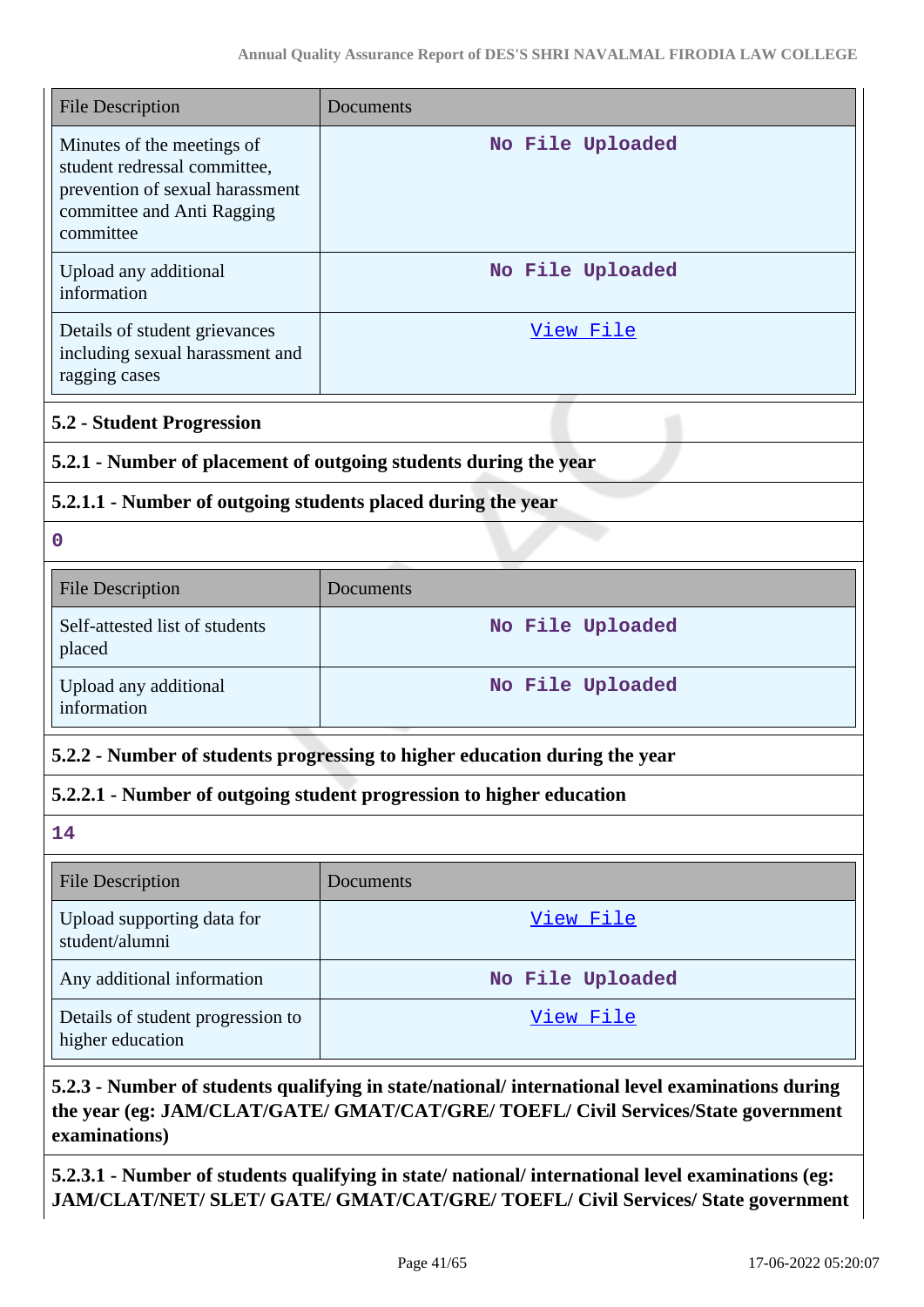| File Description | Documents |
| --- | --- |
| Minutes of the meetings of student redressal committee, prevention of sexual harassment committee and Anti Ragging committee | No File Uploaded |
| Upload any additional information | No File Uploaded |
| Details of student grievances including sexual harassment and ragging cases | View File |

**5.2 - Student Progression**

**5.2.1 - Number of placement of outgoing students during the year**

**5.2.1.1 - Number of outgoing students placed during the year**

**0**

| File Description | Documents |
| --- | --- |
| Self-attested list of students placed | No File Uploaded |
| Upload any additional information | No File Uploaded |

**5.2.2 - Number of students progressing to higher education during the year**

**5.2.2.1 - Number of outgoing student progression to higher education**

**14**

| File Description | Documents |
| --- | --- |
| Upload supporting data for student/alumni | View File |
| Any additional information | No File Uploaded |
| Details of student progression to higher education | View File |

**5.2.3 - Number of students qualifying in state/national/ international level examinations during the year (eg: JAM/CLAT/GATE/ GMAT/CAT/GRE/ TOEFL/ Civil Services/State government examinations)**

**5.2.3.1 - Number of students qualifying in state/ national/ international level examinations (eg: JAM/CLAT/NET/ SLET/ GATE/ GMAT/CAT/GRE/ TOEFL/ Civil Services/ State government**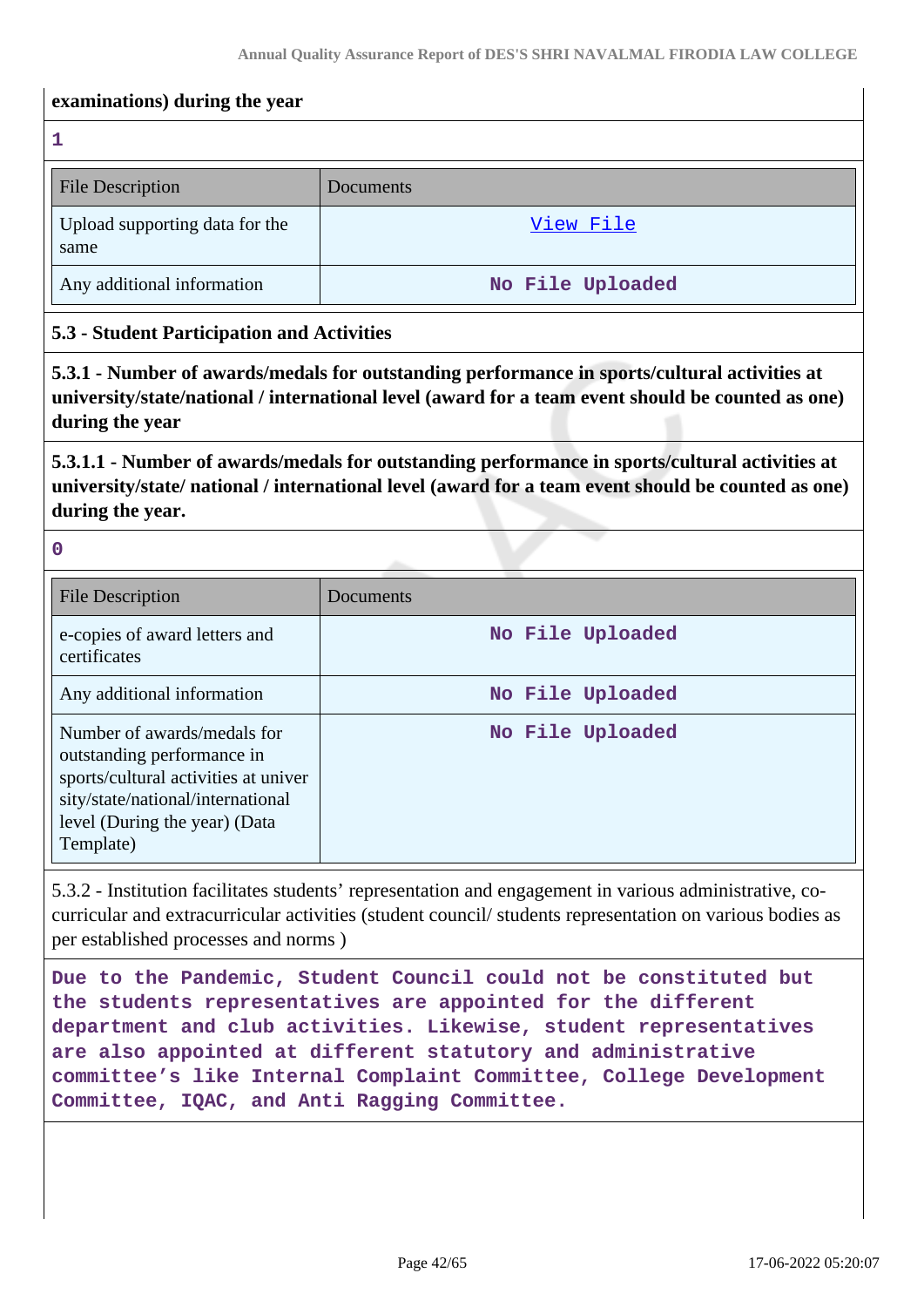**examinations) during the year**

1

| File Description | Documents |
|---|---|
| Upload supporting data for the same | View File |
| Any additional information | No File Uploaded |

**5.3 - Student Participation and Activities**

**5.3.1 - Number of awards/medals for outstanding performance in sports/cultural activities at university/state/national / international level (award for a team event should be counted as one) during the year**

**5.3.1.1 - Number of awards/medals for outstanding performance in sports/cultural activities at university/state/ national / international level (award for a team event should be counted as one) during the year.**

0

| File Description | Documents |
|---|---|
| e-copies of award letters and certificates | No File Uploaded |
| Any additional information | No File Uploaded |
| Number of awards/medals for outstanding performance in sports/cultural activities at university/state/national/international level (During the year) (Data Template) | No File Uploaded |

5.3.2 - Institution facilitates students' representation and engagement in various administrative, co-curricular and extracurricular activities (student council/ students representation on various bodies as per established processes and norms )

Due to the Pandemic, Student Council could not be constituted but the students representatives are appointed for the different department and club activities. Likewise, student representatives are also appointed at different statutory and administrative committee's like Internal Complaint Committee, College Development Committee, IQAC, and Anti Ragging Committee.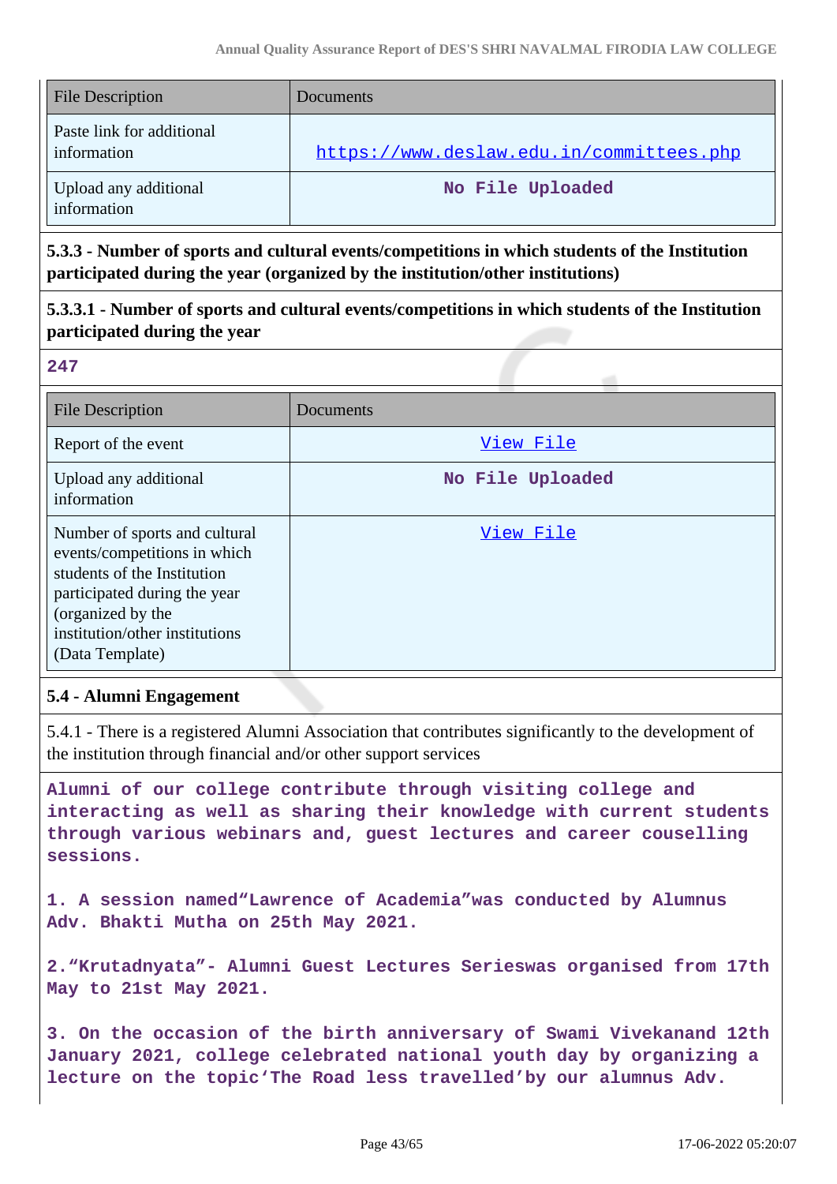| File Description | Documents |
|---|---|
| Paste link for additional information | https://www.deslaw.edu.in/committees.php |
| Upload any additional information | No File Uploaded |

**5.3.3 - Number of sports and cultural events/competitions in which students of the Institution participated during the year (organized by the institution/other institutions)**

**5.3.3.1 - Number of sports and cultural events/competitions in which students of the Institution participated during the year**

**247**

| File Description | Documents |
|---|---|
| Report of the event | View File |
| Upload any additional information | No File Uploaded |
| Number of sports and cultural events/competitions in which students of the Institution participated during the year (organized by the institution/other institutions (Data Template) | View File |

**5.4 - Alumni Engagement**

5.4.1 - There is a registered Alumni Association that contributes significantly to the development of the institution through financial and/or other support services

**Alumni of our college contribute through visiting college and interacting as well as sharing their knowledge with current students through various webinars and, guest lectures and career couselling sessions.**

**1. A session named"Lawrence of Academia"was conducted by Alumnus Adv. Bhakti Mutha on 25th May 2021.**

**2."Krutadnyata"- Alumni Guest Lectures Serieswas organised from 17th May to 21st May 2021.**

**3. On the occasion of the birth anniversary of Swami Vivekanand 12th January 2021, college celebrated national youth day by organizing a lecture on the topic'The Road less travelled'by our alumnus Adv.**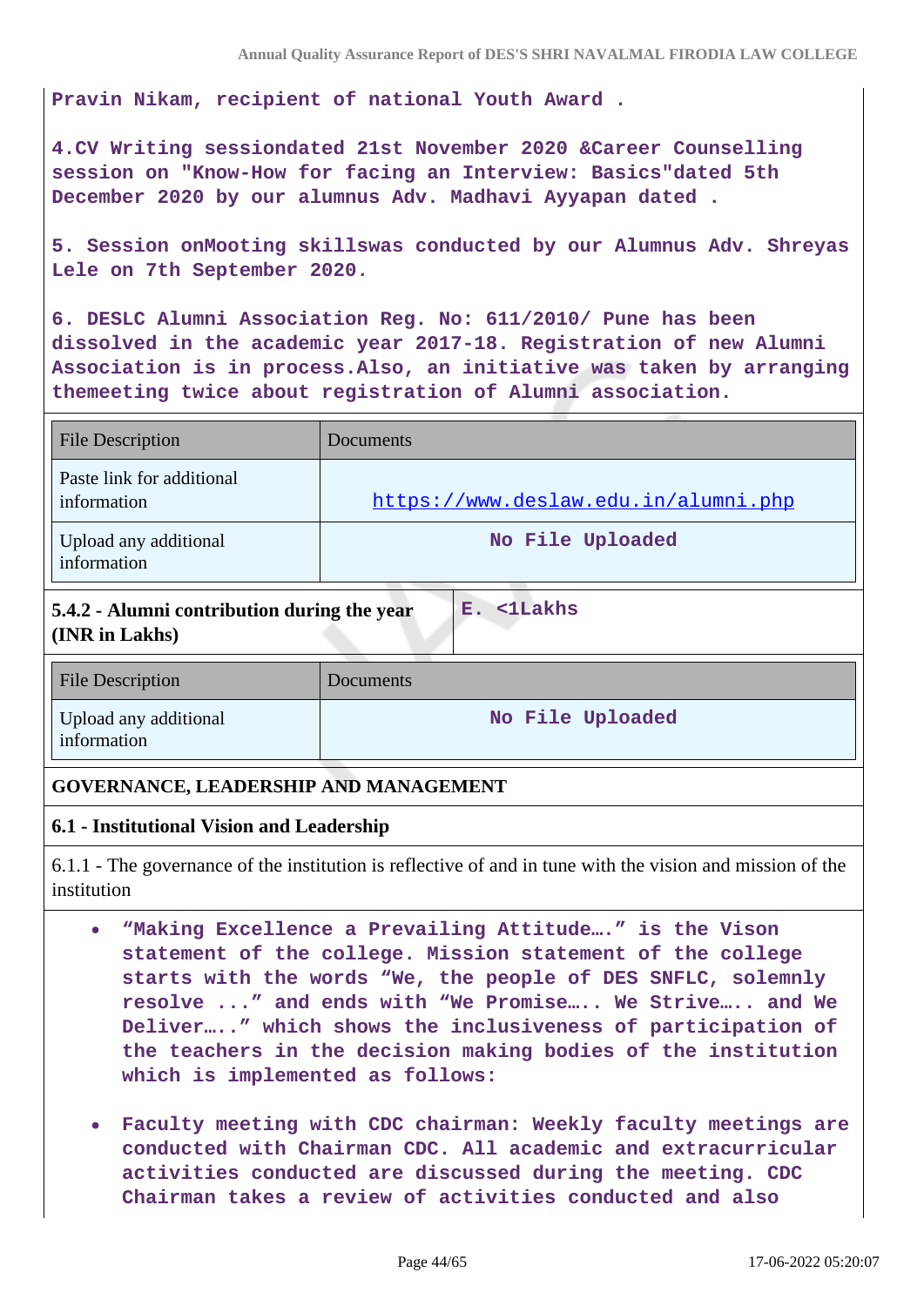Pravin Nikam, recipient of national Youth Award .

4.CV Writing sessiondated 21st November 2020 &Career Counselling session on "Know-How for facing an Interview: Basics"dated 5th December 2020 by our alumnus Adv. Madhavi Ayyapan dated .

5. Session onMooting skillswas conducted by our Alumnus Adv. Shreyas Lele on 7th September 2020.

6. DESLC Alumni Association Reg. No: 611/2010/ Pune has been dissolved in the academic year 2017-18. Registration of new Alumni Association is in process.Also, an initiative was taken by arranging themeeting twice about registration of Alumni association.

| File Description | Documents |
|---|---|
| Paste link for additional information | https://www.deslaw.edu.in/alumni.php |
| Upload any additional information | No File Uploaded |

| 5.4.2 - Alumni contribution during the year (INR in Lakhs) | E. <1Lakhs |
|---|---|

| File Description | Documents |
|---|---|
| Upload any additional information | No File Uploaded |

## GOVERNANCE, LEADERSHIP AND MANAGEMENT

### 6.1 - Institutional Vision and Leadership

6.1.1 - The governance of the institution is reflective of and in tune with the vision and mission of the institution

- "Making Excellence a Prevailing Attitude…." is the Vison statement of the college. Mission statement of the college starts with the words "We, the people of DES SNFLC, solemnly resolve ..." and ends with "We Promise….. We Strive….. and We Deliver….." which shows the inclusiveness of participation of the teachers in the decision making bodies of the institution which is implemented as follows:
- Faculty meeting with CDC chairman: Weekly faculty meetings are conducted with Chairman CDC. All academic and extracurricular activities conducted are discussed during the meeting. CDC Chairman takes a review of activities conducted and also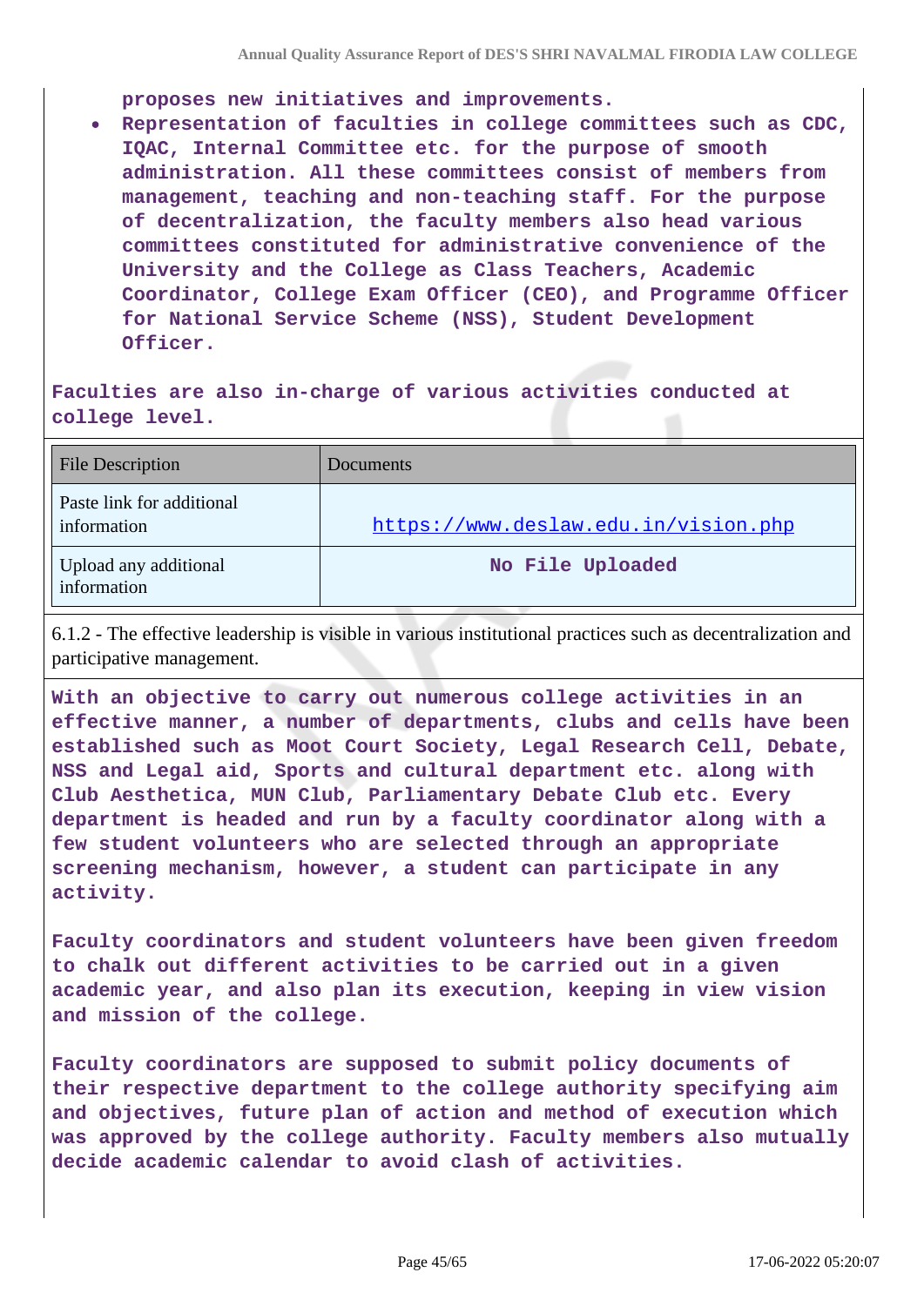proposes new initiatives and improvements.

- **Representation of faculties in college committees such as CDC, IQAC, Internal Committee etc. for the purpose of smooth administration. All these committees consist of members from management, teaching and non-teaching staff. For the purpose of decentralization, the faculty members also head various committees constituted for administrative convenience of the University and the College as Class Teachers, Academic Coordinator, College Exam Officer (CEO), and Programme Officer for National Service Scheme (NSS), Student Development Officer.**

**Faculties are also in-charge of various activities conducted at college level.**

| File Description | Documents |
|---|---|
| Paste link for additional information | https://www.deslaw.edu.in/vision.php |
| Upload any additional information | No File Uploaded |

6.1.2 - The effective leadership is visible in various institutional practices such as decentralization and participative management.

**With an objective to carry out numerous college activities in an effective manner, a number of departments, clubs and cells have been established such as Moot Court Society, Legal Research Cell, Debate, NSS and Legal aid, Sports and cultural department etc. along with Club Aesthetica, MUN Club, Parliamentary Debate Club etc. Every department is headed and run by a faculty coordinator along with a few student volunteers who are selected through an appropriate screening mechanism, however, a student can participate in any activity.**

**Faculty coordinators and student volunteers have been given freedom to chalk out different activities to be carried out in a given academic year, and also plan its execution, keeping in view vision and mission of the college.**

**Faculty coordinators are supposed to submit policy documents of their respective department to the college authority specifying aim and objectives, future plan of action and method of execution which was approved by the college authority. Faculty members also mutually decide academic calendar to avoid clash of activities.**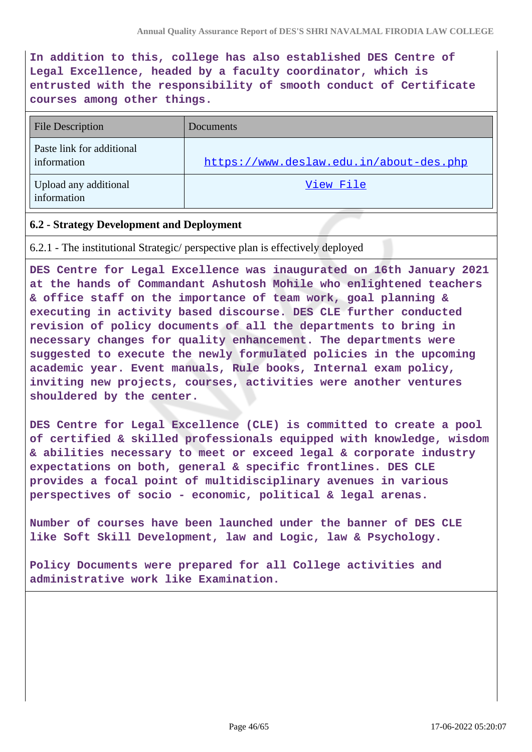In addition to this, college has also established DES Centre of Legal Excellence, headed by a faculty coordinator, which is entrusted with the responsibility of smooth conduct of Certificate courses among other things.

| File Description | Documents |
|---|---|
| Paste link for additional information | https://www.deslaw.edu.in/about-des.php |
| Upload any additional information | View File |

**6.2 - Strategy Development and Deployment**

6.2.1 - The institutional Strategic/ perspective plan is effectively deployed

DES Centre for Legal Excellence was inaugurated on 16th January 2021 at the hands of Commandant Ashutosh Mohile who enlightened teachers & office staff on the importance of team work, goal planning & executing in activity based discourse. DES CLE further conducted revision of policy documents of all the departments to bring in necessary changes for quality enhancement. The departments were suggested to execute the newly formulated policies in the upcoming academic year. Event manuals, Rule books, Internal exam policy, inviting new projects, courses, activities were another ventures shouldered by the center.

DES Centre for Legal Excellence (CLE) is committed to create a pool of certified & skilled professionals equipped with knowledge, wisdom & abilities necessary to meet or exceed legal & corporate industry expectations on both, general & specific frontlines. DES CLE provides a focal point of multidisciplinary avenues in various perspectives of socio - economic, political & legal arenas.

Number of courses have been launched under the banner of DES CLE like Soft Skill Development, law and Logic, law & Psychology.

Policy Documents were prepared for all College activities and administrative work like Examination.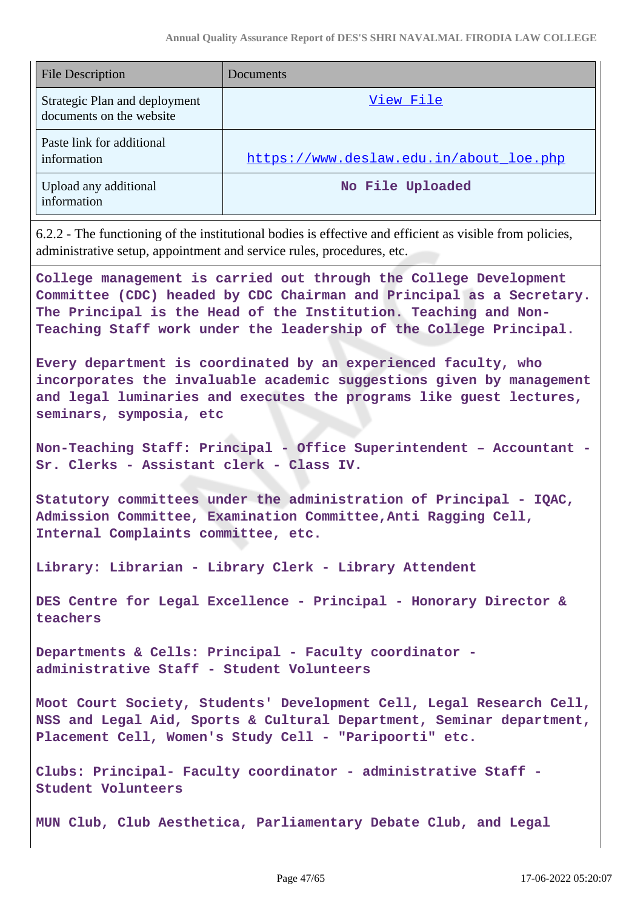| File Description | Documents |
| --- | --- |
| Strategic Plan and deployment documents on the website | View File |
| Paste link for additional information | https://www.deslaw.edu.in/about_loe.php |
| Upload any additional information | No File Uploaded |

6.2.2 - The functioning of the institutional bodies is effective and efficient as visible from policies, administrative setup, appointment and service rules, procedures, etc.

College management is carried out through the College Development Committee (CDC) headed by CDC Chairman and Principal as a Secretary. The Principal is the Head of the Institution. Teaching and Non-Teaching Staff work under the leadership of the College Principal.

Every department is coordinated by an experienced faculty, who incorporates the invaluable academic suggestions given by management and legal luminaries and executes the programs like guest lectures, seminars, symposia, etc

Non-Teaching Staff: Principal - Office Superintendent – Accountant - Sr. Clerks - Assistant clerk - Class IV.

Statutory committees under the administration of Principal - IQAC, Admission Committee, Examination Committee,Anti Ragging Cell, Internal Complaints committee, etc.

Library: Librarian - Library Clerk - Library Attendent

DES Centre for Legal Excellence - Principal - Honorary Director & teachers

Departments & Cells: Principal - Faculty coordinator - administrative Staff - Student Volunteers

Moot Court Society, Students' Development Cell, Legal Research Cell, NSS and Legal Aid, Sports & Cultural Department, Seminar department, Placement Cell, Women's Study Cell - "Paripoorti" etc.

Clubs: Principal- Faculty coordinator - administrative Staff - Student Volunteers

MUN Club, Club Aesthetica, Parliamentary Debate Club, and Legal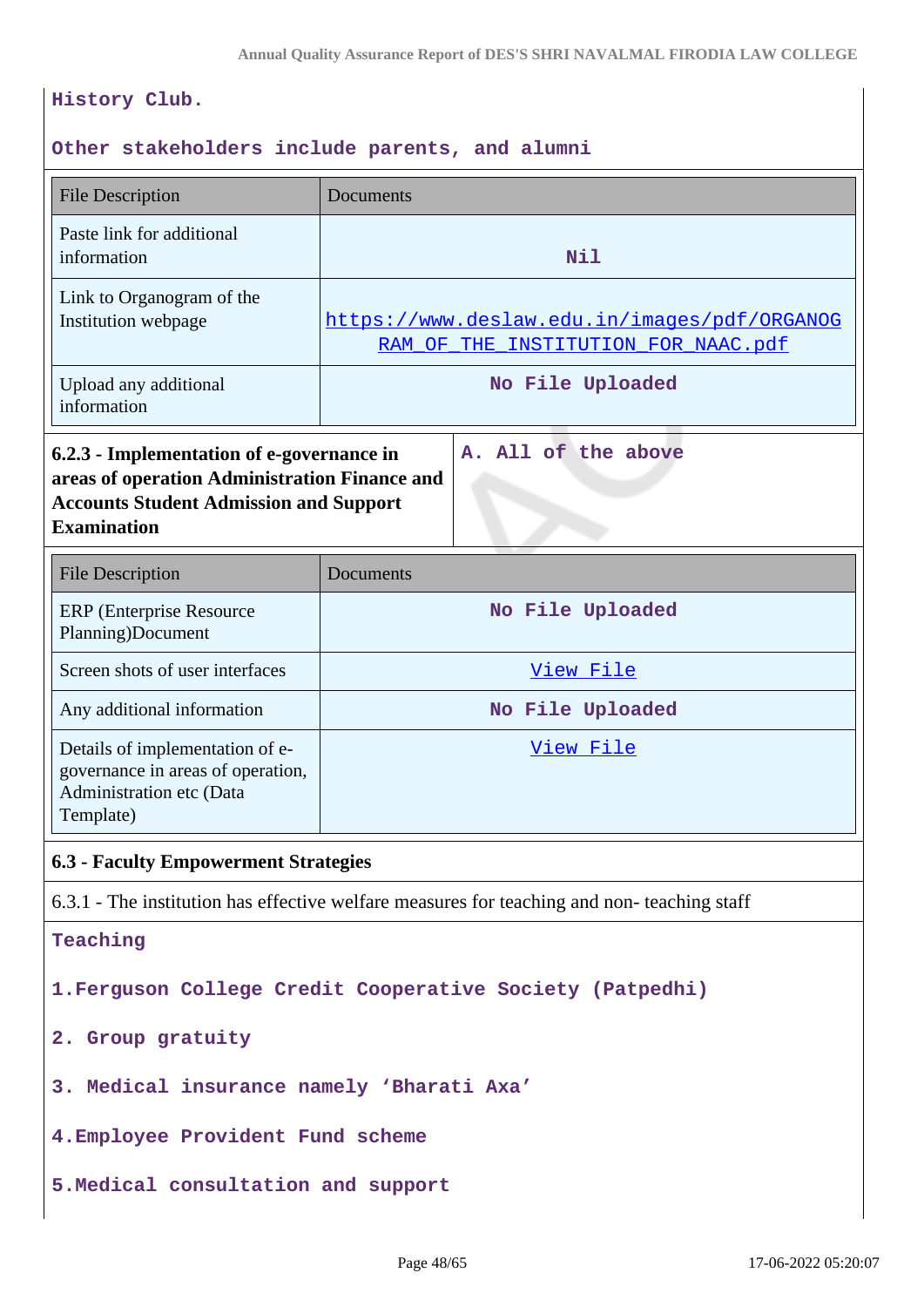History Club.

Other stakeholders include parents, and alumni

| File Description | Documents |
|---|---|
| Paste link for additional information | Nil |
| Link to Organogram of the Institution webpage | https://www.deslaw.edu.in/images/pdf/ORGANOGRAM_OF_THE_INSTITUTION_FOR_NAAC.pdf |
| Upload any additional information | No File Uploaded |

| 6.2.3 - Implementation of e-governance in areas of operation Administration Finance and Accounts Student Admission and Support Examination | A. All of the above |
|---|---|

| File Description | Documents |
|---|---|
| ERP (Enterprise Resource Planning)Document | No File Uploaded |
| Screen shots of user interfaces | View File |
| Any additional information | No File Uploaded |
| Details of implementation of e-governance in areas of operation, Administration etc (Data Template) | View File |

**6.3 - Faculty Empowerment Strategies**

6.3.1 - The institution has effective welfare measures for teaching and non- teaching staff

Teaching

1.Ferguson College Credit Cooperative Society (Patpedhi)

2. Group gratuity

3. Medical insurance namely 'Bharati Axa'

4.Employee Provident Fund scheme

5.Medical consultation and support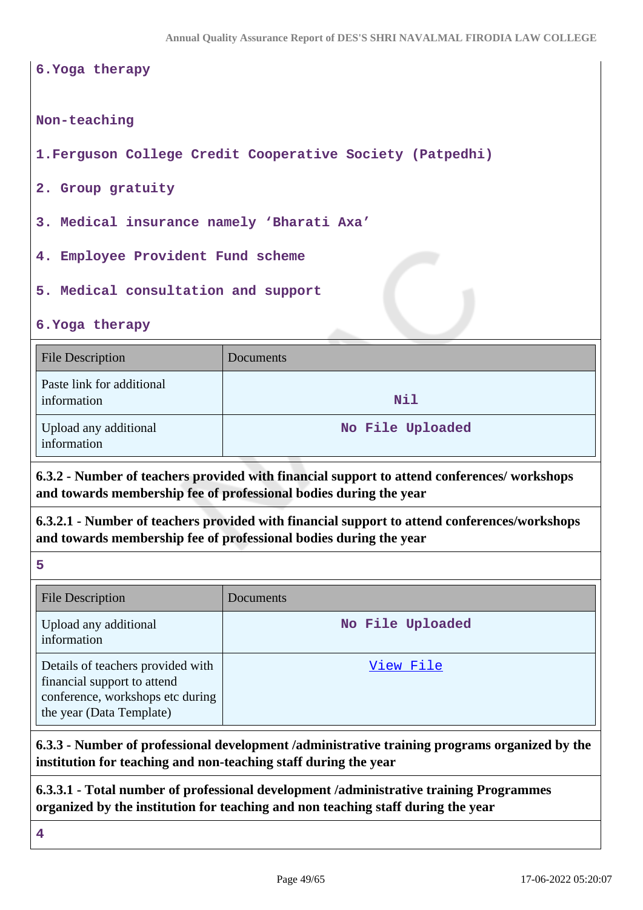6.Yoga therapy

Non-teaching

1.Ferguson College Credit Cooperative Society (Patpedhi)

2. Group gratuity

3. Medical insurance namely 'Bharati Axa'

4. Employee Provident Fund scheme

5. Medical consultation and support

6.Yoga therapy

| File Description | Documents |
| --- | --- |
| Paste link for additional information | Nil |
| Upload any additional information | No File Uploaded |

**6.3.2 - Number of teachers provided with financial support to attend conferences/ workshops and towards membership fee of professional bodies during the year**

**6.3.2.1 - Number of teachers provided with financial support to attend conferences/workshops and towards membership fee of professional bodies during the year**

5

| File Description | Documents |
| --- | --- |
| Upload any additional information | No File Uploaded |
| Details of teachers provided with financial support to attend conference, workshops etc during the year (Data Template) | View File |

**6.3.3 - Number of professional development /administrative training programs organized by the institution for teaching and non-teaching staff during the year**

**6.3.3.1 - Total number of professional development /administrative training Programmes organized by the institution for teaching and non teaching staff during the year**

4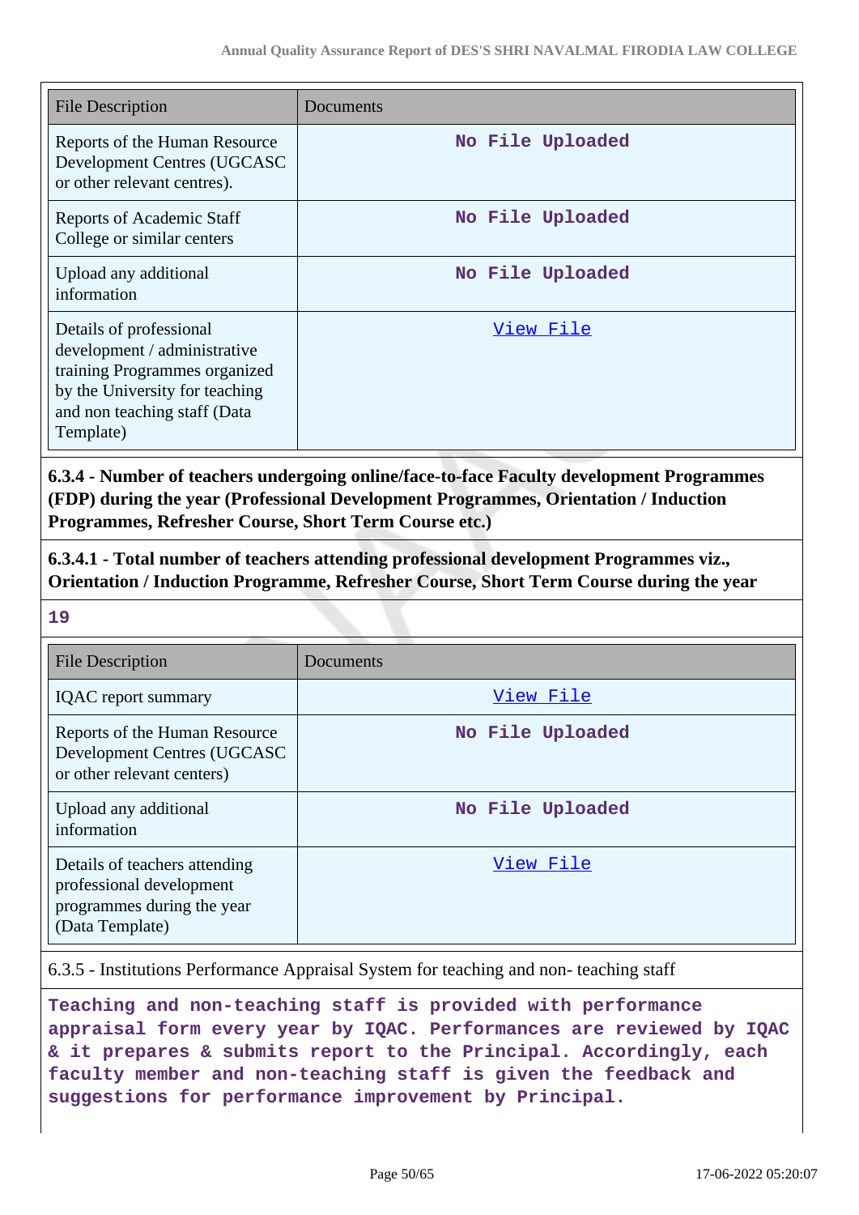| File Description | Documents |
|---|---|
| Reports of the Human Resource Development Centres (UGCASC or other relevant centres). | No File Uploaded |
| Reports of Academic Staff College or similar centers | No File Uploaded |
| Upload any additional information | No File Uploaded |
| Details of professional development / administrative training Programmes organized by the University for teaching and non teaching staff (Data Template) | View File |

**6.3.4 - Number of teachers undergoing online/face-to-face Faculty development Programmes (FDP) during the year (Professional Development Programmes, Orientation / Induction Programmes, Refresher Course, Short Term Course etc.)**

**6.3.4.1 - Total number of teachers attending professional development Programmes viz., Orientation / Induction Programme, Refresher Course, Short Term Course during the year**

**19**

| File Description | Documents |
|---|---|
| IQAC report summary | View File |
| Reports of the Human Resource Development Centres (UGCASC or other relevant centers) | No File Uploaded |
| Upload any additional information | No File Uploaded |
| Details of teachers attending professional development programmes during the year (Data Template) | View File |

6.3.5 - Institutions Performance Appraisal System for teaching and non- teaching staff

**Teaching and non-teaching staff is provided with performance appraisal form every year by IQAC. Performances are reviewed by IQAC & it prepares & submits report to the Principal. Accordingly, each faculty member and non-teaching staff is given the feedback and suggestions for performance improvement by Principal.**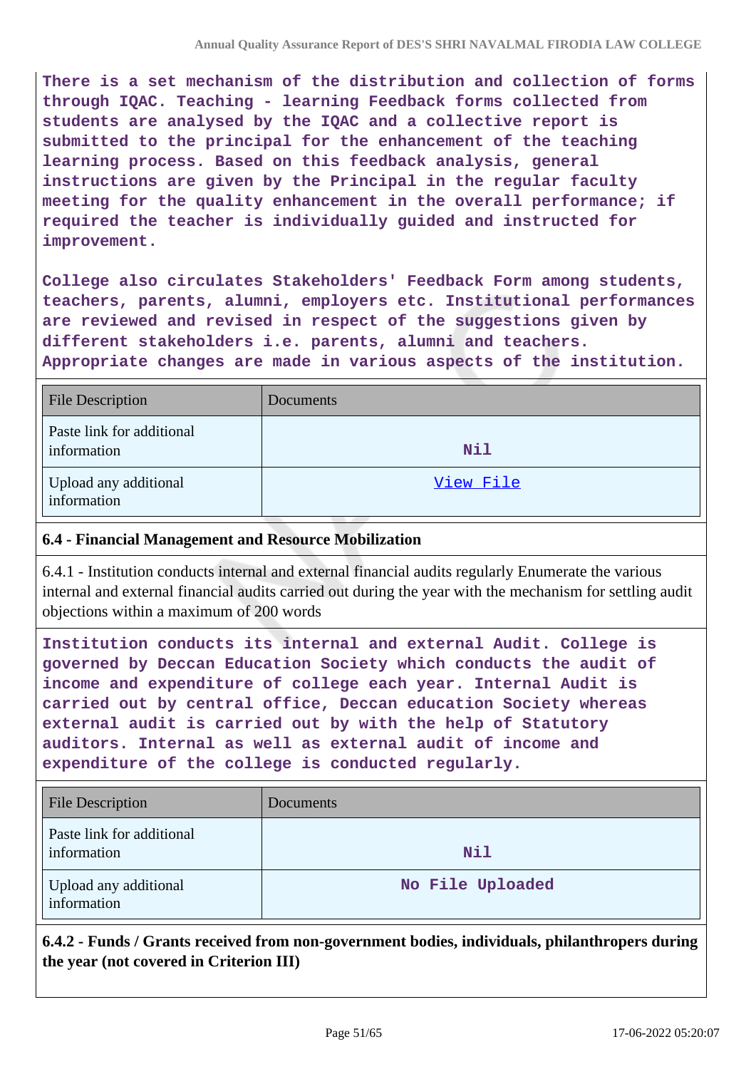**There is a set mechanism of the distribution and collection of forms through IQAC. Teaching - learning Feedback forms collected from students are analysed by the IQAC and a collective report is submitted to the principal for the enhancement of the teaching learning process. Based on this feedback analysis, general instructions are given by the Principal in the regular faculty meeting for the quality enhancement in the overall performance; if required the teacher is individually guided and instructed for improvement.**

**College also circulates Stakeholders' Feedback Form among students, teachers, parents, alumni, employers etc. Institutional performances are reviewed and revised in respect of the suggestions given by different stakeholders i.e. parents, alumni and teachers. Appropriate changes are made in various aspects of the institution.**

| File Description | Documents |
|---|---|
| Paste link for additional information | Nil |
| Upload any additional information | View File |

**6.4 - Financial Management and Resource Mobilization**

6.4.1 - Institution conducts internal and external financial audits regularly Enumerate the various internal and external financial audits carried out during the year with the mechanism for settling audit objections within a maximum of 200 words

**Institution conducts its internal and external Audit. College is governed by Deccan Education Society which conducts the audit of income and expenditure of college each year. Internal Audit is carried out by central office, Deccan education Society whereas external audit is carried out by with the help of Statutory auditors. Internal as well as external audit of income and expenditure of the college is conducted regularly.**

| File Description | Documents |
|---|---|
| Paste link for additional information | Nil |
| Upload any additional information | No File Uploaded |

**6.4.2 - Funds / Grants received from non-government bodies, individuals, philanthropers during the year (not covered in Criterion III)**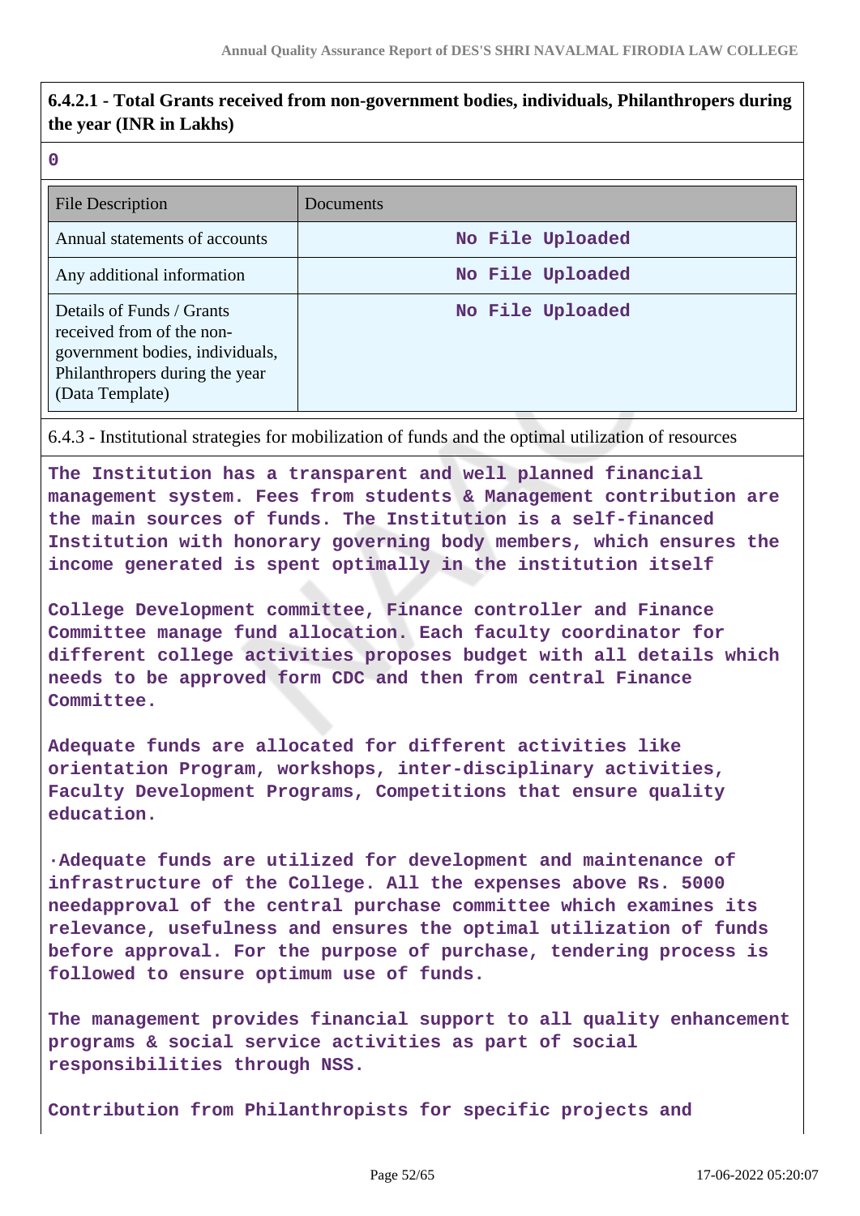**6.4.2.1 - Total Grants received from non-government bodies, individuals, Philanthropers during the year (INR in Lakhs)**

**0**

| File Description | Documents |
|---|---|
| Annual statements of accounts | **No File Uploaded** |
| Any additional information | **No File Uploaded** |
| Details of Funds / Grants received from of the non-government bodies, individuals, Philanthropers during the year (Data Template) | **No File Uploaded** |

6.4.3 - Institutional strategies for mobilization of funds and the optimal utilization of resources

**The Institution has a transparent and well planned financial management system. Fees from students & Management contribution are the main sources of funds. The Institution is a self-financed Institution with honorary governing body members, which ensures the income generated is spent optimally in the institution itself**

**College Development committee, Finance controller and Finance Committee manage fund allocation. Each faculty coordinator for different college activities proposes budget with all details which needs to be approved form CDC and then from central Finance Committee.**

**Adequate funds are allocated for different activities like orientation Program, workshops, inter-disciplinary activities, Faculty Development Programs, Competitions that ensure quality education.**

**·Adequate funds are utilized for development and maintenance of infrastructure of the College. All the expenses above Rs. 5000 needapproval of the central purchase committee which examines its relevance, usefulness and ensures the optimal utilization of funds before approval. For the purpose of purchase, tendering process is followed to ensure optimum use of funds.**

**The management provides financial support to all quality enhancement programs & social service activities as part of social responsibilities through NSS.**

**Contribution from Philanthropists for specific projects and**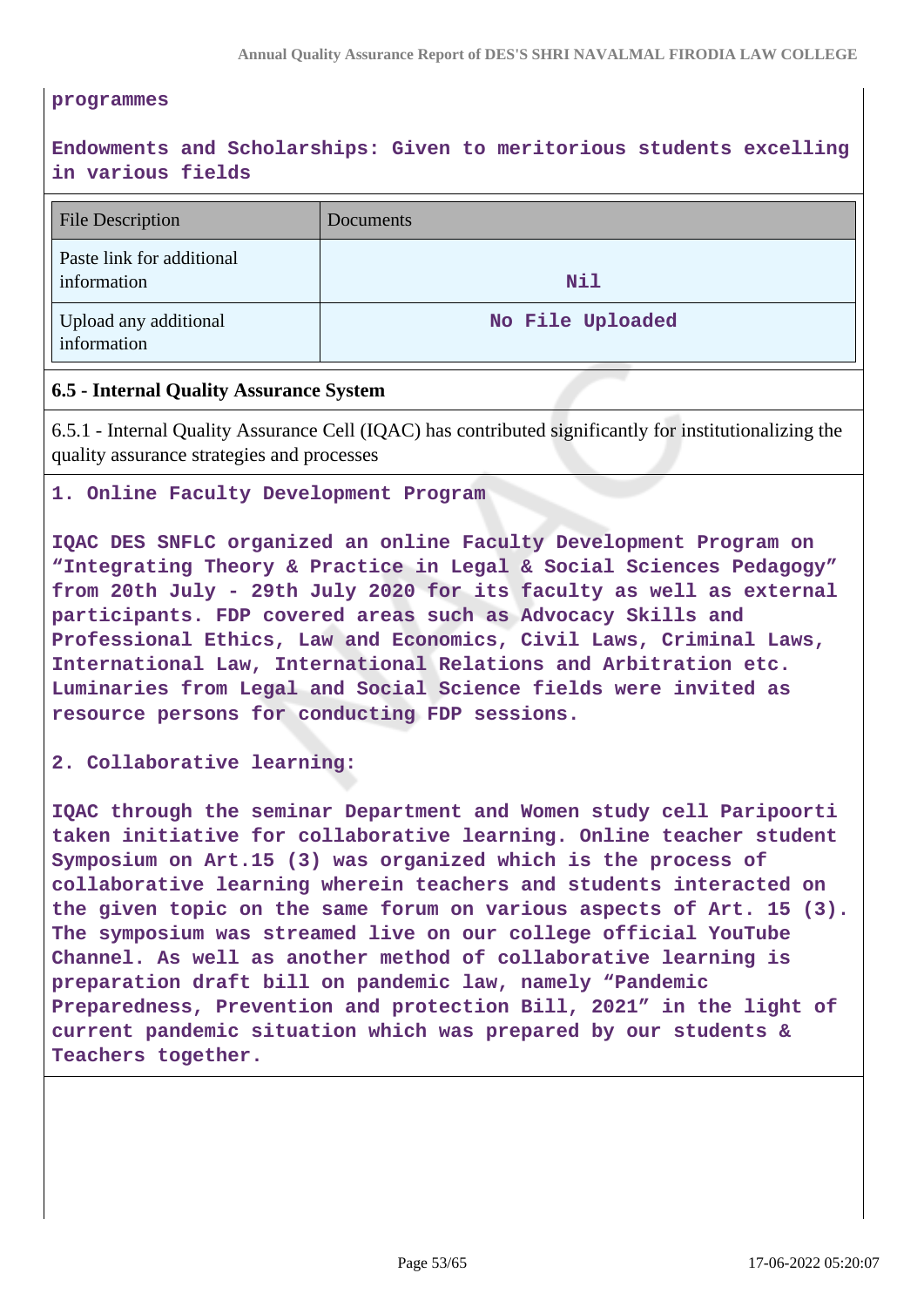**programmes**

**Endowments and Scholarships: Given to meritorious students excelling in various fields**

| File Description | Documents |
|---|---|
| Paste link for additional information | **Nil** |
| Upload any additional information | **No File Uploaded** |

### 6.5 - Internal Quality Assurance System

6.5.1 - Internal Quality Assurance Cell (IQAC) has contributed significantly for institutionalizing the quality assurance strategies and processes

**1. Online Faculty Development Program**

**IQAC DES SNFLC organized an online Faculty Development Program on "Integrating Theory & Practice in Legal & Social Sciences Pedagogy" from 20th July - 29th July 2020 for its faculty as well as external participants. FDP covered areas such as Advocacy Skills and Professional Ethics, Law and Economics, Civil Laws, Criminal Laws, International Law, International Relations and Arbitration etc. Luminaries from Legal and Social Science fields were invited as resource persons for conducting FDP sessions.**

**2. Collaborative learning:**

**IQAC through the seminar Department and Women study cell Paripoorti taken initiative for collaborative learning. Online teacher student Symposium on Art.15 (3) was organized which is the process of collaborative learning wherein teachers and students interacted on the given topic on the same forum on various aspects of Art. 15 (3). The symposium was streamed live on our college official YouTube Channel. As well as another method of collaborative learning is preparation draft bill on pandemic law, namely "Pandemic Preparedness, Prevention and protection Bill, 2021" in the light of current pandemic situation which was prepared by our students & Teachers together.**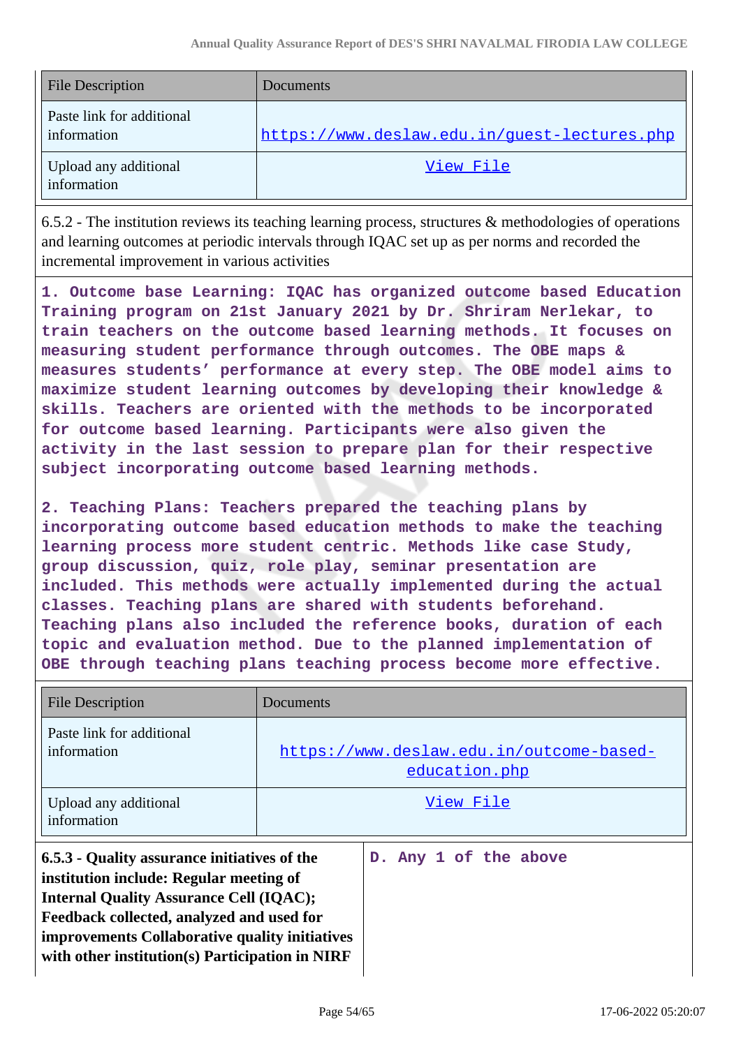| File Description | Documents |
|---|---|
| Paste link for additional information | https://www.deslaw.edu.in/guest-lectures.php |
| Upload any additional information | View File |

6.5.2 - The institution reviews its teaching learning process, structures & methodologies of operations and learning outcomes at periodic intervals through IQAC set up as per norms and recorded the incremental improvement in various activities

1. Outcome base Learning: IQAC has organized outcome based Education Training program on 21st January 2021 by Dr. Shriram Nerlekar, to train teachers on the outcome based learning methods. It focuses on measuring student performance through outcomes. The OBE maps & measures students' performance at every step. The OBE model aims to maximize student learning outcomes by developing their knowledge & skills. Teachers are oriented with the methods to be incorporated for outcome based learning. Participants were also given the activity in the last session to prepare plan for their respective subject incorporating outcome based learning methods.

2. Teaching Plans: Teachers prepared the teaching plans by incorporating outcome based education methods to make the teaching learning process more student centric. Methods like case Study, group discussion, quiz, role play, seminar presentation are included. This methods were actually implemented during the actual classes. Teaching plans are shared with students beforehand. Teaching plans also included the reference books, duration of each topic and evaluation method. Due to the planned implementation of OBE through teaching plans teaching process become more effective.

| File Description | Documents |
|---|---|
| Paste link for additional information | https://www.deslaw.edu.in/outcome-based-education.php |
| Upload any additional information | View File |

| **6.5.3 - Quality assurance initiatives of the institution include: Regular meeting of Internal Quality Assurance Cell (IQAC); Feedback collected, analyzed and used for improvements Collaborative quality initiatives with other institution(s) Participation in NIRF** | D. Any 1 of the above |
|---|---|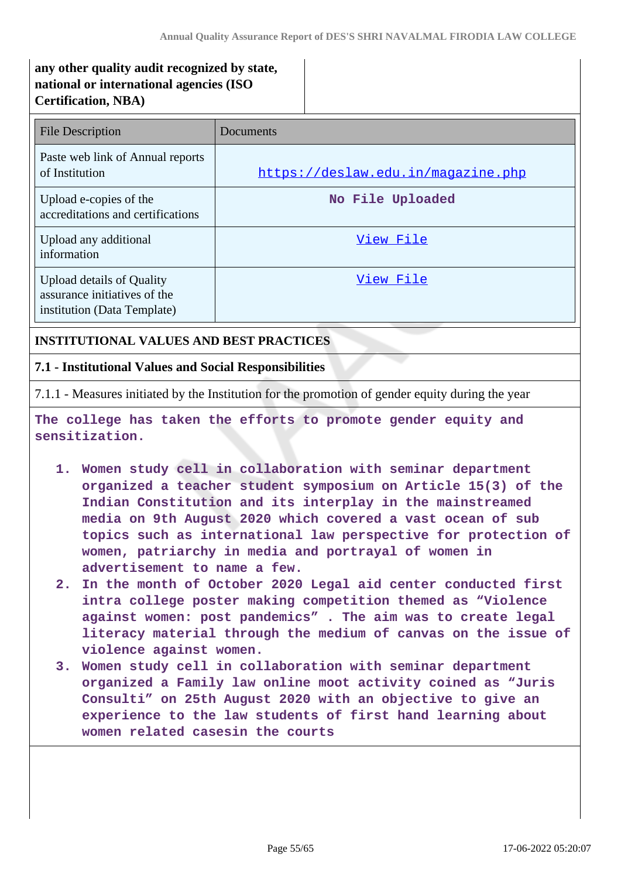| any other quality audit recognized by state, national or international agencies (ISO Certification, NBA) | |
|---|---|

| File Description | Documents |
|---|---|
| Paste web link of Annual reports of Institution | https://deslaw.edu.in/magazine.php |
| Upload e-copies of the accreditations and certifications | No File Uploaded |
| Upload any additional information | View File |
| Upload details of Quality assurance initiatives of the institution (Data Template) | View File |

## INSTITUTIONAL VALUES AND BEST PRACTICES

### 7.1 - Institutional Values and Social Responsibilities

7.1.1 - Measures initiated by the Institution for the promotion of gender equity during the year

The college has taken the efforts to promote gender equity and sensitization.

1. Women study cell in collaboration with seminar department organized a teacher student symposium on Article 15(3) of the Indian Constitution and its interplay in the mainstreamed media on 9th August 2020 which covered a vast ocean of sub topics such as international law perspective for protection of women, patriarchy in media and portrayal of women in advertisement to name a few.
2. In the month of October 2020 Legal aid center conducted first intra college poster making competition themed as "Violence against women: post pandemics" . The aim was to create legal literacy material through the medium of canvas on the issue of violence against women.
3. Women study cell in collaboration with seminar department organized a Family law online moot activity coined as "Juris Consulti" on 25th August 2020 with an objective to give an experience to the law students of first hand learning about women related casesin the courts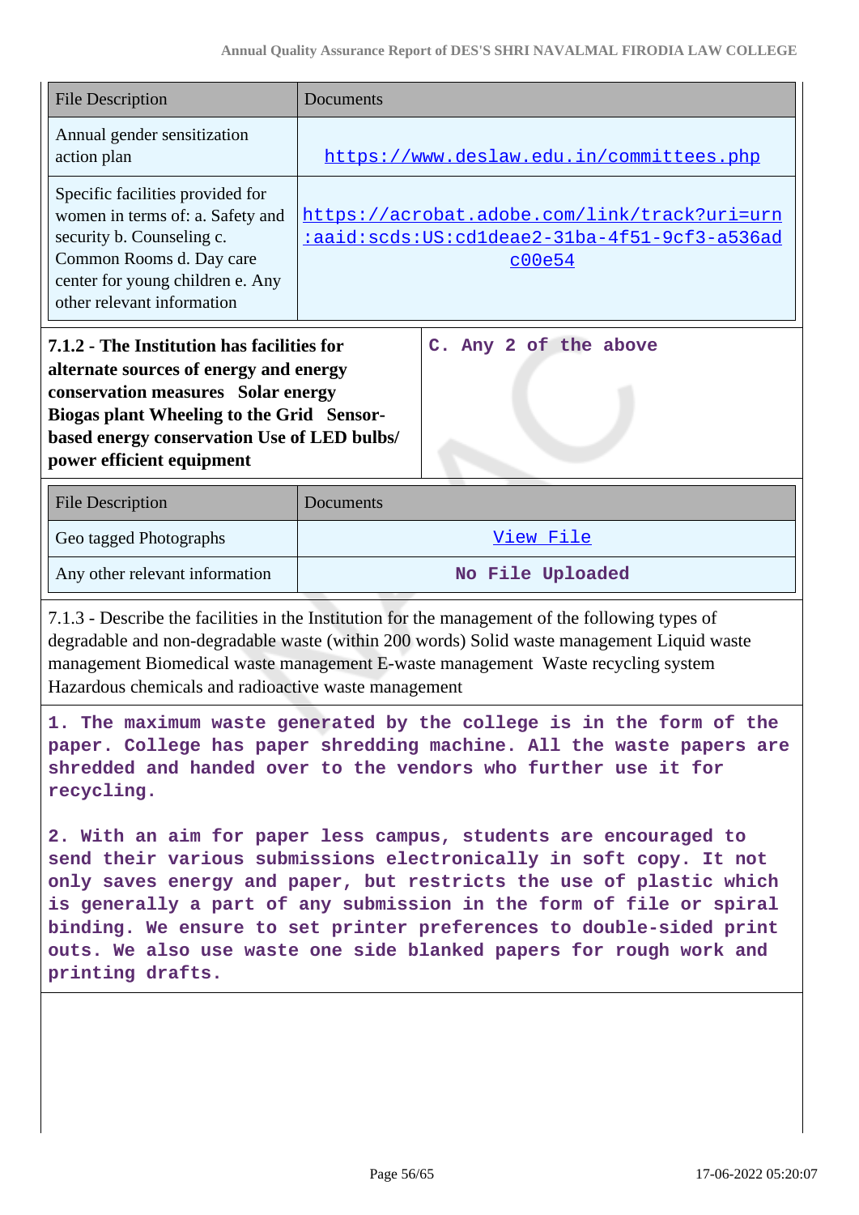| File Description | Documents |
| --- | --- |
| Annual gender sensitization action plan | https://www.deslaw.edu.in/committees.php |
| Specific facilities provided for women in terms of: a. Safety and security b. Counseling c. Common Rooms d. Day care center for young children e. Any other relevant information | https://acrobat.adobe.com/link/track?uri=urn:aaid:scds:US:cd1deae2-31ba-4f51-9cf3-a536adc00e54 |

| **7.1.2 - The Institution has facilities for alternate sources of energy and energy conservation measures Solar energy Biogas plant Wheeling to the Grid Sensor-based energy conservation Use of LED bulbs/ power efficient equipment** | C. Any 2 of the above |
| --- | --- |

| File Description | Documents |
| --- | --- |
| Geo tagged Photographs | View File |
| Any other relevant information | No File Uploaded |

7.1.3 - Describe the facilities in the Institution for the management of the following types of degradable and non-degradable waste (within 200 words) Solid waste management Liquid waste management Biomedical waste management E-waste management Waste recycling system Hazardous chemicals and radioactive waste management

1. The maximum waste generated by the college is in the form of the paper. College has paper shredding machine. All the waste papers are shredded and handed over to the vendors who further use it for recycling.

2. With an aim for paper less campus, students are encouraged to send their various submissions electronically in soft copy. It not only saves energy and paper, but restricts the use of plastic which is generally a part of any submission in the form of file or spiral binding. We ensure to set printer preferences to double-sided print outs. We also use waste one side blanked papers for rough work and printing drafts.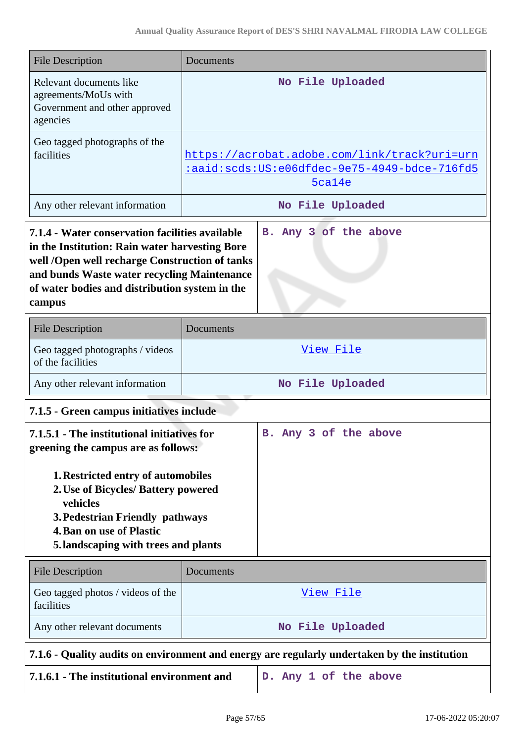| File Description | Documents |
|---|---|
| Relevant documents like agreements/MoUs with Government and other approved agencies | No File Uploaded |
| Geo tagged photographs of the facilities | https://acrobat.adobe.com/link/track?uri=urn:aaid:scds:US:e06dfdec-9e75-4949-bdce-716fd55ca14e |
| Any other relevant information | No File Uploaded |

| **7.1.4 - Water conservation facilities available in the Institution: Rain water harvesting Bore well /Open well recharge Construction of tanks and bunds Waste water recycling Maintenance of water bodies and distribution system in the campus** | B. Any 3 of the above |
|---|---|

| File Description | Documents |
|---|---|
| Geo tagged photographs / videos of the facilities | View File |
| Any other relevant information | No File Uploaded |

**7.1.5 - Green campus initiatives include**

| **7.1.5.1 - The institutional initiatives for greening the campus are as follows:**<br><br>1. **Restricted entry of automobiles**<br>2. **Use of Bicycles/ Battery powered vehicles**<br>3. **Pedestrian Friendly pathways**<br>4. **Ban on use of Plastic**<br>5. **landscaping with trees and plants** | B. Any 3 of the above |
|---|---|

| File Description | Documents |
|---|---|
| Geo tagged photos / videos of the facilities | View File |
| Any other relevant documents | No File Uploaded |

**7.1.6 - Quality audits on environment and energy are regularly undertaken by the institution**

| **7.1.6.1 - The institutional environment and** | D. Any 1 of the above |
|---|---|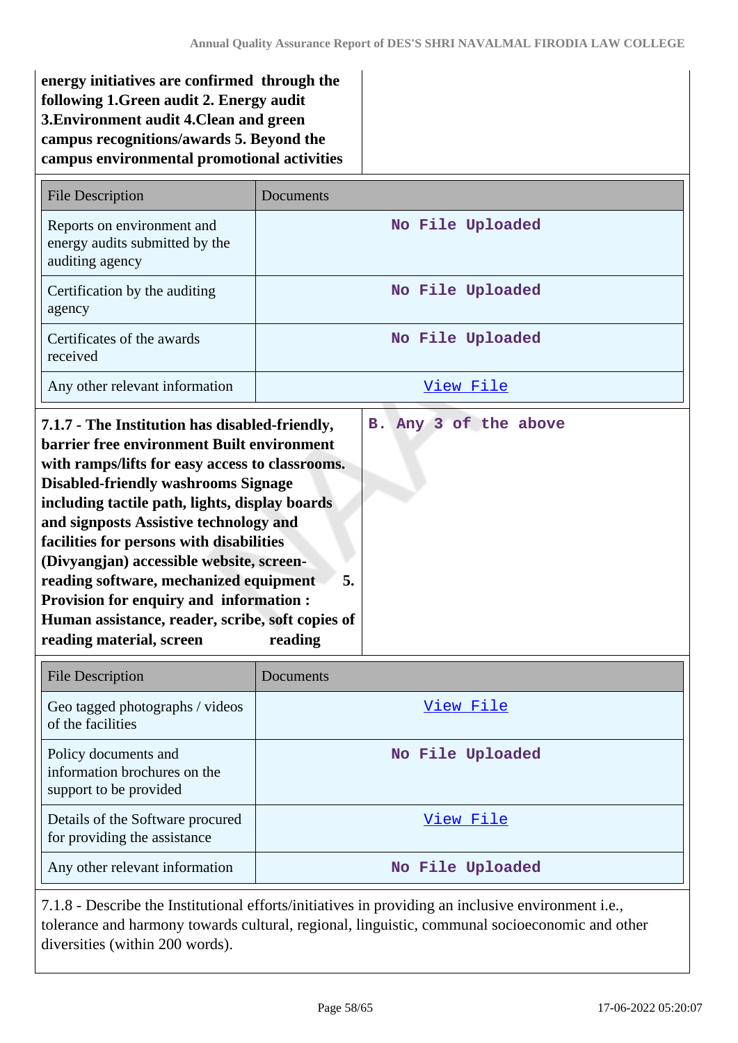**energy initiatives are confirmed through the following 1.Green audit 2. Energy audit 3.Environment audit 4.Clean and green campus recognitions/awards 5. Beyond the campus environmental promotional activities**

| File Description | Documents |
|---|---|
| Reports on environment and energy audits submitted by the auditing agency | No File Uploaded |
| Certification by the auditing agency | No File Uploaded |
| Certificates of the awards received | No File Uploaded |
| Any other relevant information | View File |

**7.1.7 - The Institution has disabled-friendly, barrier free environment Built environment with ramps/lifts for easy access to classrooms. Disabled-friendly washrooms Signage including tactile path, lights, display boards and signposts Assistive technology and facilities for persons with disabilities (Divyangjan) accessible website, screen-reading software, mechanized equipment 5. Provision for enquiry and information : Human assistance, reader, scribe, soft copies of reading material, screen reading**

**B. Any 3 of the above**

| File Description | Documents |
|---|---|
| Geo tagged photographs / videos of the facilities | View File |
| Policy documents and information brochures on the support to be provided | No File Uploaded |
| Details of the Software procured for providing the assistance | View File |
| Any other relevant information | No File Uploaded |

7.1.8 - Describe the Institutional efforts/initiatives in providing an inclusive environment i.e., tolerance and harmony towards cultural, regional, linguistic, communal socioeconomic and other diversities (within 200 words).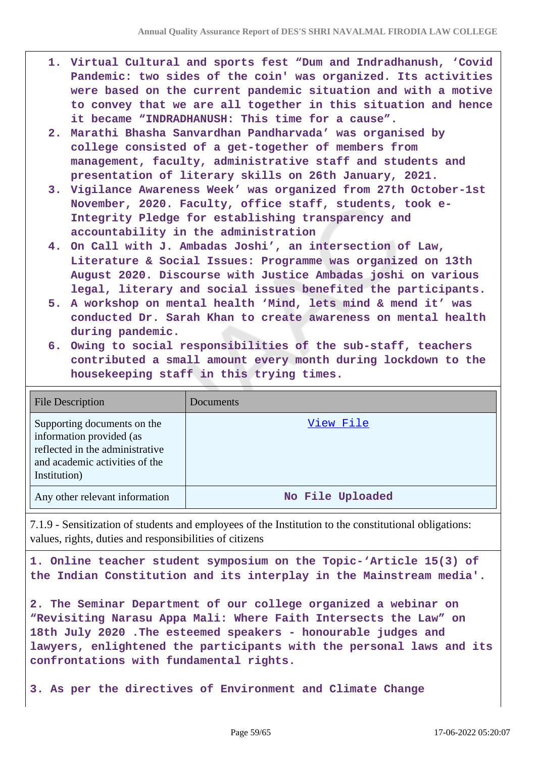1. Virtual Cultural and sports fest “Dum and Indradhanush, ‘Covid Pandemic: two sides of the coin' was organized. Its activities were based on the current pandemic situation and with a motive to convey that we are all together in this situation and hence it became “INDRADHANUSH: This time for a cause”.
2. Marathi Bhasha Sanvardhan Pandharvada’ was organised by college consisted of a get-together of members from management, faculty, administrative staff and students and presentation of literary skills on 26th January, 2021.
3. Vigilance Awareness Week’ was organized from 27th October-1st November, 2020. Faculty, office staff, students, took e-Integrity Pledge for establishing transparency and accountability in the administration
4. On Call with J. Ambadas Joshi’, an intersection of Law, Literature & Social Issues: Programme was organized on 13th August 2020. Discourse with Justice Ambadas joshi on various legal, literary and social issues benefited the participants.
5. A workshop on mental health ‘Mind, lets mind & mend it’ was conducted Dr. Sarah Khan to create awareness on mental health during pandemic.
6. Owing to social responsibilities of the sub-staff, teachers contributed a small amount every month during lockdown to the housekeeping staff in this trying times.

| File Description | Documents |
|---|---|
| Supporting documents on the information provided (as reflected in the administrative and academic activities of the Institution) | View File |
| Any other relevant information | No File Uploaded |

7.1.9 - Sensitization of students and employees of the Institution to the constitutional obligations: values, rights, duties and responsibilities of citizens

1. Online teacher student symposium on the Topic-‘Article 15(3) of the Indian Constitution and its interplay in the Mainstream media'.

2. The Seminar Department of our college organized a webinar on “Revisiting Narasu Appa Mali: Where Faith Intersects the Law” on 18th July 2020 .The esteemed speakers - honourable judges and lawyers, enlightened the participants with the personal laws and its confrontations with fundamental rights.

3. As per the directives of Environment and Climate Change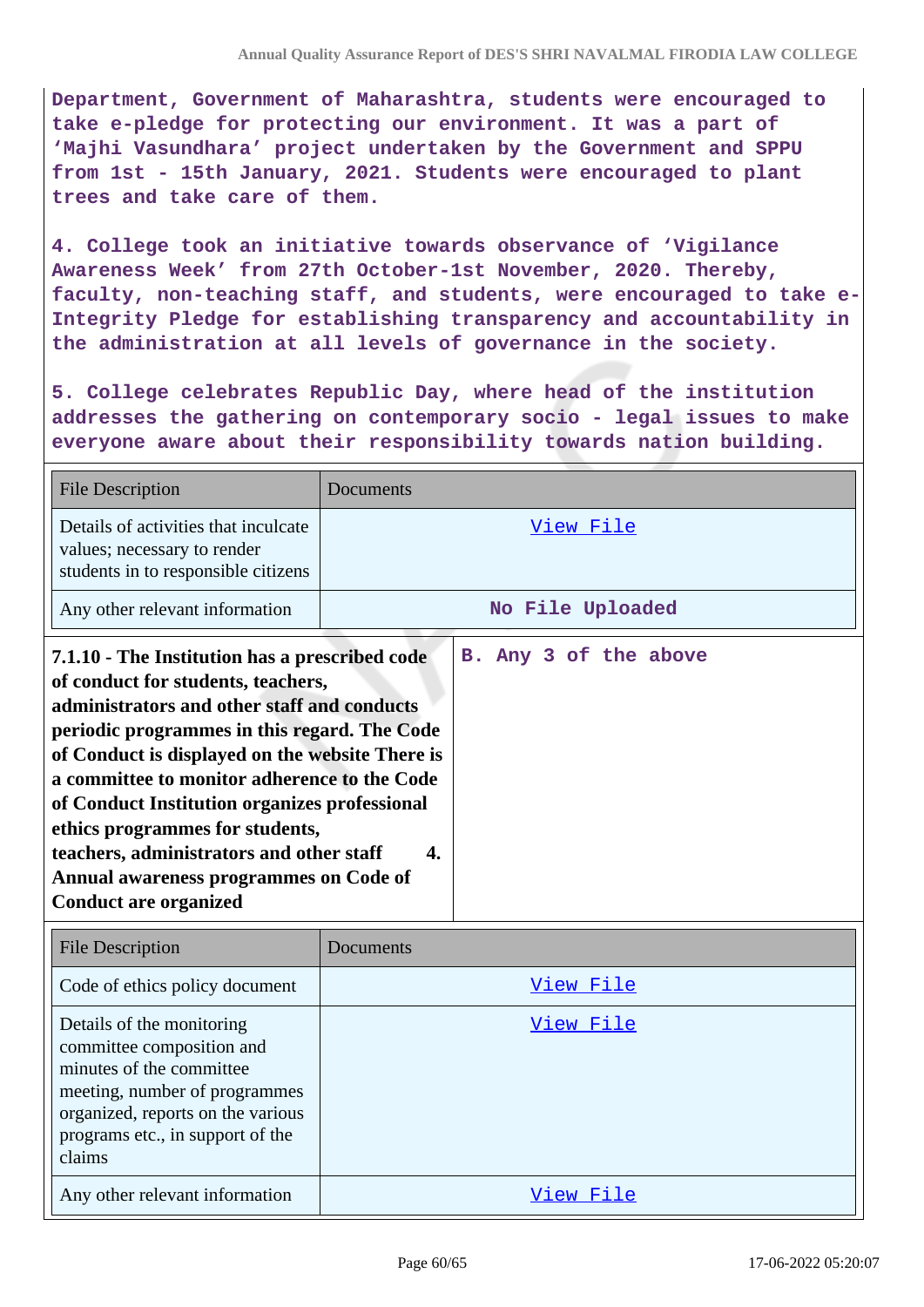Department, Government of Maharashtra, students were encouraged to take e-pledge for protecting our environment. It was a part of 'Majhi Vasundhara' project undertaken by the Government and SPPU from 1st - 15th January, 2021. Students were encouraged to plant trees and take care of them.

4. College took an initiative towards observance of 'Vigilance Awareness Week' from 27th October-1st November, 2020. Thereby, faculty, non-teaching staff, and students, were encouraged to take e-Integrity Pledge for establishing transparency and accountability in the administration at all levels of governance in the society.

5. College celebrates Republic Day, where head of the institution addresses the gathering on contemporary socio - legal issues to make everyone aware about their responsibility towards nation building.

| File Description | Documents |
|---|---|
| Details of activities that inculcate values; necessary to render students in to responsible citizens | View File |
| Any other relevant information | No File Uploaded |

| **7.1.10 - The Institution has a prescribed code of conduct for students, teachers, administrators and other staff and conducts periodic programmes in this regard. The Code of Conduct is displayed on the website There is a committee to monitor adherence to the Code of Conduct Institution organizes professional ethics programmes for students, teachers, administrators and other staff 4. Annual awareness programmes on Code of Conduct are organized** | B. Any 3 of the above |
|---|---|

| File Description | Documents |
|---|---|
| Code of ethics policy document | View File |
| Details of the monitoring committee composition and minutes of the committee meeting, number of programmes organized, reports on the various programs etc., in support of the claims | View File |
| Any other relevant information | View File |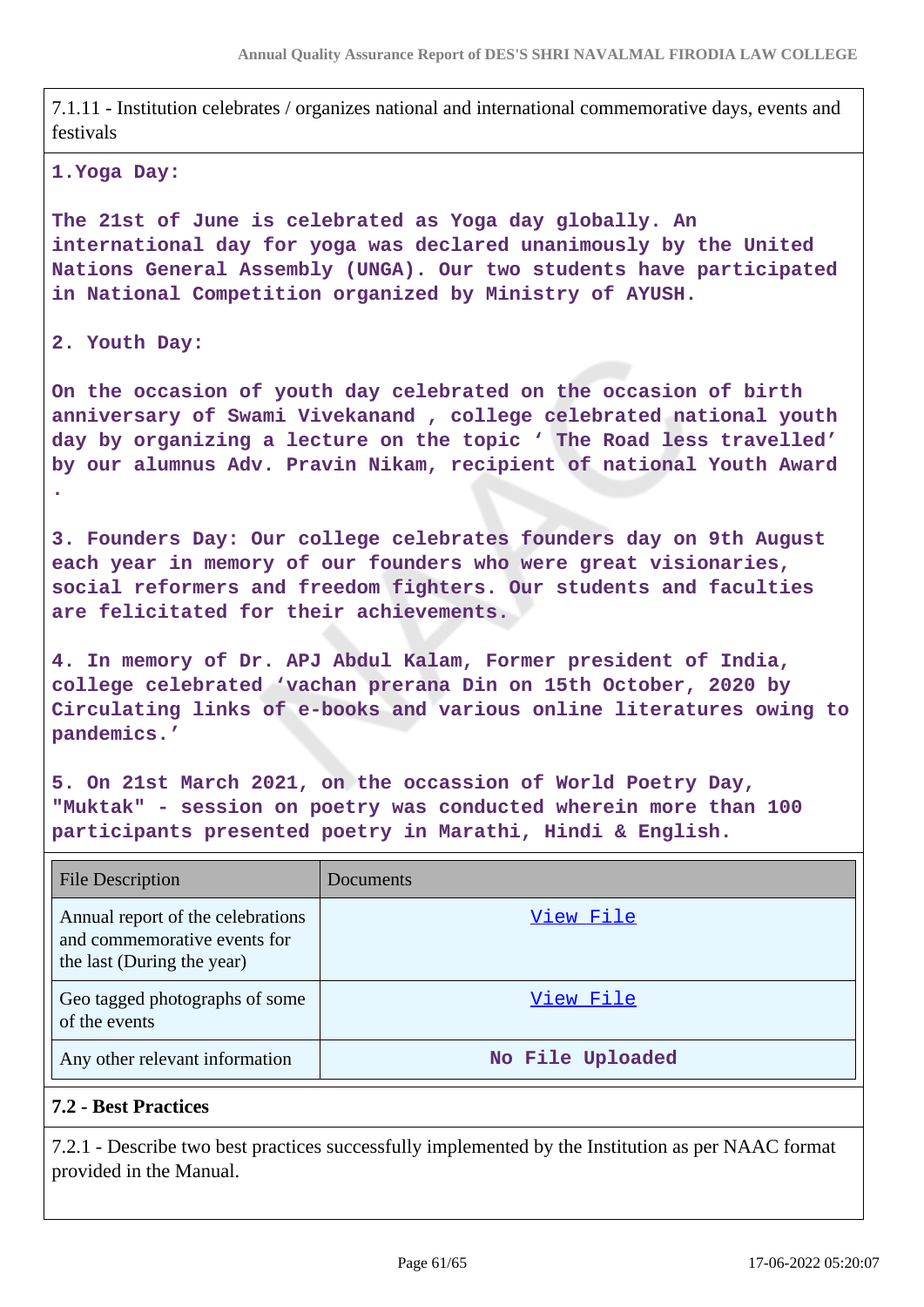7.1.11 - Institution celebrates / organizes national and international commemorative days, events and festivals

**1.Yoga Day:**

**The 21st of June is celebrated as Yoga day globally. An international day for yoga was declared unanimously by the United Nations General Assembly (UNGA). Our two students have participated in National Competition organized by Ministry of AYUSH.**

**2. Youth Day:**

**On the occasion of youth day celebrated on the occasion of birth anniversary of Swami Vivekanand , college celebrated national youth day by organizing a lecture on the topic ' The Road less travelled' by our alumnus Adv. Pravin Nikam, recipient of national Youth Award .**

**3. Founders Day: Our college celebrates founders day on 9th August each year in memory of our founders who were great visionaries, social reformers and freedom fighters. Our students and faculties are felicitated for their achievements.**

**4. In memory of Dr. APJ Abdul Kalam, Former president of India, college celebrated 'vachan prerana Din on 15th October, 2020 by Circulating links of e-books and various online literatures owing to pandemics.'**

**5. On 21st March 2021, on the occassion of World Poetry Day, "Muktak" - session on poetry was conducted wherein more than 100 participants presented poetry in Marathi, Hindi & English.**

| File Description | Documents |
|---|---|
| Annual report of the celebrations and commemorative events for the last (During the year) | View File |
| Geo tagged photographs of some of the events | View File |
| Any other relevant information | No File Uploaded |

## 7.2 - Best Practices

7.2.1 - Describe two best practices successfully implemented by the Institution as per NAAC format provided in the Manual.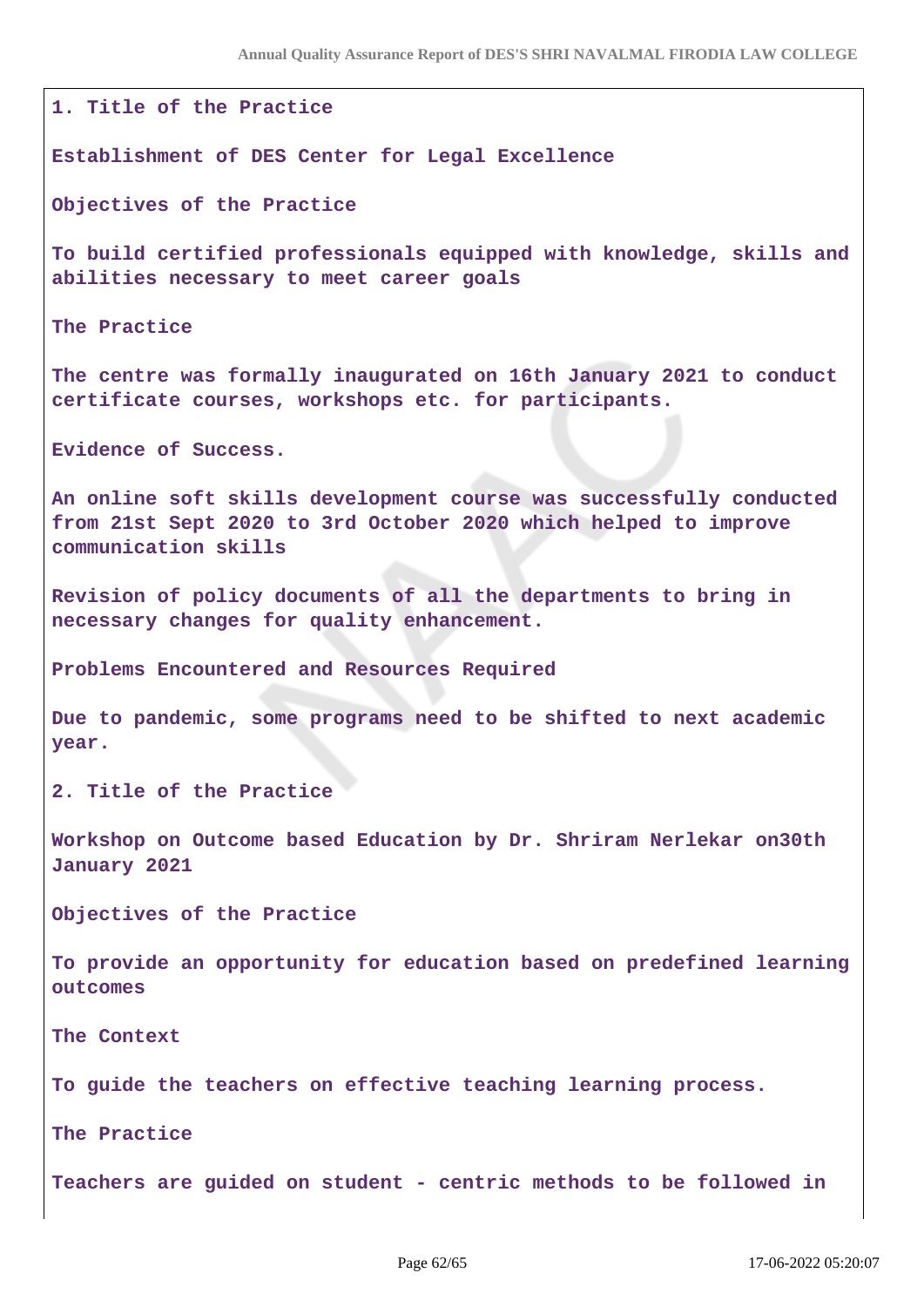1. Title of the Practice

Establishment of DES Center for Legal Excellence

Objectives of the Practice

To build certified professionals equipped with knowledge, skills and abilities necessary to meet career goals

The Practice

The centre was formally inaugurated on 16th January 2021 to conduct certificate courses, workshops etc. for participants.

Evidence of Success.

An online soft skills development course was successfully conducted from 21st Sept 2020 to 3rd October 2020 which helped to improve communication skills

Revision of policy documents of all the departments to bring in necessary changes for quality enhancement.

Problems Encountered and Resources Required

Due to pandemic, some programs need to be shifted to next academic year.

2. Title of the Practice

Workshop on Outcome based Education by Dr. Shriram Nerlekar on30th January 2021

Objectives of the Practice

To provide an opportunity for education based on predefined learning outcomes

The Context

To guide the teachers on effective teaching learning process.

The Practice

Teachers are guided on student - centric methods to be followed in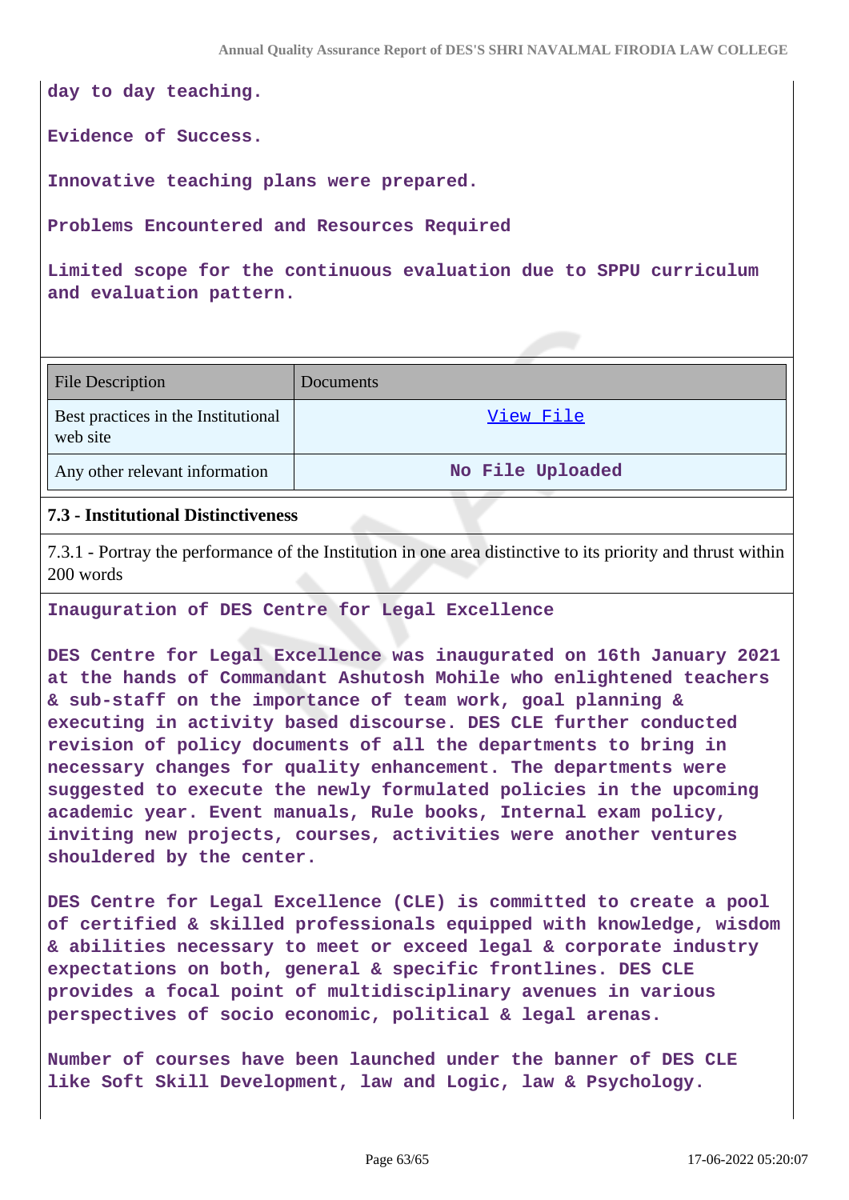day to day teaching.

Evidence of Success.

Innovative teaching plans were prepared.

Problems Encountered and Resources Required

Limited scope for the continuous evaluation due to SPPU curriculum and evaluation pattern.

| File Description | Documents |
| --- | --- |
| Best practices in the Institutional web site | View File |
| Any other relevant information | No File Uploaded |

**7.3 - Institutional Distinctiveness**

7.3.1 - Portray the performance of the Institution in one area distinctive to its priority and thrust within 200 words

Inauguration of DES Centre for Legal Excellence

DES Centre for Legal Excellence was inaugurated on 16th January 2021 at the hands of Commandant Ashutosh Mohile who enlightened teachers & sub-staff on the importance of team work, goal planning & executing in activity based discourse. DES CLE further conducted revision of policy documents of all the departments to bring in necessary changes for quality enhancement. The departments were suggested to execute the newly formulated policies in the upcoming academic year. Event manuals, Rule books, Internal exam policy, inviting new projects, courses, activities were another ventures shouldered by the center.

DES Centre for Legal Excellence (CLE) is committed to create a pool of certified & skilled professionals equipped with knowledge, wisdom & abilities necessary to meet or exceed legal & corporate industry expectations on both, general & specific frontlines. DES CLE provides a focal point of multidisciplinary avenues in various perspectives of socio economic, political & legal arenas.

Number of courses have been launched under the banner of DES CLE like Soft Skill Development, law and Logic, law & Psychology.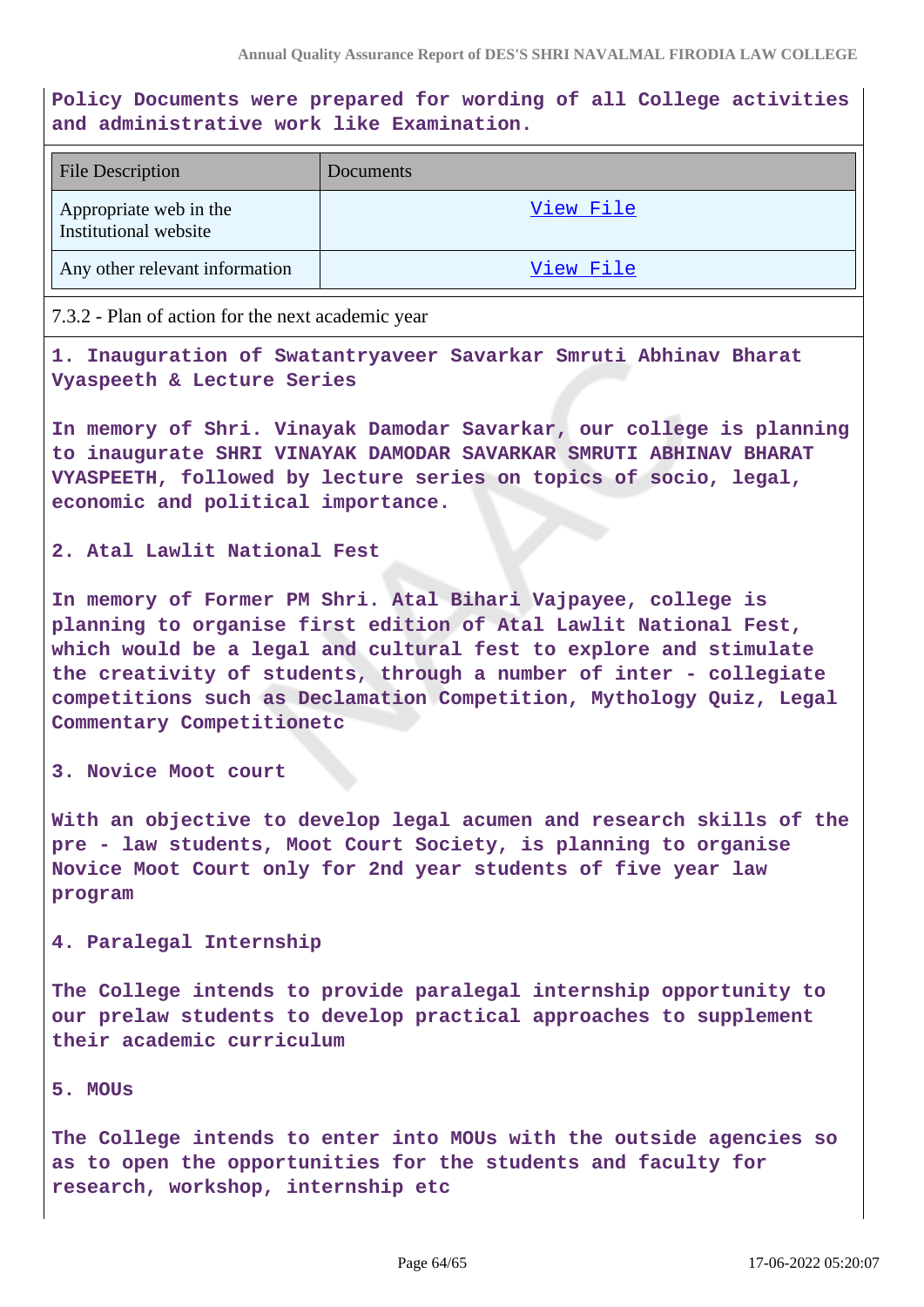**Policy Documents were prepared for wording of all College activities and administrative work like Examination.**

| File Description | Documents |
|---|---|
| Appropriate web in the Institutional website | View File |
| Any other relevant information | View File |

7.3.2 - Plan of action for the next academic year

**1. Inauguration of Swatantryaveer Savarkar Smruti Abhinav Bharat Vyaspeeth & Lecture Series**

**In memory of Shri. Vinayak Damodar Savarkar, our college is planning to inaugurate SHRI VINAYAK DAMODAR SAVARKAR SMRUTI ABHINAV BHARAT VYASPEETH, followed by lecture series on topics of socio, legal, economic and political importance.**

**2. Atal Lawlit National Fest**

**In memory of Former PM Shri. Atal Bihari Vajpayee, college is planning to organise first edition of Atal Lawlit National Fest, which would be a legal and cultural fest to explore and stimulate the creativity of students, through a number of inter - collegiate competitions such as Declamation Competition, Mythology Quiz, Legal Commentary Competitionetc**

**3. Novice Moot court**

**With an objective to develop legal acumen and research skills of the pre - law students, Moot Court Society, is planning to organise Novice Moot Court only for 2nd year students of five year law program**

**4. Paralegal Internship**

**The College intends to provide paralegal internship opportunity to our prelaw students to develop practical approaches to supplement their academic curriculum**

**5. MOUs**

**The College intends to enter into MOUs with the outside agencies so as to open the opportunities for the students and faculty for research, workshop, internship etc**